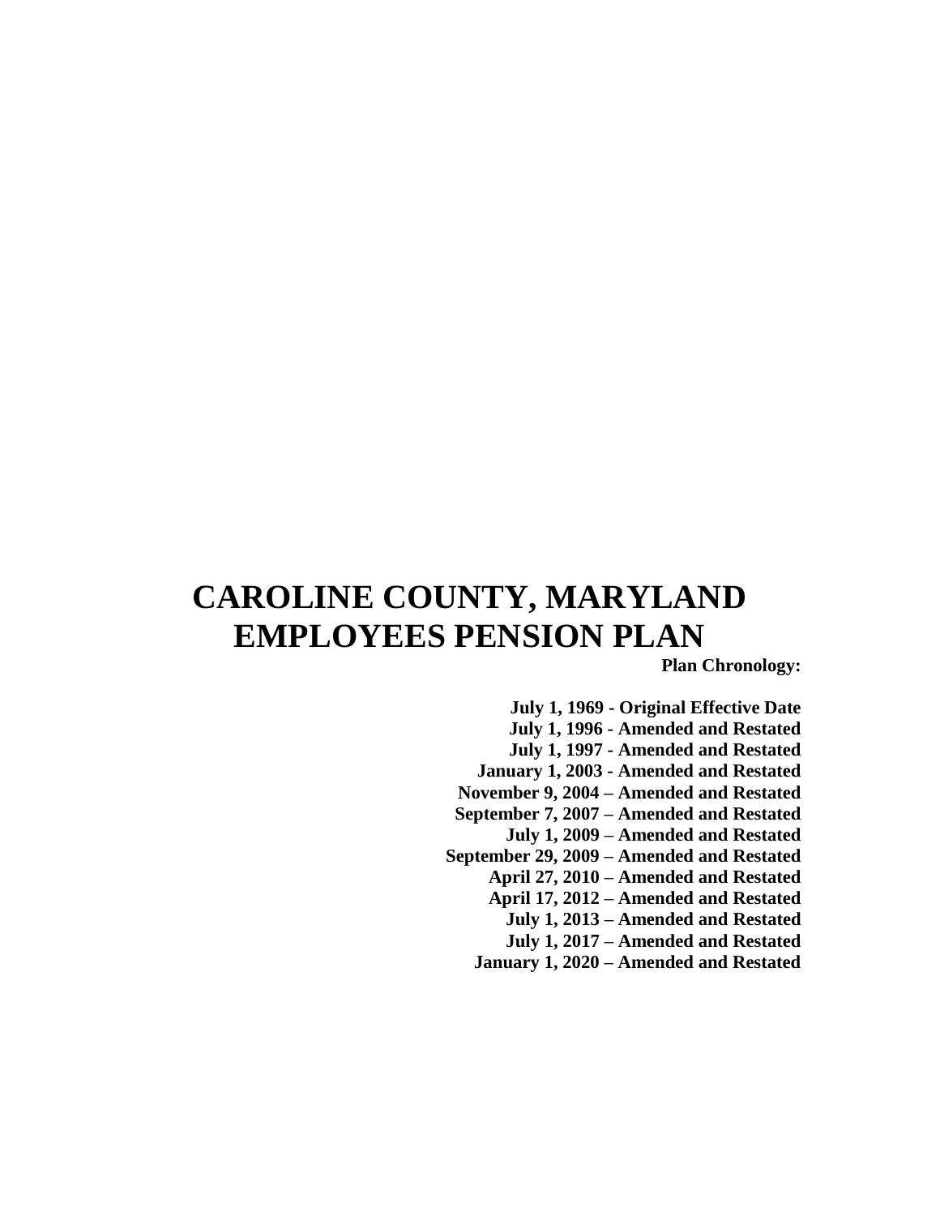# CAROLINE COUNTY, MARYLAND EMPLOYEES PENSION PLAN

**Plan Chronology:**

**July 1, 1969 - Original Effective Date**
**July 1, 1996 - Amended and Restated**
**July 1, 1997 - Amended and Restated**
**January 1, 2003 - Amended and Restated**
**November 9, 2004 – Amended and Restated**
**September 7, 2007 – Amended and Restated**
**July 1, 2009 – Amended and Restated**
**September 29, 2009 – Amended and Restated**
**April 27, 2010 – Amended and Restated**
**April 17, 2012 – Amended and Restated**
**July 1, 2013 – Amended and Restated**
**July 1, 2017 – Amended and Restated**
**January 1, 2020 – Amended and Restated**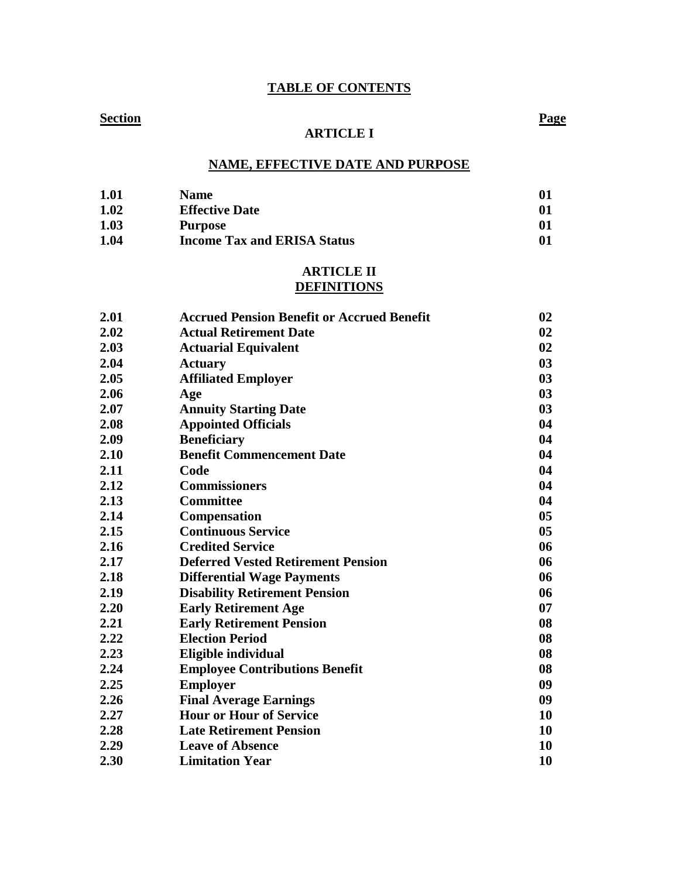# TABLE OF CONTENTS

| Section | | Page |
|---|---|---|
| | **ARTICLE I** | |
| | **NAME, EFFECTIVE DATE AND PURPOSE** | |
| **1.01** | **Name** | **01** |
| **1.02** | **Effective Date** | **01** |
| **1.03** | **Purpose** | **01** |
| **1.04** | **Income Tax and ERISA Status** | **01** |
| | **ARTICLE II** | |
| | **DEFINITIONS** | |
| **2.01** | **Accrued Pension Benefit or Accrued Benefit** | **02** |
| **2.02** | **Actual Retirement Date** | **02** |
| **2.03** | **Actuarial Equivalent** | **02** |
| **2.04** | **Actuary** | **03** |
| **2.05** | **Affiliated Employer** | **03** |
| **2.06** | **Age** | **03** |
| **2.07** | **Annuity Starting Date** | **03** |
| **2.08** | **Appointed Officials** | **04** |
| **2.09** | **Beneficiary** | **04** |
| **2.10** | **Benefit Commencement Date** | **04** |
| **2.11** | **Code** | **04** |
| **2.12** | **Commissioners** | **04** |
| **2.13** | **Committee** | **04** |
| **2.14** | **Compensation** | **05** |
| **2.15** | **Continuous Service** | **05** |
| **2.16** | **Credited Service** | **06** |
| **2.17** | **Deferred Vested Retirement Pension** | **06** |
| **2.18** | **Differential Wage Payments** | **06** |
| **2.19** | **Disability Retirement Pension** | **06** |
| **2.20** | **Early Retirement Age** | **07** |
| **2.21** | **Early Retirement Pension** | **08** |
| **2.22** | **Election Period** | **08** |
| **2.23** | **Eligible individual** | **08** |
| **2.24** | **Employee Contributions Benefit** | **08** |
| **2.25** | **Employer** | **09** |
| **2.26** | **Final Average Earnings** | **09** |
| **2.27** | **Hour or Hour of Service** | **10** |
| **2.28** | **Late Retirement Pension** | **10** |
| **2.29** | **Leave of Absence** | **10** |
| **2.30** | **Limitation Year** | **10** |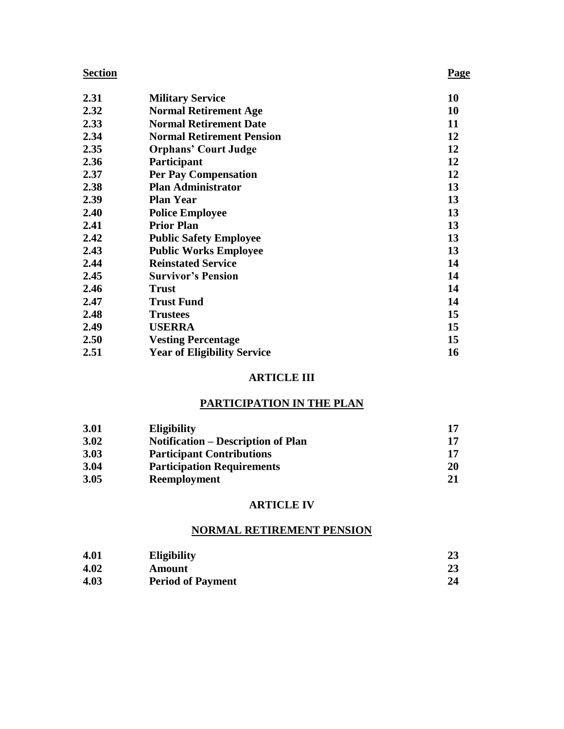| Section | | Page |
|---|---|---|
| 2.31 | **Military Service** | 10 |
| 2.32 | **Normal Retirement Age** | 10 |
| 2.33 | **Normal Retirement Date** | 11 |
| 2.34 | **Normal Retirement Pension** | 12 |
| 2.35 | **Orphans' Court Judge** | 12 |
| 2.36 | **Participant** | 12 |
| 2.37 | **Per Pay Compensation** | 12 |
| 2.38 | **Plan Administrator** | 13 |
| 2.39 | **Plan Year** | 13 |
| 2.40 | **Police Employee** | 13 |
| 2.41 | **Prior Plan** | 13 |
| 2.42 | **Public Safety Employee** | 13 |
| 2.43 | **Public Works Employee** | 13 |
| 2.44 | **Reinstated Service** | 14 |
| 2.45 | **Survivor's Pension** | 14 |
| 2.46 | **Trust** | 14 |
| 2.47 | **Trust Fund** | 14 |
| 2.48 | **Trustees** | 15 |
| 2.49 | **USERRA** | 15 |
| 2.50 | **Vesting Percentage** | 15 |
| 2.51 | **Year of Eligibility Service** | 16 |

## ARTICLE III

## PARTICIPATION IN THE PLAN

| | | |
|---|---|---|
| 3.01 | **Eligibility** | 17 |
| 3.02 | **Notification – Description of Plan** | 17 |
| 3.03 | **Participant Contributions** | 17 |
| 3.04 | **Participation Requirements** | 20 |
| 3.05 | **Reemployment** | 21 |

## ARTICLE IV

## NORMAL RETIREMENT PENSION

| | | |
|---|---|---|
| 4.01 | **Eligibility** | 23 |
| 4.02 | **Amount** | 23 |
| 4.03 | **Period of Payment** | 24 |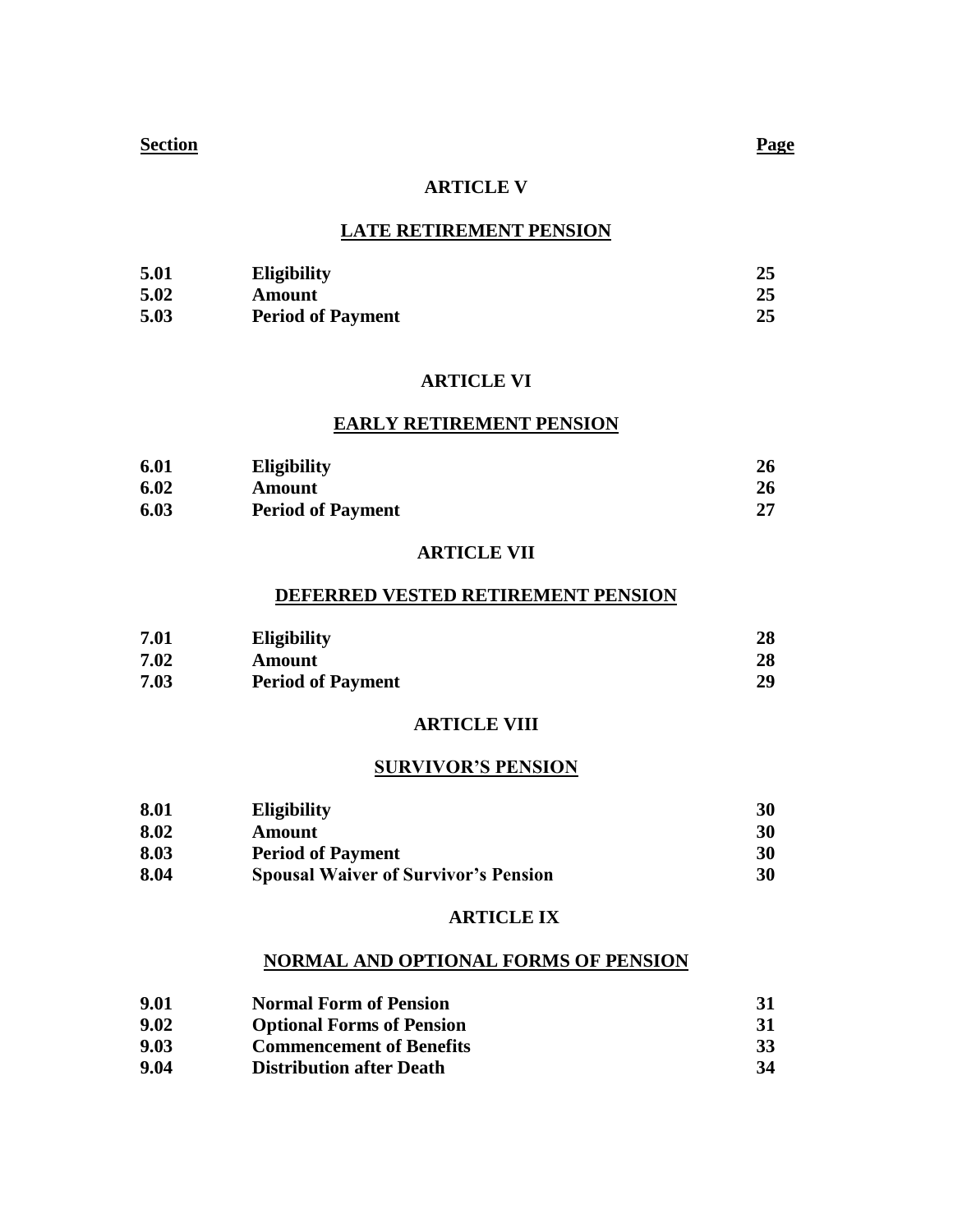| Section | | Page |
|---|---|---|

**ARTICLE V**

**LATE RETIREMENT PENSION**

| | | |
|---|---|---|
| 5.01 | Eligibility | 25 |
| 5.02 | Amount | 25 |
| 5.03 | Period of Payment | 25 |

**ARTICLE VI**

**EARLY RETIREMENT PENSION**

| | | |
|---|---|---|
| 6.01 | Eligibility | 26 |
| 6.02 | Amount | 26 |
| 6.03 | Period of Payment | 27 |

**ARTICLE VII**

**DEFERRED VESTED RETIREMENT PENSION**

| | | |
|---|---|---|
| 7.01 | Eligibility | 28 |
| 7.02 | Amount | 28 |
| 7.03 | Period of Payment | 29 |

**ARTICLE VIII**

**SURVIVOR'S PENSION**

| | | |
|---|---|---|
| 8.01 | Eligibility | 30 |
| 8.02 | Amount | 30 |
| 8.03 | Period of Payment | 30 |
| 8.04 | Spousal Waiver of Survivor's Pension | 30 |

**ARTICLE IX**

**NORMAL AND OPTIONAL FORMS OF PENSION**

| | | |
|---|---|---|
| 9.01 | Normal Form of Pension | 31 |
| 9.02 | Optional Forms of Pension | 31 |
| 9.03 | Commencement of Benefits | 33 |
| 9.04 | Distribution after Death | 34 |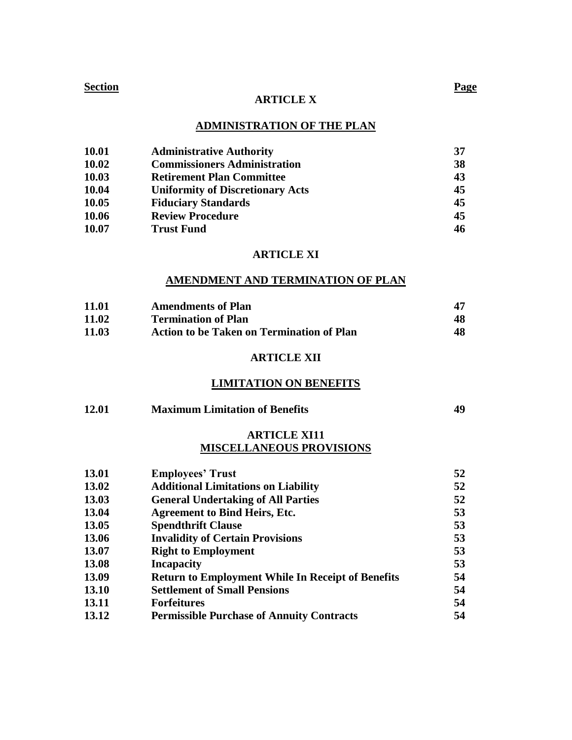| Section | | Page |
|---|---|---|

## ARTICLE X

## ADMINISTRATION OF THE PLAN

| | | |
|---|---|---|
| **10.01** | **Administrative Authority** | **37** |
| **10.02** | **Commissioners Administration** | **38** |
| **10.03** | **Retirement Plan Committee** | **43** |
| **10.04** | **Uniformity of Discretionary Acts** | **45** |
| **10.05** | **Fiduciary Standards** | **45** |
| **10.06** | **Review Procedure** | **45** |
| **10.07** | **Trust Fund** | **46** |

## ARTICLE XI

## AMENDMENT AND TERMINATION OF PLAN

| | | |
|---|---|---|
| **11.01** | **Amendments of Plan** | **47** |
| **11.02** | **Termination of Plan** | **48** |
| **11.03** | **Action to be Taken on Termination of Plan** | **48** |

## ARTICLE XII

## LIMITATION ON BENEFITS

| | | |
|---|---|---|
| **12.01** | **Maximum Limitation of Benefits** | **49** |

## ARTICLE XI11
## MISCELLANEOUS PROVISIONS

| | | |
|---|---|---|
| **13.01** | **Employees' Trust** | **52** |
| **13.02** | **Additional Limitations on Liability** | **52** |
| **13.03** | **General Undertaking of All Parties** | **52** |
| **13.04** | **Agreement to Bind Heirs, Etc.** | **53** |
| **13.05** | **Spendthrift Clause** | **53** |
| **13.06** | **Invalidity of Certain Provisions** | **53** |
| **13.07** | **Right to Employment** | **53** |
| **13.08** | **Incapacity** | **53** |
| **13.09** | **Return to Employment While In Receipt of Benefits** | **54** |
| **13.10** | **Settlement of Small Pensions** | **54** |
| **13.11** | **Forfeitures** | **54** |
| **13.12** | **Permissible Purchase of Annuity Contracts** | **54** |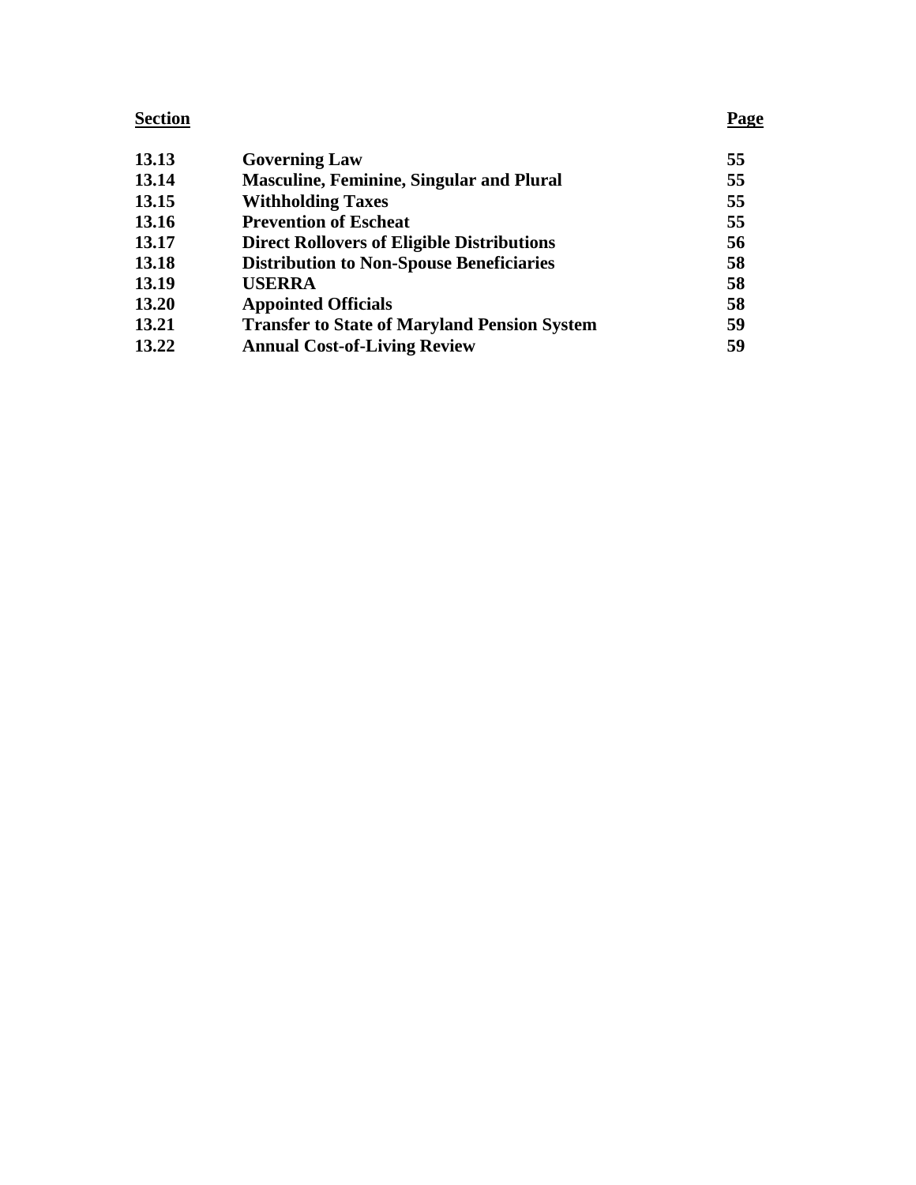| Section | | Page |
|---|---|---|
| **13.13** | **Governing Law** | **55** |
| **13.14** | **Masculine, Feminine, Singular and Plural** | **55** |
| **13.15** | **Withholding Taxes** | **55** |
| **13.16** | **Prevention of Escheat** | **55** |
| **13.17** | **Direct Rollovers of Eligible Distributions** | **56** |
| **13.18** | **Distribution to Non-Spouse Beneficiaries** | **58** |
| **13.19** | **USERRA** | **58** |
| **13.20** | **Appointed Officials** | **58** |
| **13.21** | **Transfer to State of Maryland Pension System** | **59** |
| **13.22** | **Annual Cost-of-Living Review** | **59** |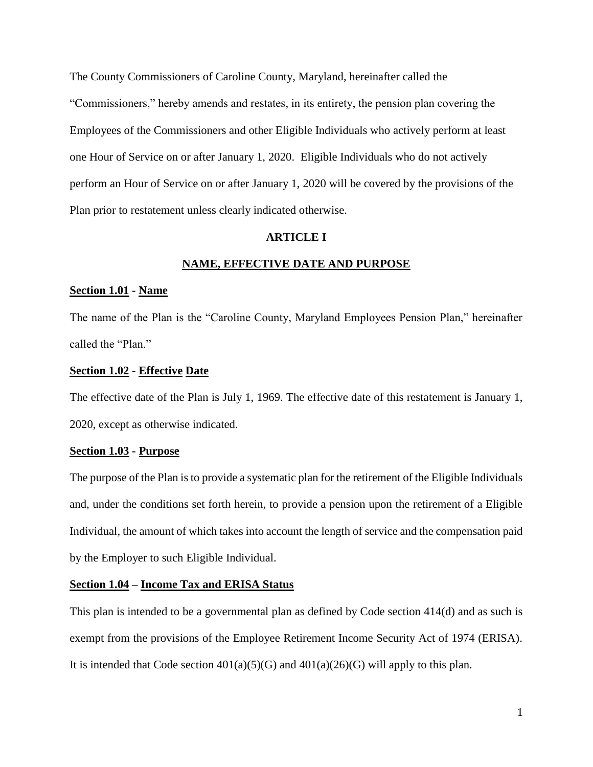The County Commissioners of Caroline County, Maryland, hereinafter called the "Commissioners," hereby amends and restates, in its entirety, the pension plan covering the Employees of the Commissioners and other Eligible Individuals who actively perform at least one Hour of Service on or after January 1, 2020. Eligible Individuals who do not actively perform an Hour of Service on or after January 1, 2020 will be covered by the provisions of the Plan prior to restatement unless clearly indicated otherwise.

## ARTICLE I

## NAME, EFFECTIVE DATE AND PURPOSE

### Section 1.01 - Name

The name of the Plan is the "Caroline County, Maryland Employees Pension Plan," hereinafter called the "Plan."

### Section 1.02 - Effective Date

The effective date of the Plan is July 1, 1969. The effective date of this restatement is January 1, 2020, except as otherwise indicated.

### Section 1.03 - Purpose

The purpose of the Plan is to provide a systematic plan for the retirement of the Eligible Individuals and, under the conditions set forth herein, to provide a pension upon the retirement of a Eligible Individual, the amount of which takes into account the length of service and the compensation paid by the Employer to such Eligible Individual.

### Section 1.04 – Income Tax and ERISA Status

This plan is intended to be a governmental plan as defined by Code section 414(d) and as such is exempt from the provisions of the Employee Retirement Income Security Act of 1974 (ERISA). It is intended that Code section 401(a)(5)(G) and 401(a)(26)(G) will apply to this plan.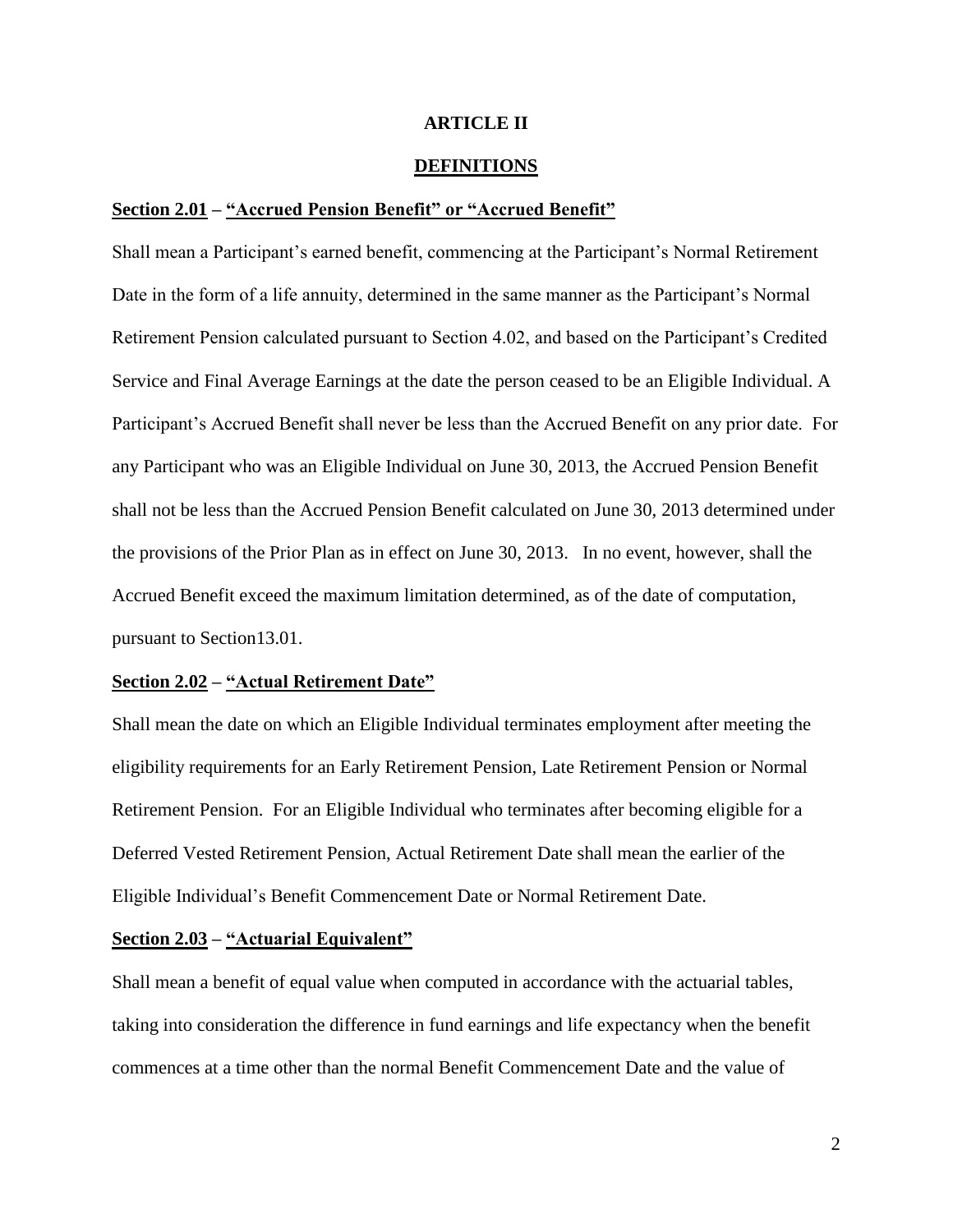# ARTICLE II

## DEFINITIONS

**Section 2.01 – "Accrued Pension Benefit" or "Accrued Benefit"**

Shall mean a Participant's earned benefit, commencing at the Participant's Normal Retirement Date in the form of a life annuity, determined in the same manner as the Participant's Normal Retirement Pension calculated pursuant to Section 4.02, and based on the Participant's Credited Service and Final Average Earnings at the date the person ceased to be an Eligible Individual. A Participant's Accrued Benefit shall never be less than the Accrued Benefit on any prior date. For any Participant who was an Eligible Individual on June 30, 2013, the Accrued Pension Benefit shall not be less than the Accrued Pension Benefit calculated on June 30, 2013 determined under the provisions of the Prior Plan as in effect on June 30, 2013. In no event, however, shall the Accrued Benefit exceed the maximum limitation determined, as of the date of computation, pursuant to Section13.01.

**Section 2.02 – "Actual Retirement Date"**

Shall mean the date on which an Eligible Individual terminates employment after meeting the eligibility requirements for an Early Retirement Pension, Late Retirement Pension or Normal Retirement Pension. For an Eligible Individual who terminates after becoming eligible for a Deferred Vested Retirement Pension, Actual Retirement Date shall mean the earlier of the Eligible Individual's Benefit Commencement Date or Normal Retirement Date.

**Section 2.03 – "Actuarial Equivalent"**

Shall mean a benefit of equal value when computed in accordance with the actuarial tables, taking into consideration the difference in fund earnings and life expectancy when the benefit commences at a time other than the normal Benefit Commencement Date and the value of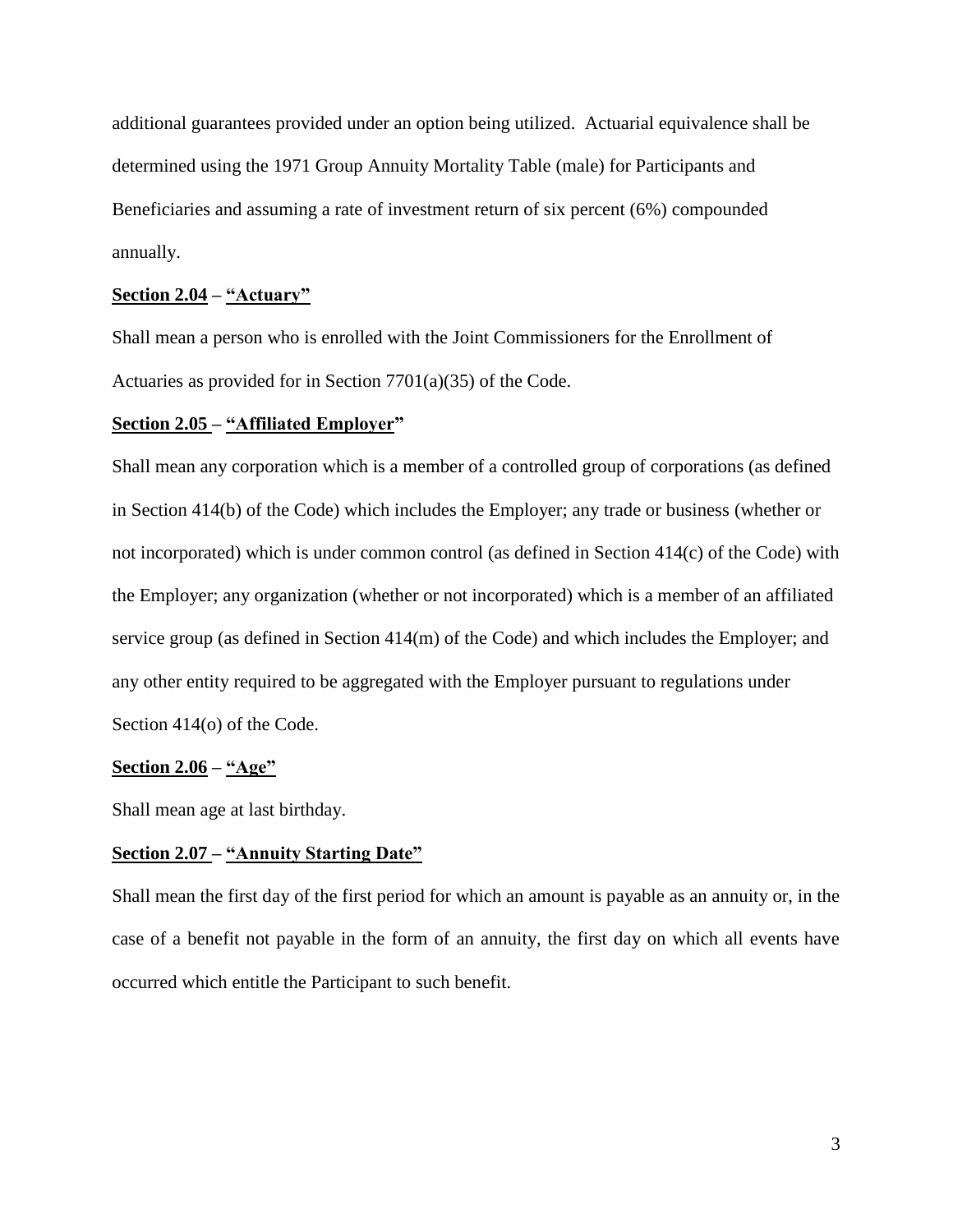additional guarantees provided under an option being utilized. Actuarial equivalence shall be determined using the 1971 Group Annuity Mortality Table (male) for Participants and Beneficiaries and assuming a rate of investment return of six percent (6%) compounded annually.

**<u>Section 2.04</u> – <u>"Actuary"</u>**

Shall mean a person who is enrolled with the Joint Commissioners for the Enrollment of Actuaries as provided for in Section 7701(a)(35) of the Code.

**<u>Section 2.05</u> – <u>"Affiliated Employer"</u>**

Shall mean any corporation which is a member of a controlled group of corporations (as defined in Section 414(b) of the Code) which includes the Employer; any trade or business (whether or not incorporated) which is under common control (as defined in Section 414(c) of the Code) with the Employer; any organization (whether or not incorporated) which is a member of an affiliated service group (as defined in Section 414(m) of the Code) and which includes the Employer; and any other entity required to be aggregated with the Employer pursuant to regulations under Section 414(o) of the Code.

**<u>Section 2.06</u> – <u>"Age"</u>**

Shall mean age at last birthday.

**<u>Section 2.07</u> – <u>"Annuity Starting Date"</u>**

Shall mean the first day of the first period for which an amount is payable as an annuity or, in the case of a benefit not payable in the form of an annuity, the first day on which all events have occurred which entitle the Participant to such benefit.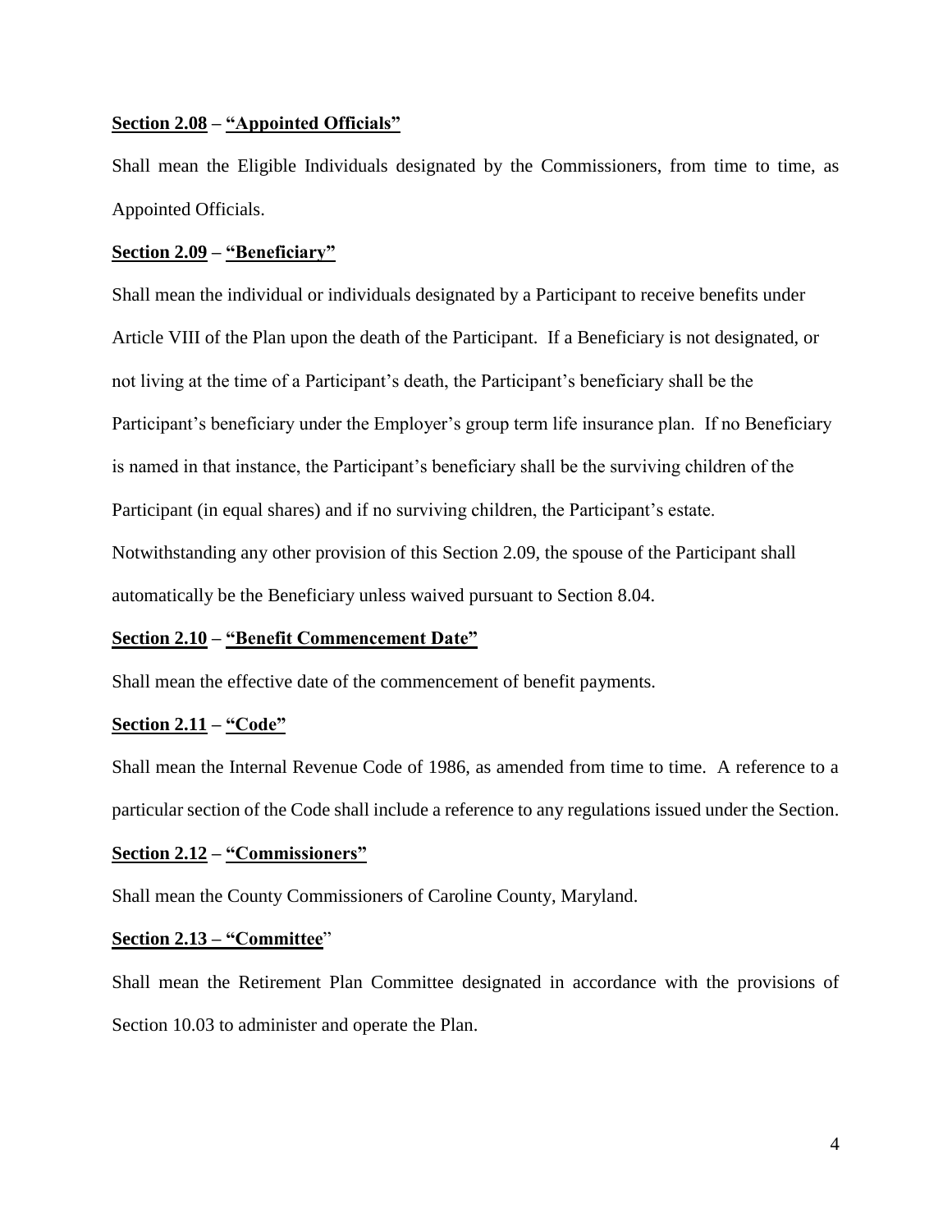**<u>Section 2.08</u> – <u>"Appointed Officials"</u>**

Shall mean the Eligible Individuals designated by the Commissioners, from time to time, as Appointed Officials.

**<u>Section 2.09</u> – <u>"Beneficiary"</u>**

Shall mean the individual or individuals designated by a Participant to receive benefits under Article VIII of the Plan upon the death of the Participant. If a Beneficiary is not designated, or not living at the time of a Participant's death, the Participant's beneficiary shall be the Participant's beneficiary under the Employer's group term life insurance plan. If no Beneficiary is named in that instance, the Participant's beneficiary shall be the surviving children of the Participant (in equal shares) and if no surviving children, the Participant's estate. Notwithstanding any other provision of this Section 2.09, the spouse of the Participant shall automatically be the Beneficiary unless waived pursuant to Section 8.04.

**<u>Section 2.10</u> – <u>"Benefit Commencement Date"</u>**

Shall mean the effective date of the commencement of benefit payments.

**<u>Section 2.11</u> – <u>"Code"</u>**

Shall mean the Internal Revenue Code of 1986, as amended from time to time. A reference to a particular section of the Code shall include a reference to any regulations issued under the Section.

**<u>Section 2.12</u> – <u>"Commissioners"</u>**

Shall mean the County Commissioners of Caroline County, Maryland.

**<u>Section 2.13 – "Committee</u>"**

Shall mean the Retirement Plan Committee designated in accordance with the provisions of Section 10.03 to administer and operate the Plan.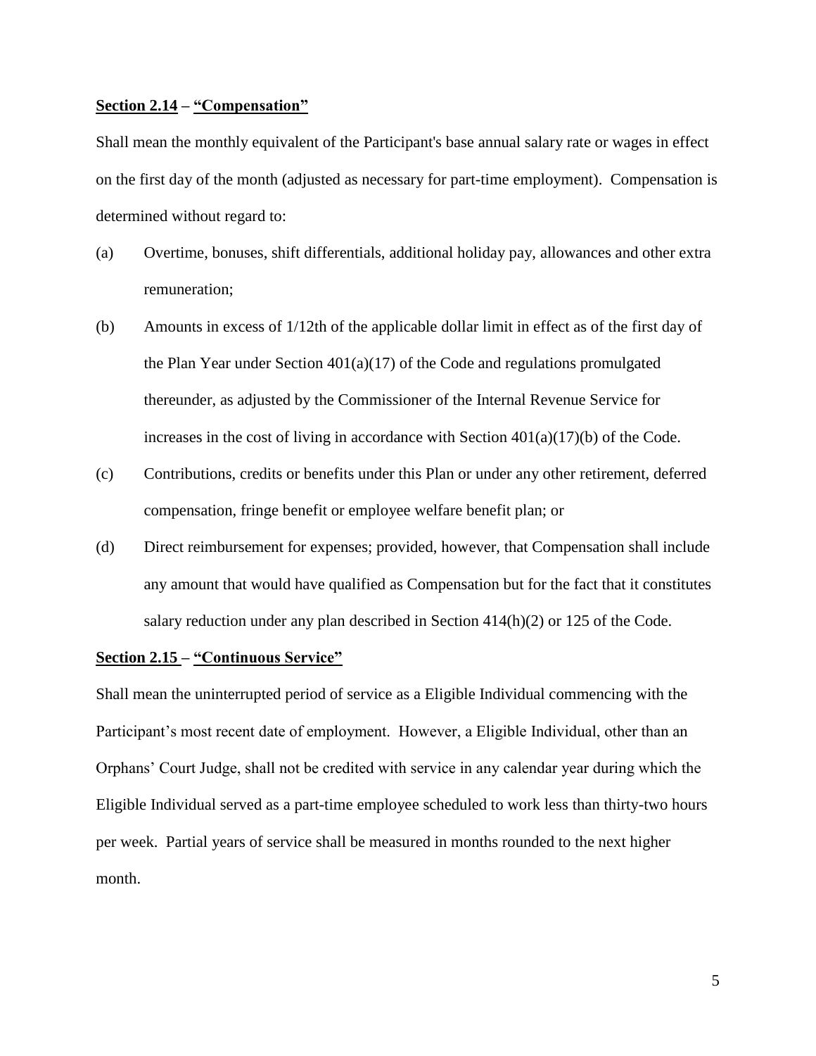**Section 2.14 – "Compensation"**

Shall mean the monthly equivalent of the Participant's base annual salary rate or wages in effect on the first day of the month (adjusted as necessary for part-time employment). Compensation is determined without regard to:

(a) Overtime, bonuses, shift differentials, additional holiday pay, allowances and other extra remuneration;

(b) Amounts in excess of 1/12th of the applicable dollar limit in effect as of the first day of the Plan Year under Section 401(a)(17) of the Code and regulations promulgated thereunder, as adjusted by the Commissioner of the Internal Revenue Service for increases in the cost of living in accordance with Section 401(a)(17)(b) of the Code.

(c) Contributions, credits or benefits under this Plan or under any other retirement, deferred compensation, fringe benefit or employee welfare benefit plan; or

(d) Direct reimbursement for expenses; provided, however, that Compensation shall include any amount that would have qualified as Compensation but for the fact that it constitutes salary reduction under any plan described in Section 414(h)(2) or 125 of the Code.

**Section 2.15 – "Continuous Service"**

Shall mean the uninterrupted period of service as a Eligible Individual commencing with the Participant's most recent date of employment. However, a Eligible Individual, other than an Orphans' Court Judge, shall not be credited with service in any calendar year during which the Eligible Individual served as a part-time employee scheduled to work less than thirty-two hours per week. Partial years of service shall be measured in months rounded to the next higher month.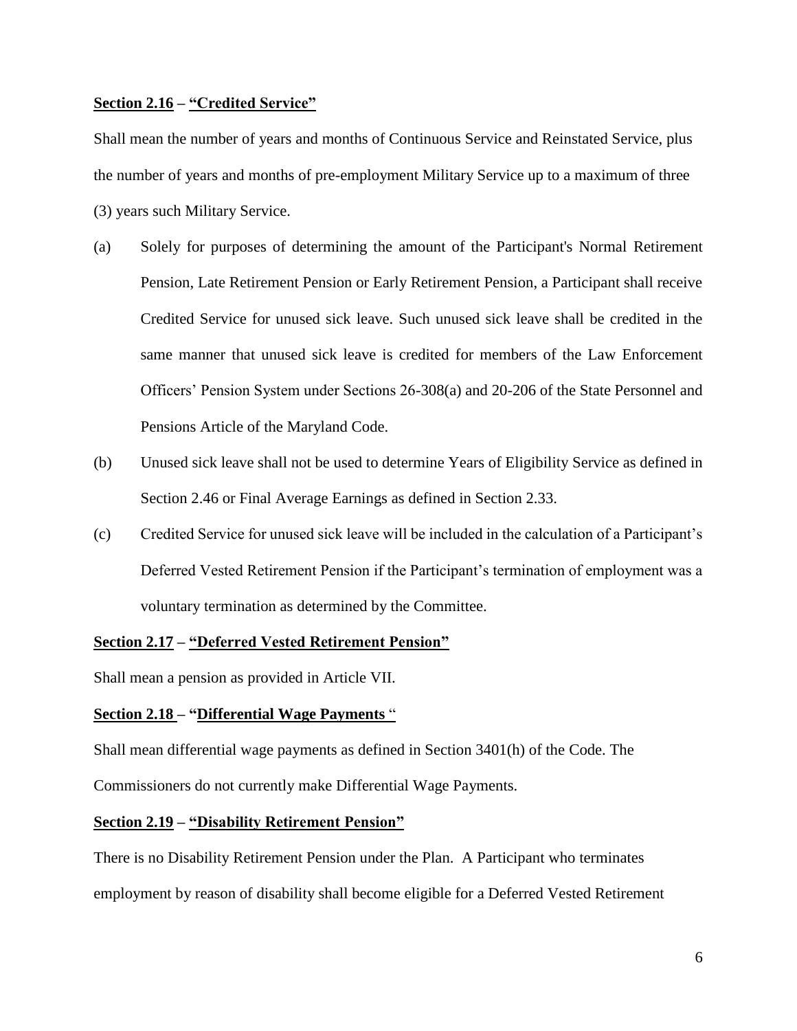**<u>Section 2.16</u> – <u>"Credited Service"</u>**

Shall mean the number of years and months of Continuous Service and Reinstated Service, plus the number of years and months of pre-employment Military Service up to a maximum of three (3) years such Military Service.

(a) Solely for purposes of determining the amount of the Participant's Normal Retirement Pension, Late Retirement Pension or Early Retirement Pension, a Participant shall receive Credited Service for unused sick leave. Such unused sick leave shall be credited in the same manner that unused sick leave is credited for members of the Law Enforcement Officers' Pension System under Sections 26-308(a) and 20-206 of the State Personnel and Pensions Article of the Maryland Code.

(b) Unused sick leave shall not be used to determine Years of Eligibility Service as defined in Section 2.46 or Final Average Earnings as defined in Section 2.33.

(c) Credited Service for unused sick leave will be included in the calculation of a Participant's Deferred Vested Retirement Pension if the Participant's termination of employment was a voluntary termination as determined by the Committee.

**<u>Section 2.17</u> – <u>"Deferred Vested Retirement Pension"</u>**

Shall mean a pension as provided in Article VII.

**<u>Section 2.18</u> – "<u>Differential Wage Payments</u> "**

Shall mean differential wage payments as defined in Section 3401(h) of the Code. The Commissioners do not currently make Differential Wage Payments.

**<u>Section 2.19</u> – <u>"Disability Retirement Pension"</u>**

There is no Disability Retirement Pension under the Plan. A Participant who terminates employment by reason of disability shall become eligible for a Deferred Vested Retirement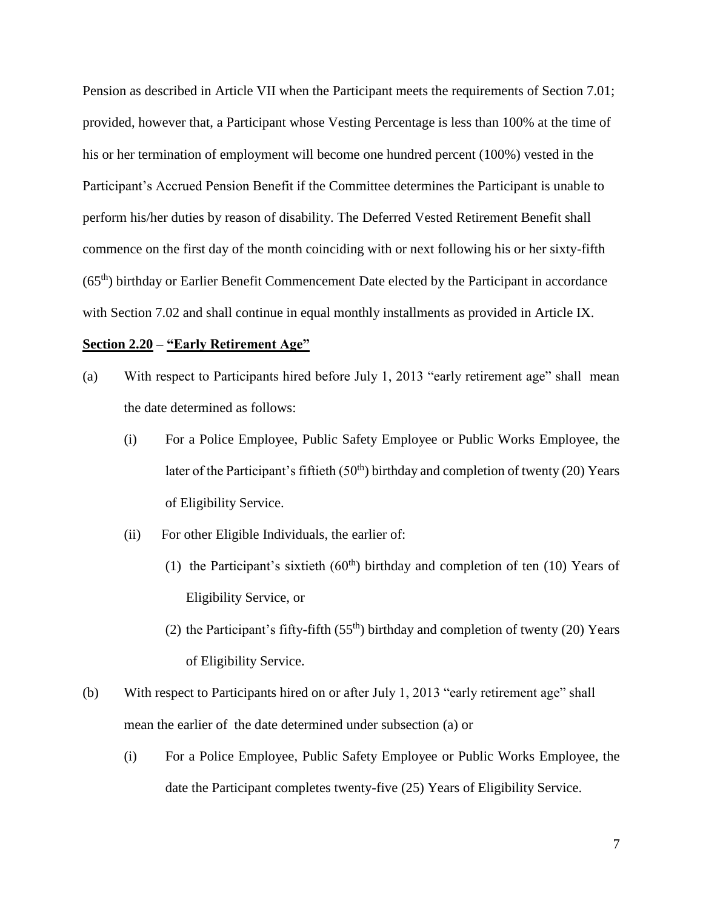Pension as described in Article VII when the Participant meets the requirements of Section 7.01; provided, however that, a Participant whose Vesting Percentage is less than 100% at the time of his or her termination of employment will become one hundred percent (100%) vested in the Participant's Accrued Pension Benefit if the Committee determines the Participant is unable to perform his/her duties by reason of disability. The Deferred Vested Retirement Benefit shall commence on the first day of the month coinciding with or next following his or her sixty-fifth (65th) birthday or Earlier Benefit Commencement Date elected by the Participant in accordance with Section 7.02 and shall continue in equal monthly installments as provided in Article IX.

**Section 2.20 – "Early Retirement Age"**

(a) With respect to Participants hired before July 1, 2013 "early retirement age" shall mean the date determined as follows:

(i) For a Police Employee, Public Safety Employee or Public Works Employee, the later of the Participant's fiftieth (50th) birthday and completion of twenty (20) Years of Eligibility Service.

(ii) For other Eligible Individuals, the earlier of:

(1) the Participant's sixtieth (60th) birthday and completion of ten (10) Years of Eligibility Service, or

(2) the Participant's fifty-fifth (55th) birthday and completion of twenty (20) Years of Eligibility Service.

(b) With respect to Participants hired on or after July 1, 2013 "early retirement age" shall mean the earlier of the date determined under subsection (a) or

(i) For a Police Employee, Public Safety Employee or Public Works Employee, the date the Participant completes twenty-five (25) Years of Eligibility Service.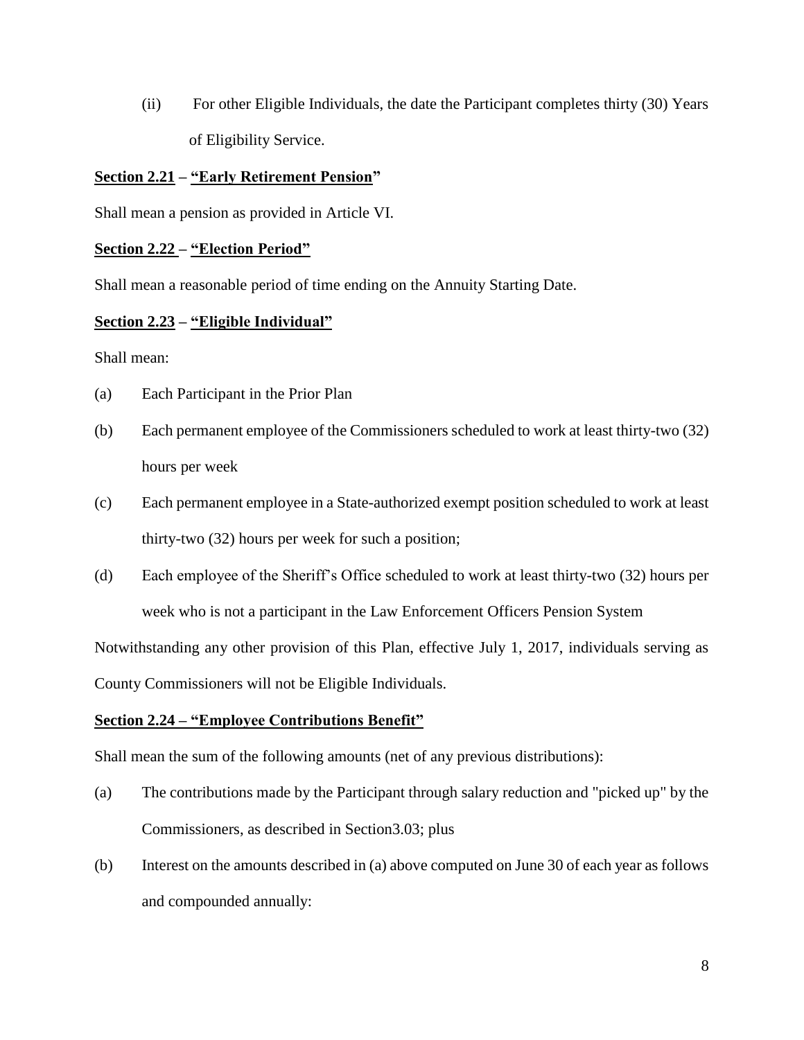(ii) For other Eligible Individuals, the date the Participant completes thirty (30) Years of Eligibility Service.

**Section 2.21 – "Early Retirement Pension"**

Shall mean a pension as provided in Article VI.

**Section 2.22 – "Election Period"**

Shall mean a reasonable period of time ending on the Annuity Starting Date.

**Section 2.23 – "Eligible Individual"**

Shall mean:

(a) Each Participant in the Prior Plan

(b) Each permanent employee of the Commissioners scheduled to work at least thirty-two (32) hours per week

(c) Each permanent employee in a State-authorized exempt position scheduled to work at least thirty-two (32) hours per week for such a position;

(d) Each employee of the Sheriff's Office scheduled to work at least thirty-two (32) hours per week who is not a participant in the Law Enforcement Officers Pension System

Notwithstanding any other provision of this Plan, effective July 1, 2017, individuals serving as County Commissioners will not be Eligible Individuals.

**Section 2.24 – "Employee Contributions Benefit"**

Shall mean the sum of the following amounts (net of any previous distributions):

(a) The contributions made by the Participant through salary reduction and "picked up" by the Commissioners, as described in Section3.03; plus

(b) Interest on the amounts described in (a) above computed on June 30 of each year as follows and compounded annually: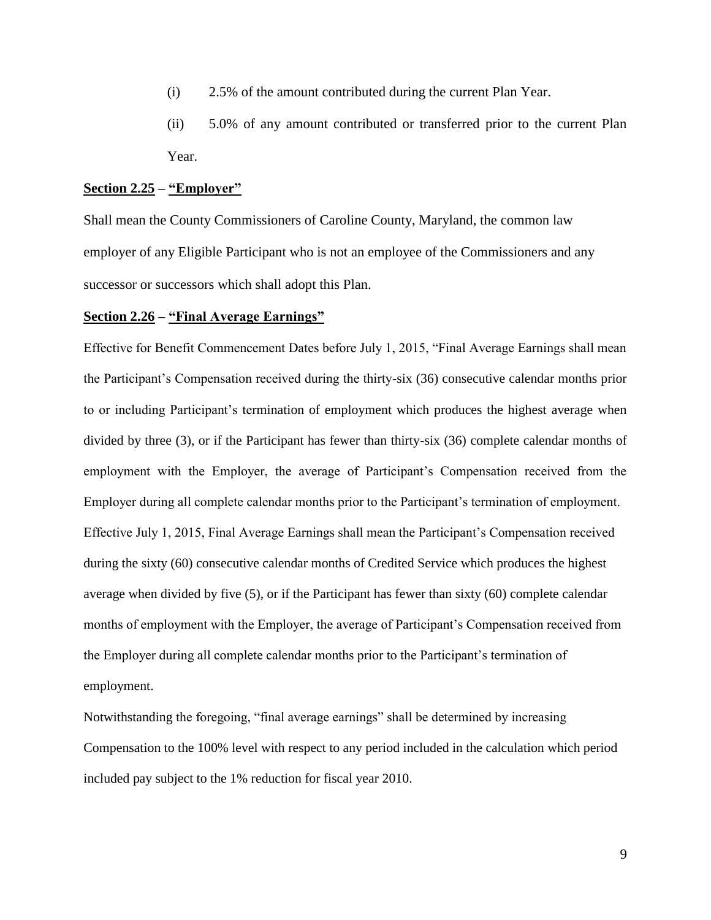(i) 2.5% of the amount contributed during the current Plan Year.

(ii) 5.0% of any amount contributed or transferred prior to the current Plan Year.

**Section 2.25 – "Employer"**

Shall mean the County Commissioners of Caroline County, Maryland, the common law employer of any Eligible Participant who is not an employee of the Commissioners and any successor or successors which shall adopt this Plan.

**Section 2.26 – "Final Average Earnings"**

Effective for Benefit Commencement Dates before July 1, 2015, "Final Average Earnings shall mean the Participant's Compensation received during the thirty-six (36) consecutive calendar months prior to or including Participant's termination of employment which produces the highest average when divided by three (3), or if the Participant has fewer than thirty-six (36) complete calendar months of employment with the Employer, the average of Participant's Compensation received from the Employer during all complete calendar months prior to the Participant's termination of employment. Effective July 1, 2015, Final Average Earnings shall mean the Participant's Compensation received during the sixty (60) consecutive calendar months of Credited Service which produces the highest average when divided by five (5), or if the Participant has fewer than sixty (60) complete calendar months of employment with the Employer, the average of Participant's Compensation received from the Employer during all complete calendar months prior to the Participant's termination of employment.

Notwithstanding the foregoing, "final average earnings" shall be determined by increasing Compensation to the 100% level with respect to any period included in the calculation which period included pay subject to the 1% reduction for fiscal year 2010.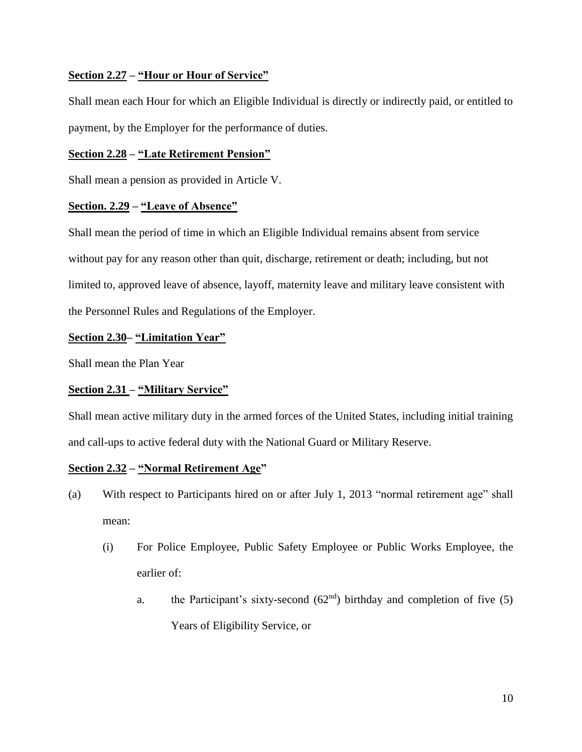**Section 2.27 – "Hour or Hour of Service"**

Shall mean each Hour for which an Eligible Individual is directly or indirectly paid, or entitled to payment, by the Employer for the performance of duties.

**Section 2.28 – "Late Retirement Pension"**

Shall mean a pension as provided in Article V.

**Section. 2.29 – "Leave of Absence"**

Shall mean the period of time in which an Eligible Individual remains absent from service without pay for any reason other than quit, discharge, retirement or death; including, but not limited to, approved leave of absence, layoff, maternity leave and military leave consistent with the Personnel Rules and Regulations of the Employer.

**Section 2.30– "Limitation Year"**

Shall mean the Plan Year

**Section 2.31 – "Military Service"**

Shall mean active military duty in the armed forces of the United States, including initial training and call-ups to active federal duty with the National Guard or Military Reserve.

**Section 2.32 – "Normal Retirement Age"**

(a) With respect to Participants hired on or after July 1, 2013 "normal retirement age" shall mean:

   (i) For Police Employee, Public Safety Employee or Public Works Employee, the earlier of:

      a. the Participant's sixty-second (62nd) birthday and completion of five (5) Years of Eligibility Service, or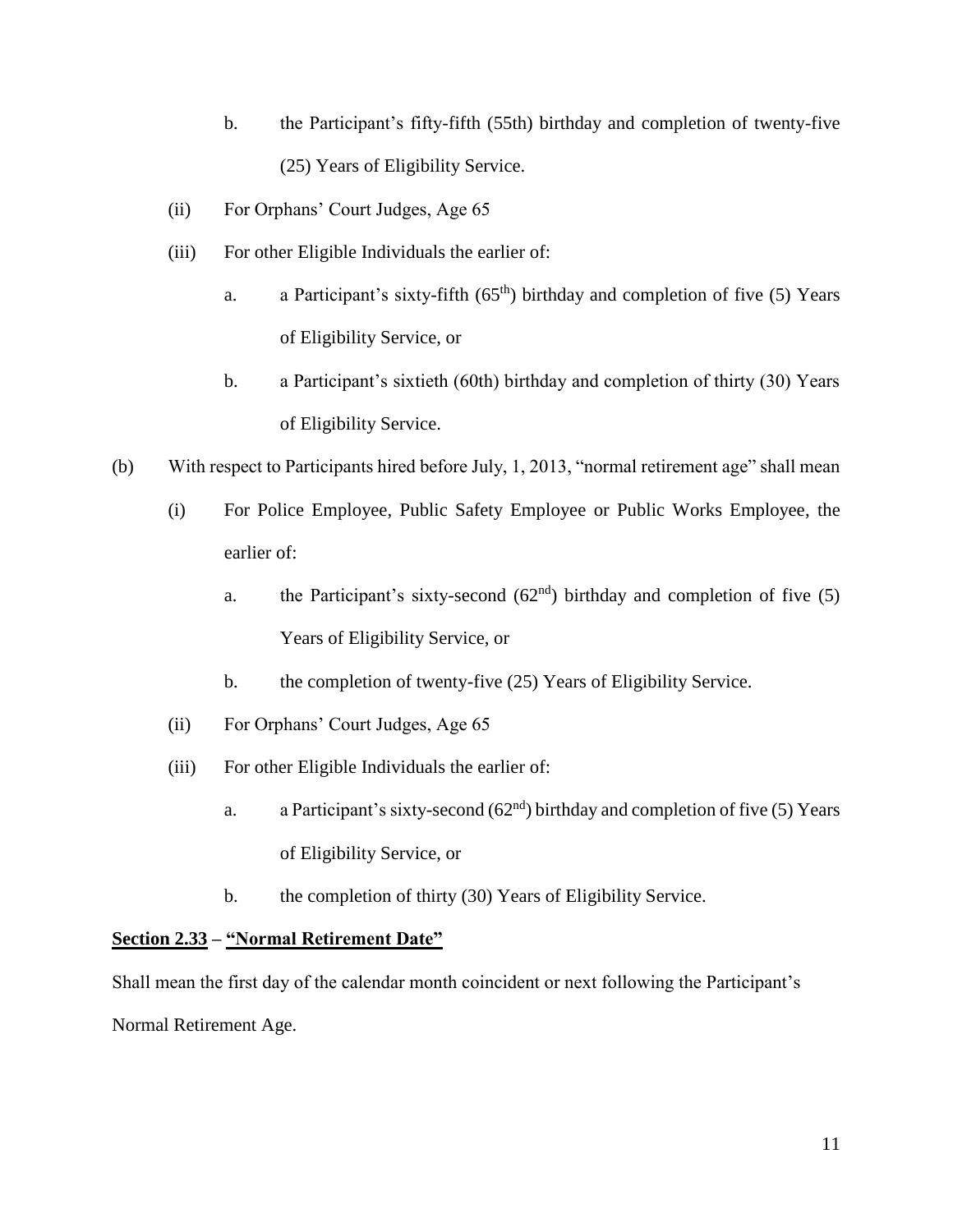b. the Participant's fifty-fifth (55th) birthday and completion of twenty-five (25) Years of Eligibility Service.

  (ii) For Orphans' Court Judges, Age 65

  (iii) For other Eligible Individuals the earlier of:

    a. a Participant's sixty-fifth (65th) birthday and completion of five (5) Years of Eligibility Service, or

    b. a Participant's sixtieth (60th) birthday and completion of thirty (30) Years of Eligibility Service.

(b) With respect to Participants hired before July, 1, 2013, "normal retirement age" shall mean

  (i) For Police Employee, Public Safety Employee or Public Works Employee, the earlier of:

    a. the Participant's sixty-second (62nd) birthday and completion of five (5) Years of Eligibility Service, or

    b. the completion of twenty-five (25) Years of Eligibility Service.

  (ii) For Orphans' Court Judges, Age 65

  (iii) For other Eligible Individuals the earlier of:

    a. a Participant's sixty-second (62nd) birthday and completion of five (5) Years of Eligibility Service, or

    b. the completion of thirty (30) Years of Eligibility Service.

**Section 2.33 – "Normal Retirement Date"**

Shall mean the first day of the calendar month coincident or next following the Participant's Normal Retirement Age.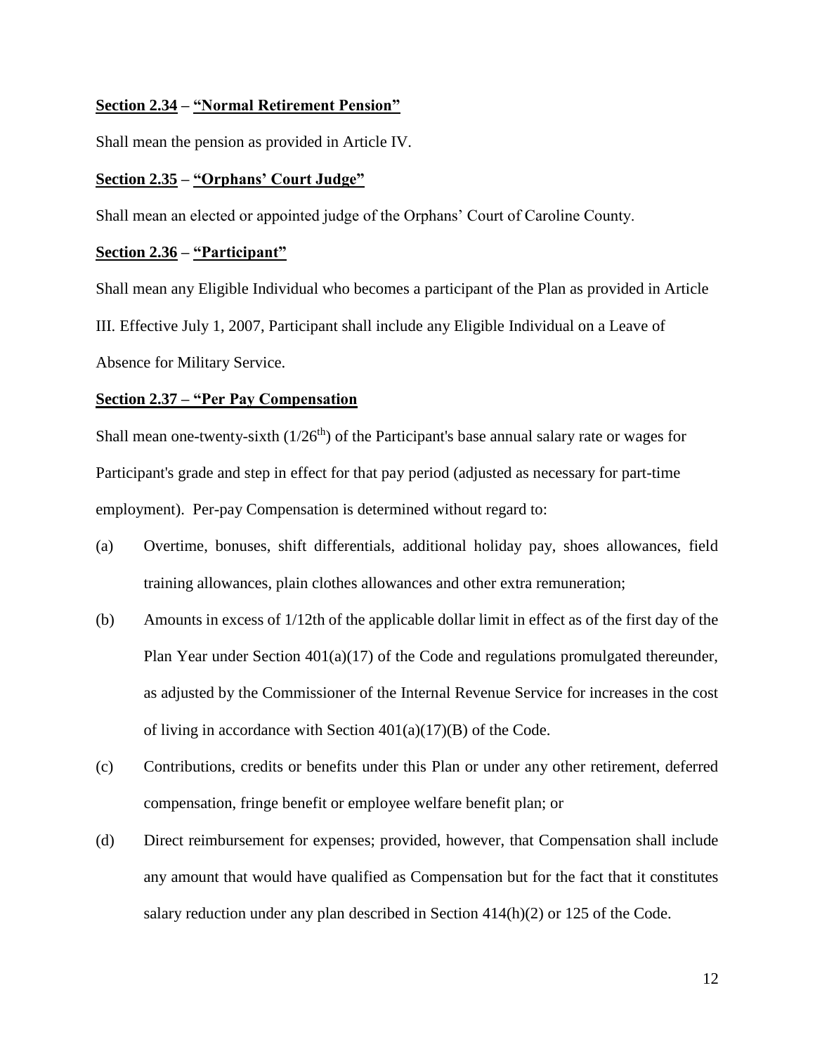**Section 2.34 – "Normal Retirement Pension"**

Shall mean the pension as provided in Article IV.

**Section 2.35 – "Orphans' Court Judge"**

Shall mean an elected or appointed judge of the Orphans' Court of Caroline County.

**Section 2.36 – "Participant"**

Shall mean any Eligible Individual who becomes a participant of the Plan as provided in Article III. Effective July 1, 2007, Participant shall include any Eligible Individual on a Leave of Absence for Military Service.

**Section 2.37 – "Per Pay Compensation**

Shall mean one-twenty-sixth ($1/26^{th}$) of the Participant's base annual salary rate or wages for Participant's grade and step in effect for that pay period (adjusted as necessary for part-time employment). Per-pay Compensation is determined without regard to:

(a) Overtime, bonuses, shift differentials, additional holiday pay, shoes allowances, field training allowances, plain clothes allowances and other extra remuneration;

(b) Amounts in excess of 1/12th of the applicable dollar limit in effect as of the first day of the Plan Year under Section 401(a)(17) of the Code and regulations promulgated thereunder, as adjusted by the Commissioner of the Internal Revenue Service for increases in the cost of living in accordance with Section 401(a)(17)(B) of the Code.

(c) Contributions, credits or benefits under this Plan or under any other retirement, deferred compensation, fringe benefit or employee welfare benefit plan; or

(d) Direct reimbursement for expenses; provided, however, that Compensation shall include any amount that would have qualified as Compensation but for the fact that it constitutes salary reduction under any plan described in Section 414(h)(2) or 125 of the Code.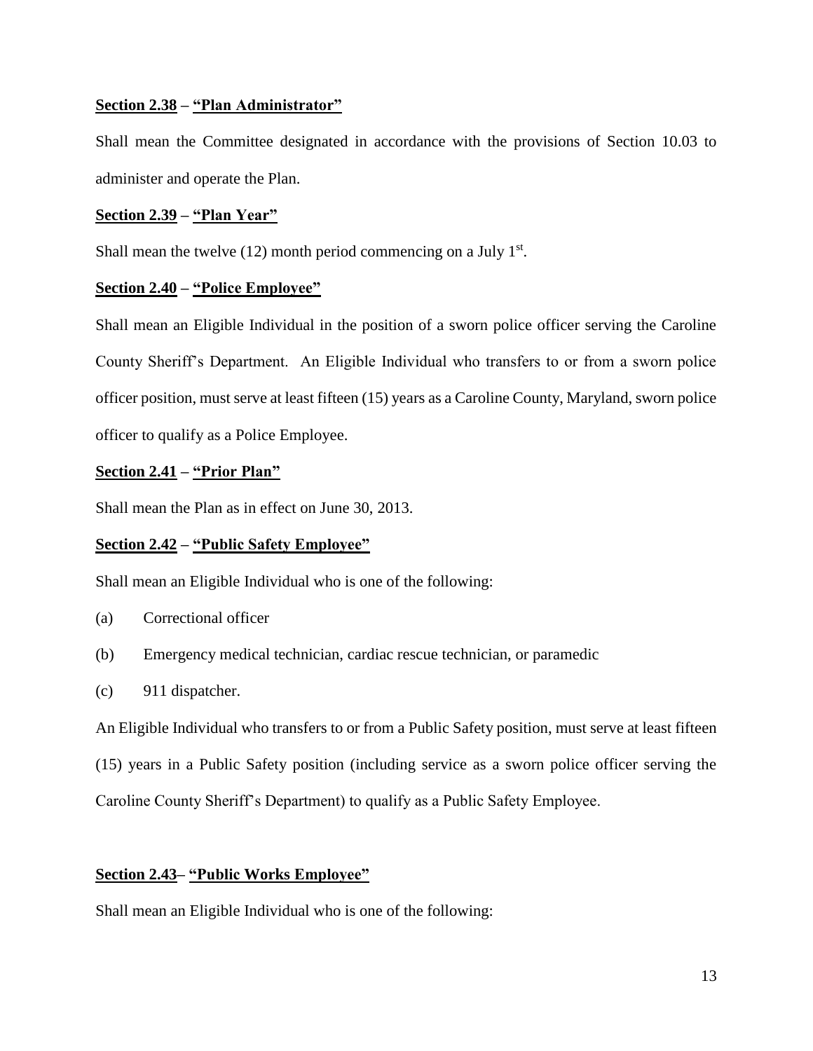**Section 2.38 – "Plan Administrator"**

Shall mean the Committee designated in accordance with the provisions of Section 10.03 to administer and operate the Plan.

**Section 2.39 – "Plan Year"**

Shall mean the twelve (12) month period commencing on a July 1st.

**Section 2.40 – "Police Employee"**

Shall mean an Eligible Individual in the position of a sworn police officer serving the Caroline County Sheriff's Department. An Eligible Individual who transfers to or from a sworn police officer position, must serve at least fifteen (15) years as a Caroline County, Maryland, sworn police officer to qualify as a Police Employee.

**Section 2.41 – "Prior Plan"**

Shall mean the Plan as in effect on June 30, 2013.

**Section 2.42 – "Public Safety Employee"**

Shall mean an Eligible Individual who is one of the following:

(a) Correctional officer

(b) Emergency medical technician, cardiac rescue technician, or paramedic

(c) 911 dispatcher.

An Eligible Individual who transfers to or from a Public Safety position, must serve at least fifteen (15) years in a Public Safety position (including service as a sworn police officer serving the Caroline County Sheriff's Department) to qualify as a Public Safety Employee.

**Section 2.43– "Public Works Employee"**

Shall mean an Eligible Individual who is one of the following: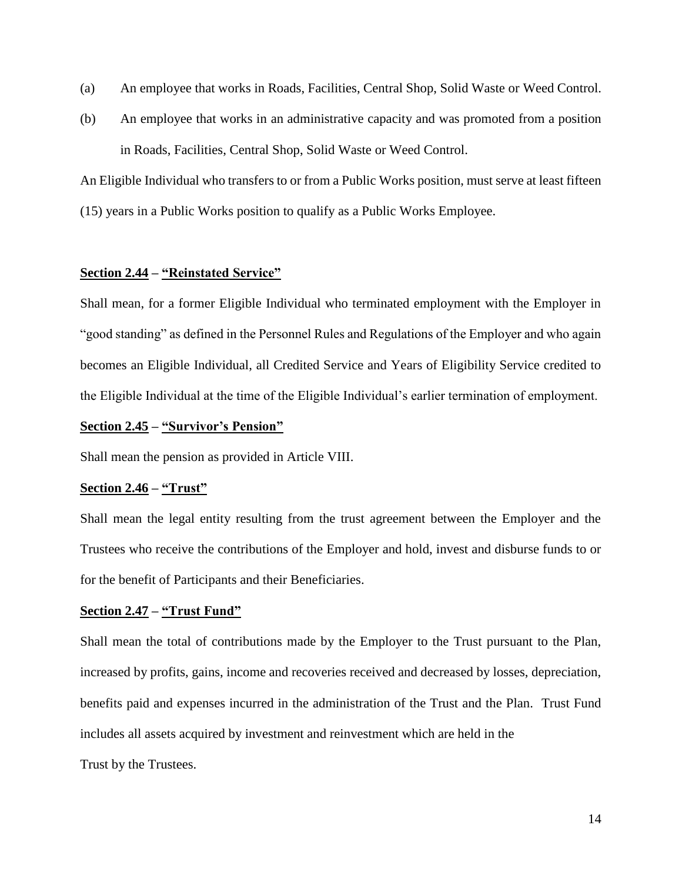(a) An employee that works in Roads, Facilities, Central Shop, Solid Waste or Weed Control.

(b) An employee that works in an administrative capacity and was promoted from a position in Roads, Facilities, Central Shop, Solid Waste or Weed Control.

An Eligible Individual who transfers to or from a Public Works position, must serve at least fifteen (15) years in a Public Works position to qualify as a Public Works Employee.

**<u>Section 2.44</u> – <u>"Reinstated Service"</u>**

Shall mean, for a former Eligible Individual who terminated employment with the Employer in "good standing" as defined in the Personnel Rules and Regulations of the Employer and who again becomes an Eligible Individual, all Credited Service and Years of Eligibility Service credited to the Eligible Individual at the time of the Eligible Individual's earlier termination of employment.

**<u>Section 2.45</u> – <u>"Survivor's Pension"</u>**

Shall mean the pension as provided in Article VIII.

**<u>Section 2.46</u> – <u>"Trust"</u>**

Shall mean the legal entity resulting from the trust agreement between the Employer and the Trustees who receive the contributions of the Employer and hold, invest and disburse funds to or for the benefit of Participants and their Beneficiaries.

**<u>Section 2.47</u> – <u>"Trust Fund"</u>**

Shall mean the total of contributions made by the Employer to the Trust pursuant to the Plan, increased by profits, gains, income and recoveries received and decreased by losses, depreciation, benefits paid and expenses incurred in the administration of the Trust and the Plan. Trust Fund includes all assets acquired by investment and reinvestment which are held in the Trust by the Trustees.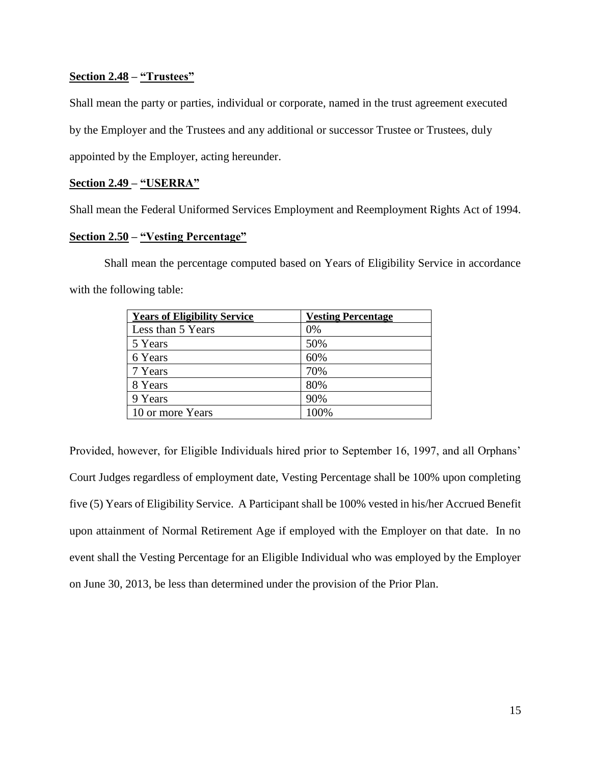**Section 2.48 – "Trustees"**

Shall mean the party or parties, individual or corporate, named in the trust agreement executed by the Employer and the Trustees and any additional or successor Trustee or Trustees, duly appointed by the Employer, acting hereunder.

**Section 2.49 – "USERRA"**

Shall mean the Federal Uniformed Services Employment and Reemployment Rights Act of 1994.

**Section 2.50 – "Vesting Percentage"**

Shall mean the percentage computed based on Years of Eligibility Service in accordance with the following table:

| Years of Eligibility Service | Vesting Percentage |
|---|---|
| Less than 5 Years | 0% |
| 5 Years | 50% |
| 6 Years | 60% |
| 7 Years | 70% |
| 8 Years | 80% |
| 9 Years | 90% |
| 10 or more Years | 100% |

Provided, however, for Eligible Individuals hired prior to September 16, 1997, and all Orphans' Court Judges regardless of employment date, Vesting Percentage shall be 100% upon completing five (5) Years of Eligibility Service. A Participant shall be 100% vested in his/her Accrued Benefit upon attainment of Normal Retirement Age if employed with the Employer on that date. In no event shall the Vesting Percentage for an Eligible Individual who was employed by the Employer on June 30, 2013, be less than determined under the provision of the Prior Plan.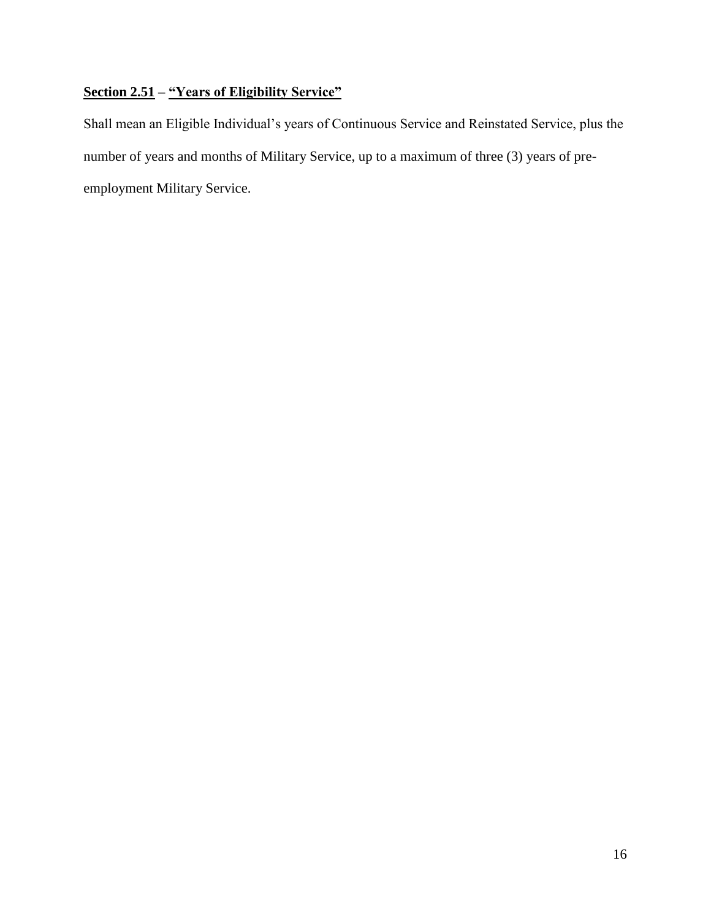**<u>Section 2.51</u> – <u>"Years of Eligibility Service"</u>**

Shall mean an Eligible Individual's years of Continuous Service and Reinstated Service, plus the number of years and months of Military Service, up to a maximum of three (3) years of pre-employment Military Service.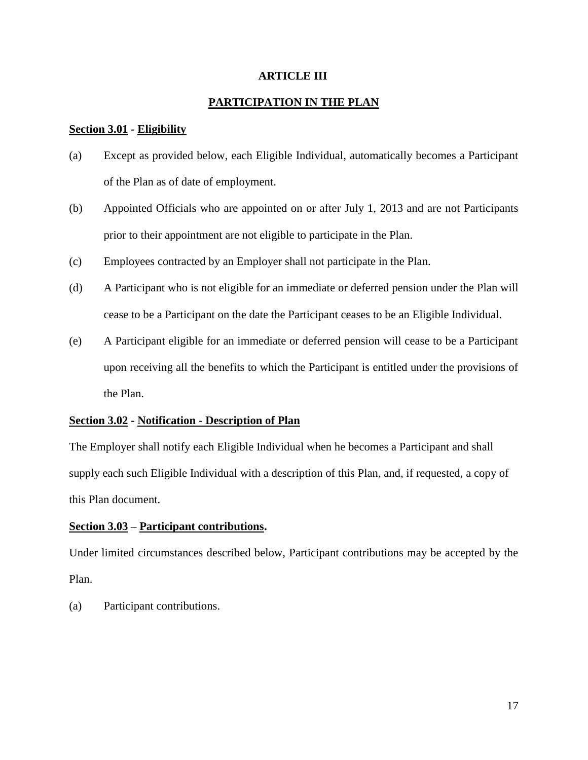# ARTICLE III

## PARTICIPATION IN THE PLAN

**Section 3.01 - Eligibility**

(a) Except as provided below, each Eligible Individual, automatically becomes a Participant of the Plan as of date of employment.

(b) Appointed Officials who are appointed on or after July 1, 2013 and are not Participants prior to their appointment are not eligible to participate in the Plan.

(c) Employees contracted by an Employer shall not participate in the Plan.

(d) A Participant who is not eligible for an immediate or deferred pension under the Plan will cease to be a Participant on the date the Participant ceases to be an Eligible Individual.

(e) A Participant eligible for an immediate or deferred pension will cease to be a Participant upon receiving all the benefits to which the Participant is entitled under the provisions of the Plan.

**Section 3.02 - Notification - Description of Plan**

The Employer shall notify each Eligible Individual when he becomes a Participant and shall supply each such Eligible Individual with a description of this Plan, and, if requested, a copy of this Plan document.

**Section 3.03 – Participant contributions.**

Under limited circumstances described below, Participant contributions may be accepted by the Plan.

(a) Participant contributions.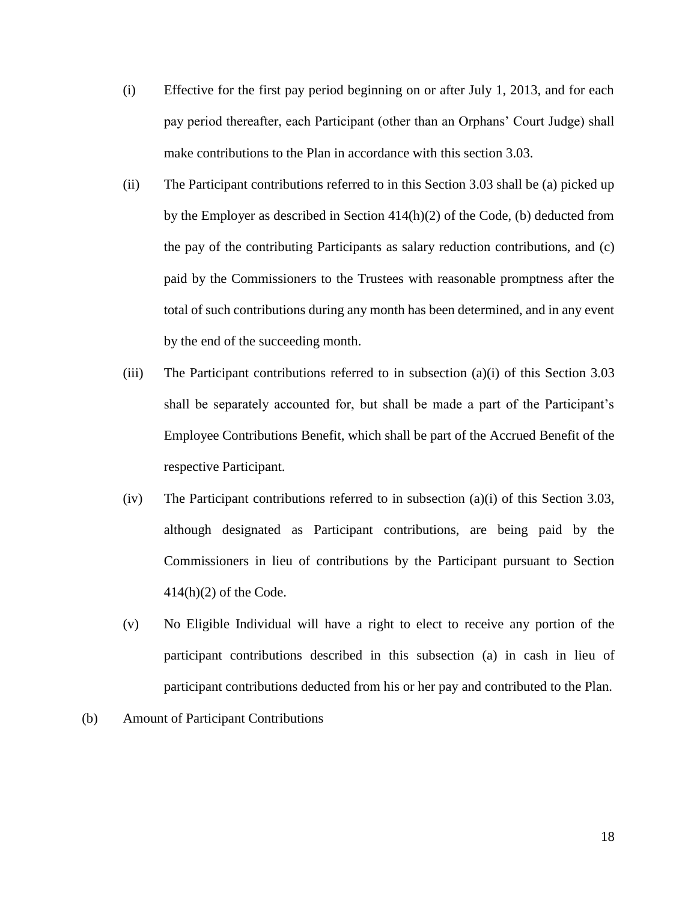(i) Effective for the first pay period beginning on or after July 1, 2013, and for each pay period thereafter, each Participant (other than an Orphans' Court Judge) shall make contributions to the Plan in accordance with this section 3.03.

(ii) The Participant contributions referred to in this Section 3.03 shall be (a) picked up by the Employer as described in Section 414(h)(2) of the Code, (b) deducted from the pay of the contributing Participants as salary reduction contributions, and (c) paid by the Commissioners to the Trustees with reasonable promptness after the total of such contributions during any month has been determined, and in any event by the end of the succeeding month.

(iii) The Participant contributions referred to in subsection (a)(i) of this Section 3.03 shall be separately accounted for, but shall be made a part of the Participant's Employee Contributions Benefit, which shall be part of the Accrued Benefit of the respective Participant.

(iv) The Participant contributions referred to in subsection (a)(i) of this Section 3.03, although designated as Participant contributions, are being paid by the Commissioners in lieu of contributions by the Participant pursuant to Section 414(h)(2) of the Code.

(v) No Eligible Individual will have a right to elect to receive any portion of the participant contributions described in this subsection (a) in cash in lieu of participant contributions deducted from his or her pay and contributed to the Plan.

(b) Amount of Participant Contributions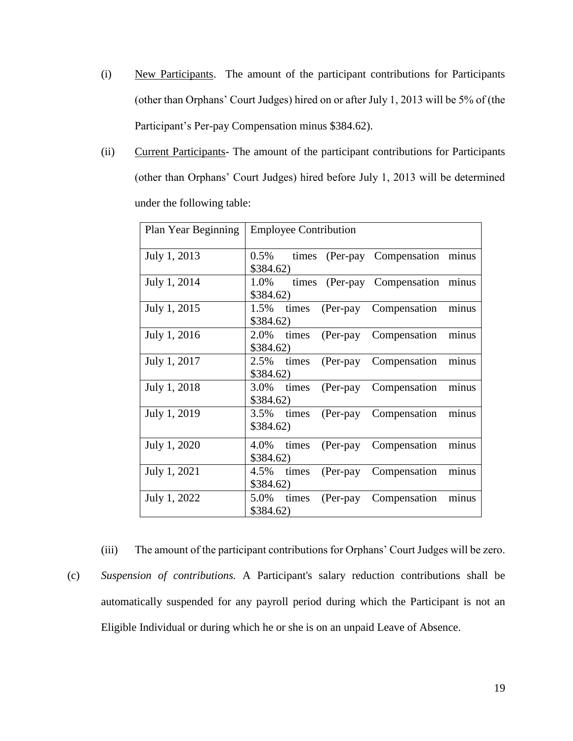(i) New Participants. The amount of the participant contributions for Participants (other than Orphans' Court Judges) hired on or after July 1, 2013 will be 5% of (the Participant's Per-pay Compensation minus $384.62).

(ii) Current Participants- The amount of the participant contributions for Participants (other than Orphans' Court Judges) hired before July 1, 2013 will be determined under the following table:

| Plan Year Beginning | Employee Contribution |
|---|---|
| July 1, 2013 | 0.5% times (Per-pay Compensation minus $384.62) |
| July 1, 2014 | 1.0% times (Per-pay Compensation minus $384.62) |
| July 1, 2015 | 1.5% times (Per-pay Compensation minus $384.62) |
| July 1, 2016 | 2.0% times (Per-pay Compensation minus $384.62) |
| July 1, 2017 | 2.5% times (Per-pay Compensation minus $384.62) |
| July 1, 2018 | 3.0% times (Per-pay Compensation minus $384.62) |
| July 1, 2019 | 3.5% times (Per-pay Compensation minus $384.62) |
| July 1, 2020 | 4.0% times (Per-pay Compensation minus $384.62) |
| July 1, 2021 | 4.5% times (Per-pay Compensation minus $384.62) |
| July 1, 2022 | 5.0% times (Per-pay Compensation minus $384.62) |

(iii) The amount of the participant contributions for Orphans' Court Judges will be zero.

(c) *Suspension of contributions.* A Participant's salary reduction contributions shall be automatically suspended for any payroll period during which the Participant is not an Eligible Individual or during which he or she is on an unpaid Leave of Absence.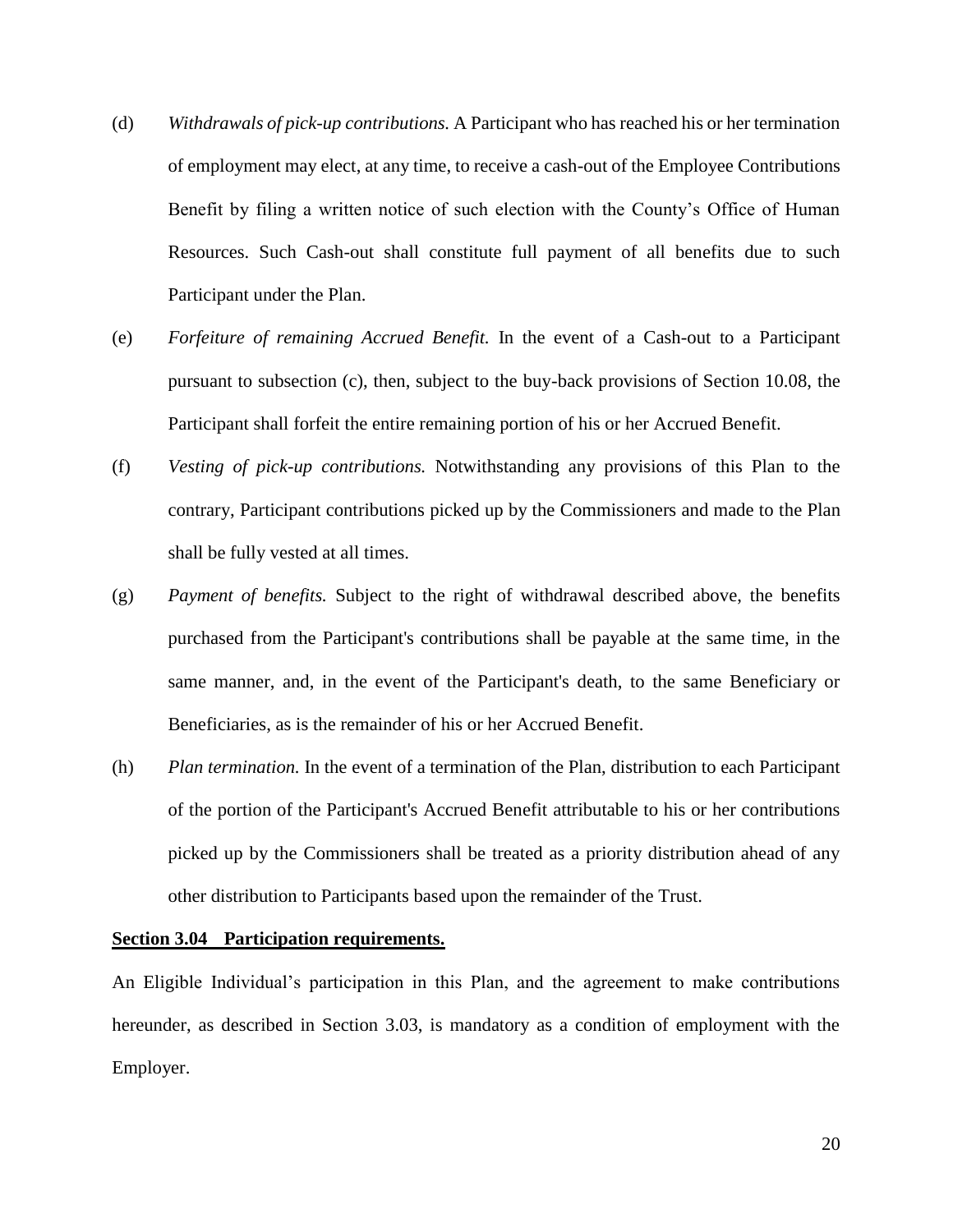(d) *Withdrawals of pick-up contributions.* A Participant who has reached his or her termination of employment may elect, at any time, to receive a cash-out of the Employee Contributions Benefit by filing a written notice of such election with the County's Office of Human Resources. Such Cash-out shall constitute full payment of all benefits due to such Participant under the Plan.

(e) *Forfeiture of remaining Accrued Benefit.* In the event of a Cash-out to a Participant pursuant to subsection (c), then, subject to the buy-back provisions of Section 10.08, the Participant shall forfeit the entire remaining portion of his or her Accrued Benefit.

(f) *Vesting of pick-up contributions.* Notwithstanding any provisions of this Plan to the contrary, Participant contributions picked up by the Commissioners and made to the Plan shall be fully vested at all times.

(g) *Payment of benefits.* Subject to the right of withdrawal described above, the benefits purchased from the Participant's contributions shall be payable at the same time, in the same manner, and, in the event of the Participant's death, to the same Beneficiary or Beneficiaries, as is the remainder of his or her Accrued Benefit.

(h) *Plan termination.* In the event of a termination of the Plan, distribution to each Participant of the portion of the Participant's Accrued Benefit attributable to his or her contributions picked up by the Commissioners shall be treated as a priority distribution ahead of any other distribution to Participants based upon the remainder of the Trust.

**Section 3.04 Participation requirements.**

An Eligible Individual's participation in this Plan, and the agreement to make contributions hereunder, as described in Section 3.03, is mandatory as a condition of employment with the Employer.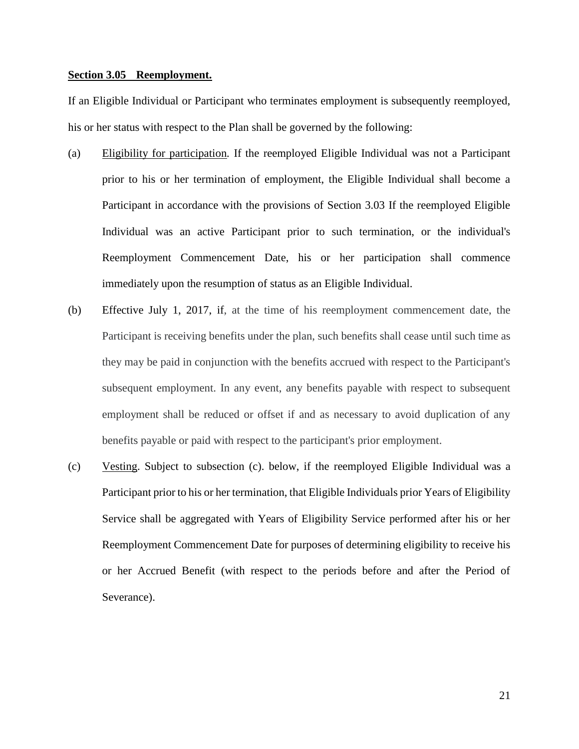**Section 3.05 Reemployment.**

If an Eligible Individual or Participant who terminates employment is subsequently reemployed, his or her status with respect to the Plan shall be governed by the following:

(a) Eligibility for participation. If the reemployed Eligible Individual was not a Participant prior to his or her termination of employment, the Eligible Individual shall become a Participant in accordance with the provisions of Section 3.03 If the reemployed Eligible Individual was an active Participant prior to such termination, or the individual's Reemployment Commencement Date, his or her participation shall commence immediately upon the resumption of status as an Eligible Individual.

(b) Effective July 1, 2017, if, at the time of his reemployment commencement date, the Participant is receiving benefits under the plan, such benefits shall cease until such time as they may be paid in conjunction with the benefits accrued with respect to the Participant's subsequent employment. In any event, any benefits payable with respect to subsequent employment shall be reduced or offset if and as necessary to avoid duplication of any benefits payable or paid with respect to the participant's prior employment.

(c) Vesting. Subject to subsection (c). below, if the reemployed Eligible Individual was a Participant prior to his or her termination, that Eligible Individuals prior Years of Eligibility Service shall be aggregated with Years of Eligibility Service performed after his or her Reemployment Commencement Date for purposes of determining eligibility to receive his or her Accrued Benefit (with respect to the periods before and after the Period of Severance).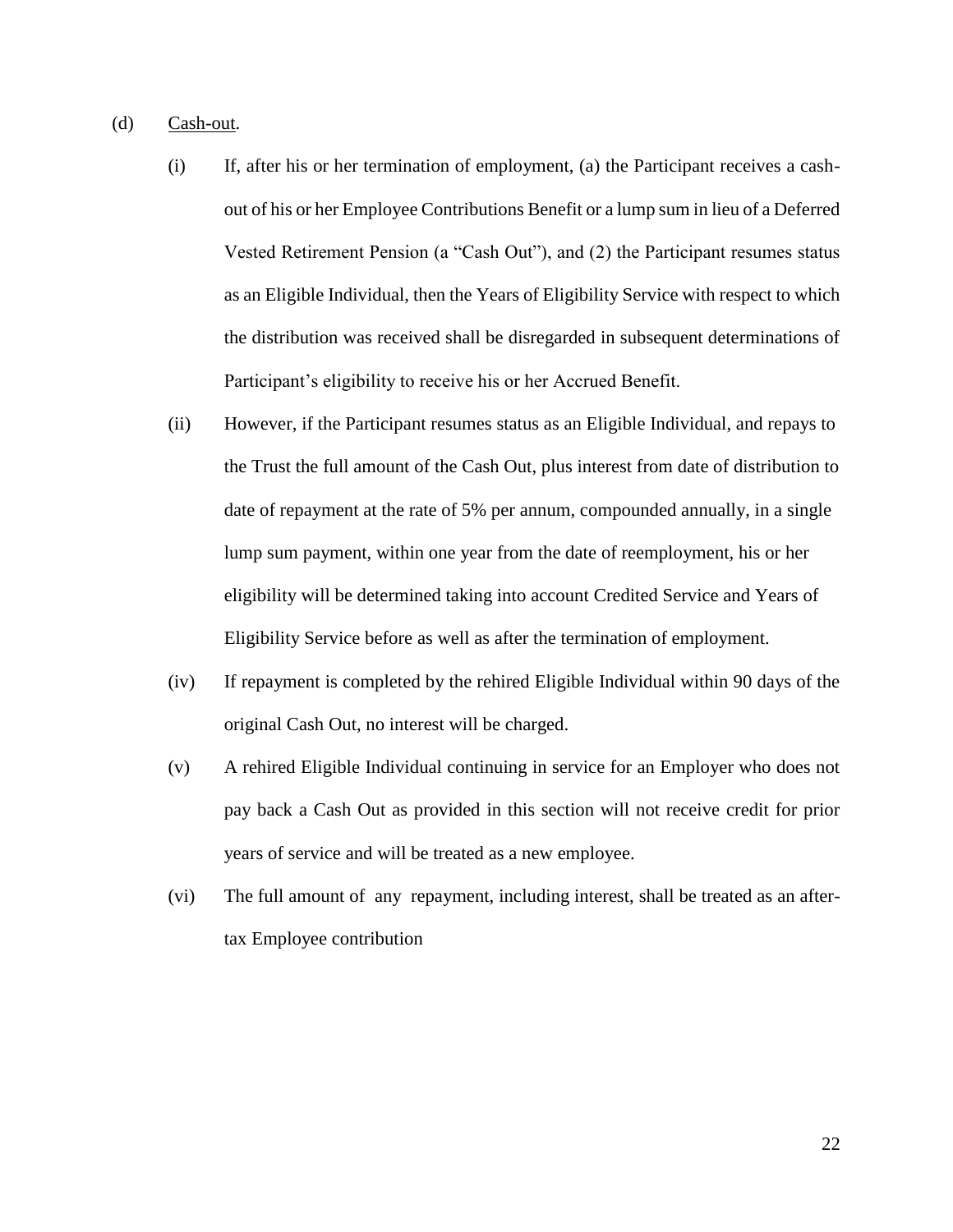(d) Cash-out.

(i) If, after his or her termination of employment, (a) the Participant receives a cash-out of his or her Employee Contributions Benefit or a lump sum in lieu of a Deferred Vested Retirement Pension (a "Cash Out"), and (2) the Participant resumes status as an Eligible Individual, then the Years of Eligibility Service with respect to which the distribution was received shall be disregarded in subsequent determinations of Participant's eligibility to receive his or her Accrued Benefit.

(ii) However, if the Participant resumes status as an Eligible Individual, and repays to the Trust the full amount of the Cash Out, plus interest from date of distribution to date of repayment at the rate of 5% per annum, compounded annually, in a single lump sum payment, within one year from the date of reemployment, his or her eligibility will be determined taking into account Credited Service and Years of Eligibility Service before as well as after the termination of employment.

(iv) If repayment is completed by the rehired Eligible Individual within 90 days of the original Cash Out, no interest will be charged.

(v) A rehired Eligible Individual continuing in service for an Employer who does not pay back a Cash Out as provided in this section will not receive credit for prior years of service and will be treated as a new employee.

(vi) The full amount of any repayment, including interest, shall be treated as an after-tax Employee contribution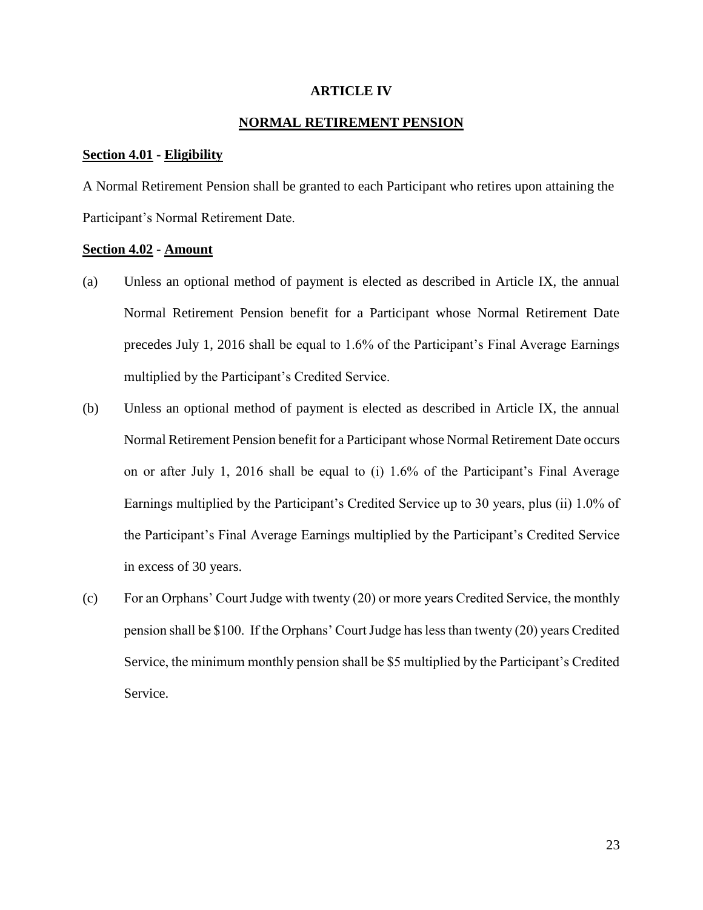# ARTICLE IV

## NORMAL RETIREMENT PENSION

**Section 4.01 - Eligibility**

A Normal Retirement Pension shall be granted to each Participant who retires upon attaining the Participant's Normal Retirement Date.

**Section 4.02 - Amount**

(a) Unless an optional method of payment is elected as described in Article IX, the annual Normal Retirement Pension benefit for a Participant whose Normal Retirement Date precedes July 1, 2016 shall be equal to 1.6% of the Participant's Final Average Earnings multiplied by the Participant's Credited Service.

(b) Unless an optional method of payment is elected as described in Article IX, the annual Normal Retirement Pension benefit for a Participant whose Normal Retirement Date occurs on or after July 1, 2016 shall be equal to (i) 1.6% of the Participant's Final Average Earnings multiplied by the Participant's Credited Service up to 30 years, plus (ii) 1.0% of the Participant's Final Average Earnings multiplied by the Participant's Credited Service in excess of 30 years.

(c) For an Orphans' Court Judge with twenty (20) or more years Credited Service, the monthly pension shall be $100. If the Orphans' Court Judge has less than twenty (20) years Credited Service, the minimum monthly pension shall be $5 multiplied by the Participant's Credited Service.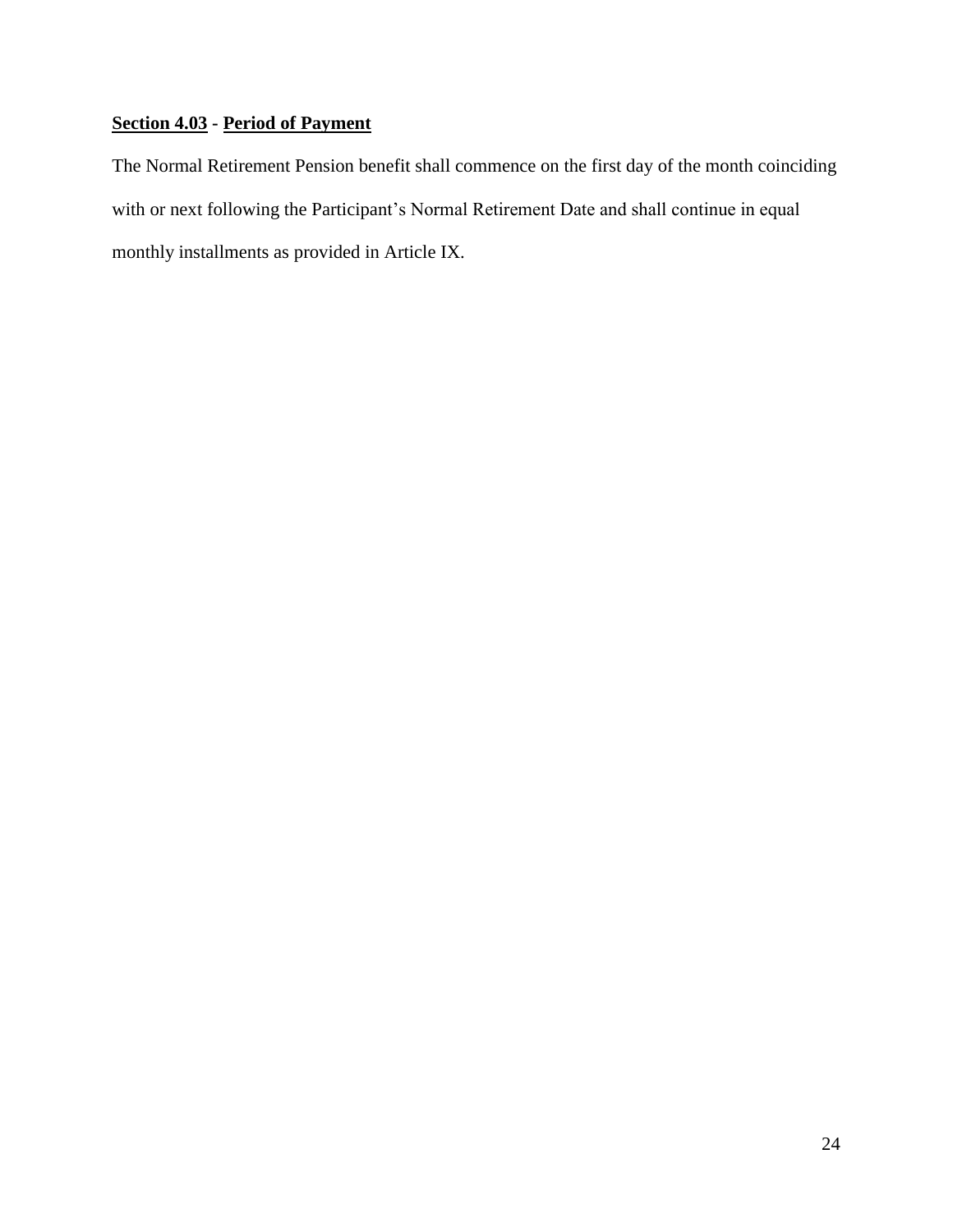**<u>Section 4.03</u> - <u>Period of Payment</u>**

The Normal Retirement Pension benefit shall commence on the first day of the month coinciding with or next following the Participant's Normal Retirement Date and shall continue in equal monthly installments as provided in Article IX.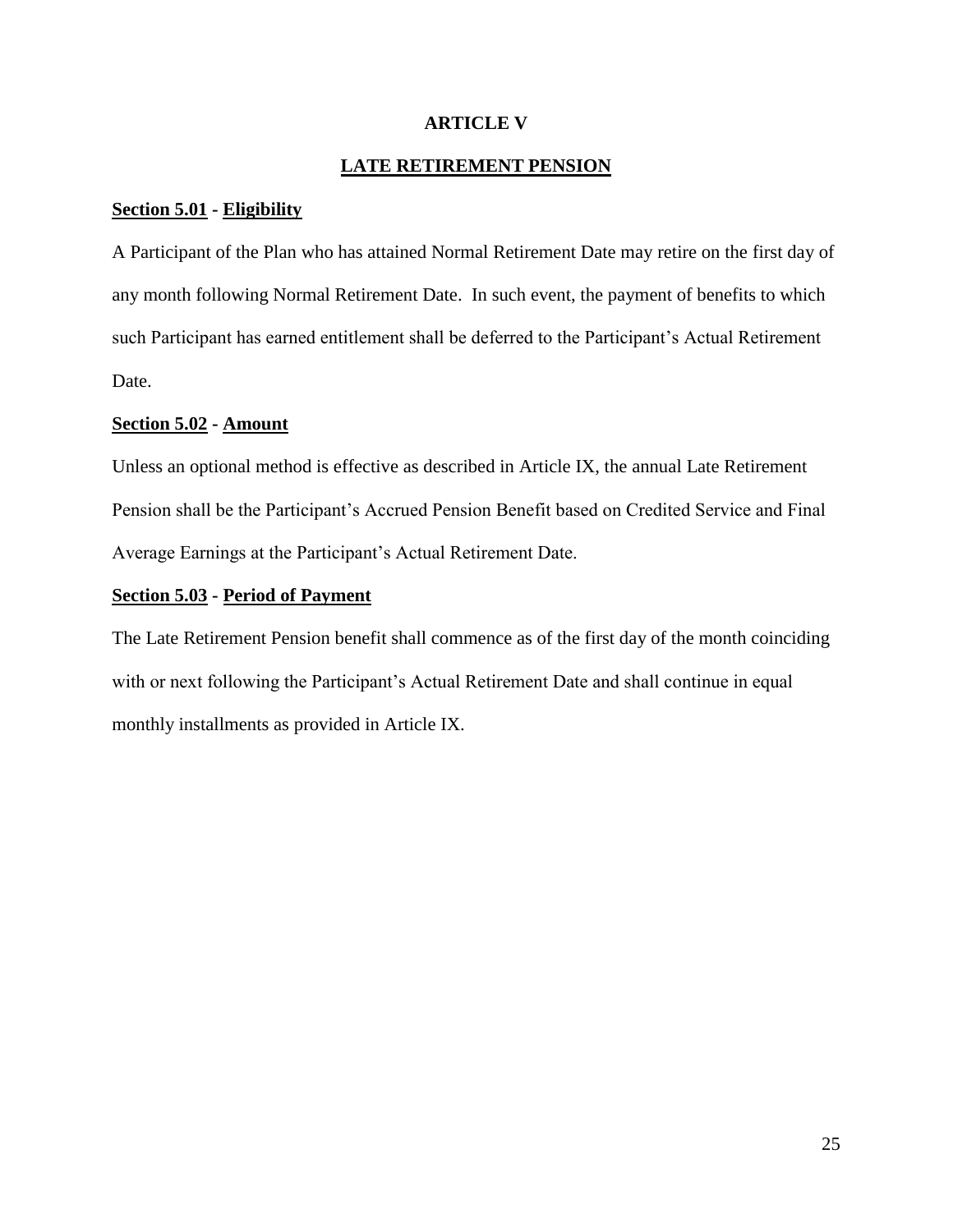# ARTICLE V

## LATE RETIREMENT PENSION

**Section 5.01 - Eligibility**

A Participant of the Plan who has attained Normal Retirement Date may retire on the first day of any month following Normal Retirement Date. In such event, the payment of benefits to which such Participant has earned entitlement shall be deferred to the Participant's Actual Retirement Date.

**Section 5.02 - Amount**

Unless an optional method is effective as described in Article IX, the annual Late Retirement Pension shall be the Participant's Accrued Pension Benefit based on Credited Service and Final Average Earnings at the Participant's Actual Retirement Date.

**Section 5.03 - Period of Payment**

The Late Retirement Pension benefit shall commence as of the first day of the month coinciding with or next following the Participant's Actual Retirement Date and shall continue in equal monthly installments as provided in Article IX.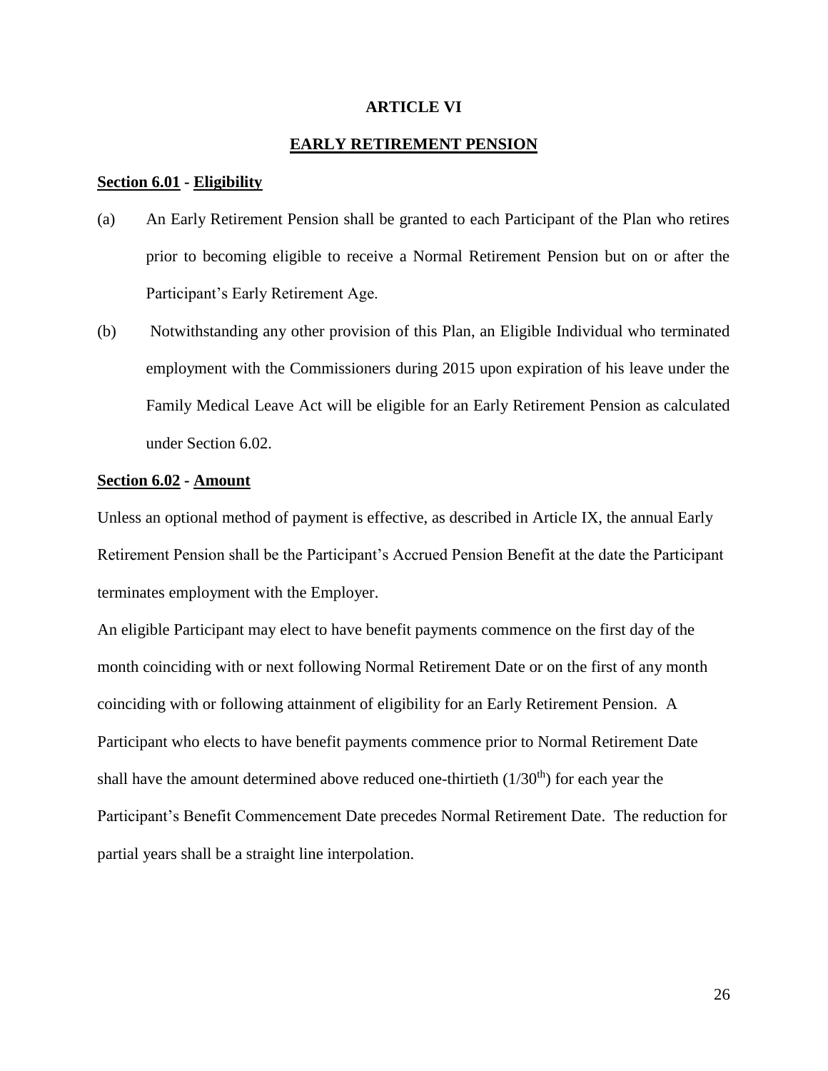# ARTICLE VI

## EARLY RETIREMENT PENSION

**Section 6.01 - Eligibility**

(a) An Early Retirement Pension shall be granted to each Participant of the Plan who retires prior to becoming eligible to receive a Normal Retirement Pension but on or after the Participant's Early Retirement Age.

(b) Notwithstanding any other provision of this Plan, an Eligible Individual who terminated employment with the Commissioners during 2015 upon expiration of his leave under the Family Medical Leave Act will be eligible for an Early Retirement Pension as calculated under Section 6.02.

**Section 6.02 - Amount**

Unless an optional method of payment is effective, as described in Article IX, the annual Early Retirement Pension shall be the Participant's Accrued Pension Benefit at the date the Participant terminates employment with the Employer.

An eligible Participant may elect to have benefit payments commence on the first day of the month coinciding with or next following Normal Retirement Date or on the first of any month coinciding with or following attainment of eligibility for an Early Retirement Pension. A Participant who elects to have benefit payments commence prior to Normal Retirement Date shall have the amount determined above reduced one-thirtieth ($1/30^{th}$) for each year the Participant's Benefit Commencement Date precedes Normal Retirement Date. The reduction for partial years shall be a straight line interpolation.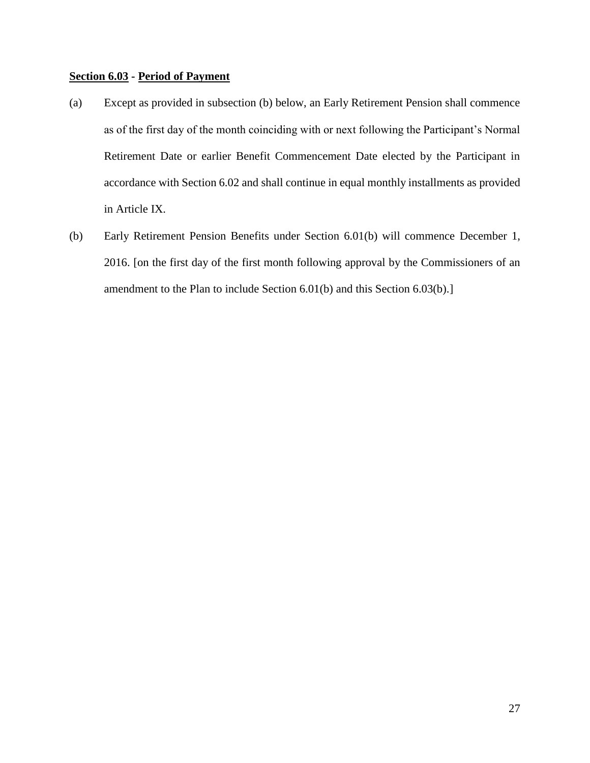**Section 6.03 - Period of Payment**

(a) Except as provided in subsection (b) below, an Early Retirement Pension shall commence as of the first day of the month coinciding with or next following the Participant's Normal Retirement Date or earlier Benefit Commencement Date elected by the Participant in accordance with Section 6.02 and shall continue in equal monthly installments as provided in Article IX.

(b) Early Retirement Pension Benefits under Section 6.01(b) will commence December 1, 2016. [on the first day of the first month following approval by the Commissioners of an amendment to the Plan to include Section 6.01(b) and this Section 6.03(b).]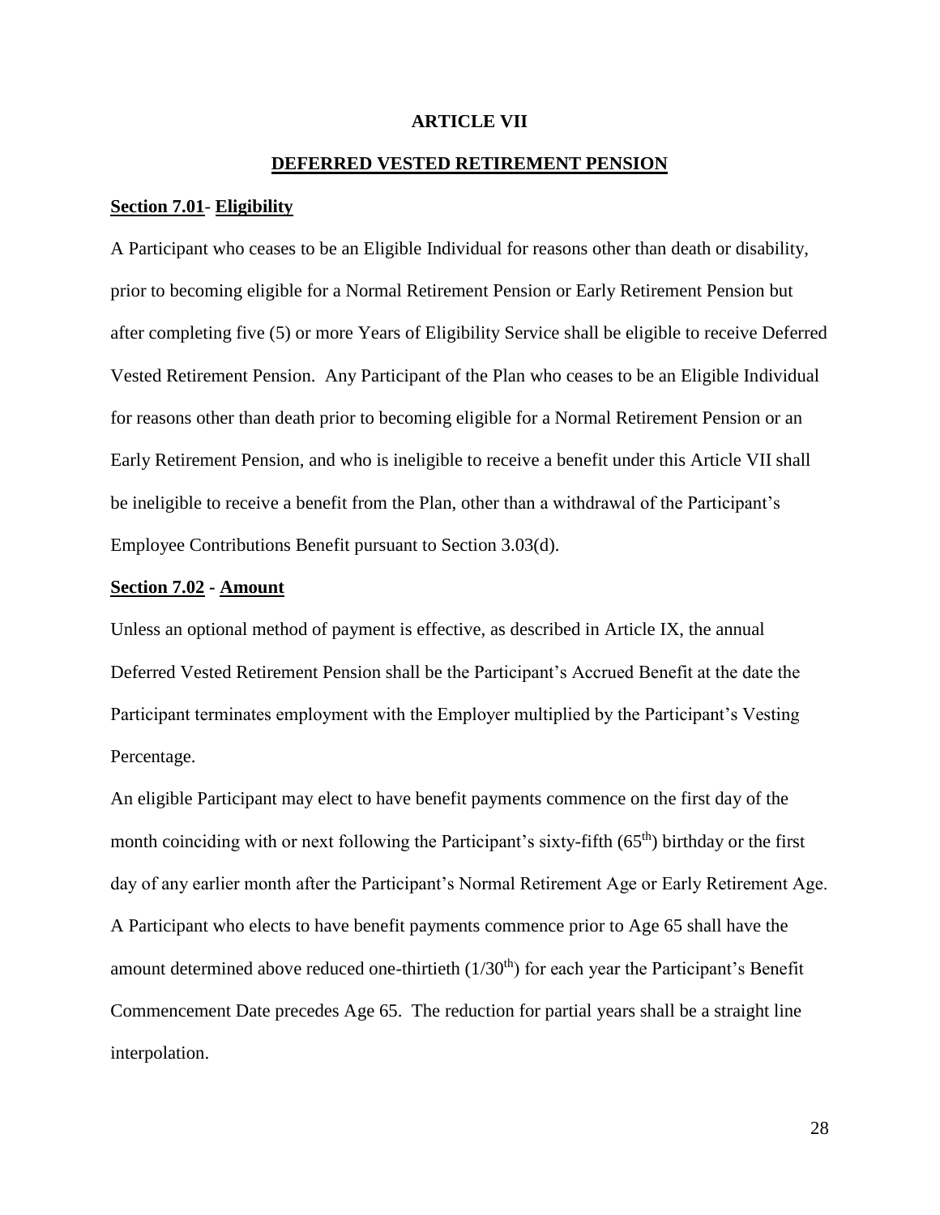# ARTICLE VII

## DEFERRED VESTED RETIREMENT PENSION

**Section 7.01- Eligibility**

A Participant who ceases to be an Eligible Individual for reasons other than death or disability, prior to becoming eligible for a Normal Retirement Pension or Early Retirement Pension but after completing five (5) or more Years of Eligibility Service shall be eligible to receive Deferred Vested Retirement Pension. Any Participant of the Plan who ceases to be an Eligible Individual for reasons other than death prior to becoming eligible for a Normal Retirement Pension or an Early Retirement Pension, and who is ineligible to receive a benefit under this Article VII shall be ineligible to receive a benefit from the Plan, other than a withdrawal of the Participant's Employee Contributions Benefit pursuant to Section 3.03(d).

**Section 7.02 - Amount**

Unless an optional method of payment is effective, as described in Article IX, the annual Deferred Vested Retirement Pension shall be the Participant's Accrued Benefit at the date the Participant terminates employment with the Employer multiplied by the Participant's Vesting Percentage.

An eligible Participant may elect to have benefit payments commence on the first day of the month coinciding with or next following the Participant's sixty-fifth ($65^{th}$) birthday or the first day of any earlier month after the Participant's Normal Retirement Age or Early Retirement Age. A Participant who elects to have benefit payments commence prior to Age 65 shall have the amount determined above reduced one-thirtieth ($1/30^{th}$) for each year the Participant's Benefit Commencement Date precedes Age 65. The reduction for partial years shall be a straight line interpolation.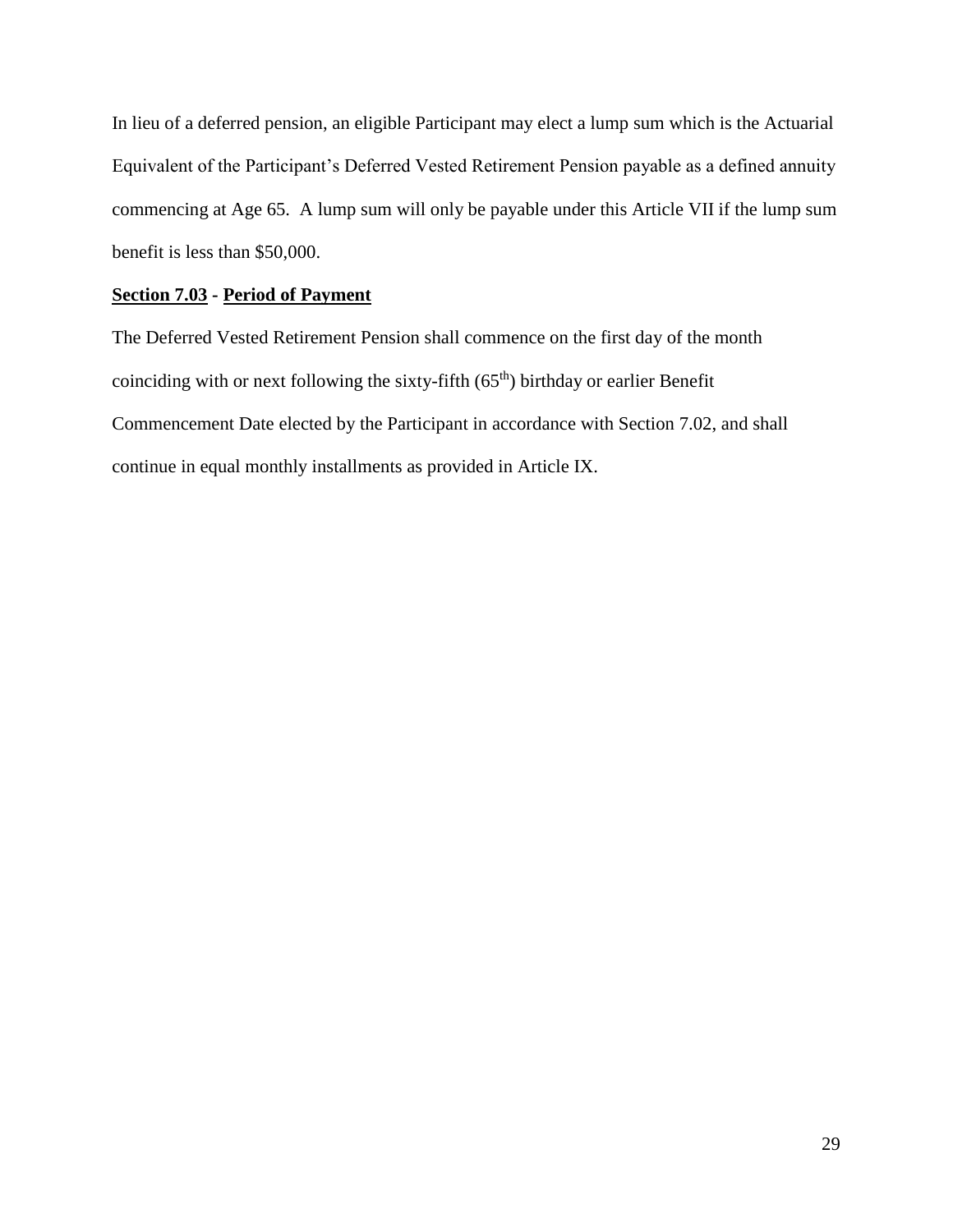In lieu of a deferred pension, an eligible Participant may elect a lump sum which is the Actuarial Equivalent of the Participant's Deferred Vested Retirement Pension payable as a defined annuity commencing at Age 65. A lump sum will only be payable under this Article VII if the lump sum benefit is less than $50,000.

**Section 7.03 - Period of Payment**

The Deferred Vested Retirement Pension shall commence on the first day of the month coinciding with or next following the sixty-fifth ($65^{th}$) birthday or earlier Benefit Commencement Date elected by the Participant in accordance with Section 7.02, and shall continue in equal monthly installments as provided in Article IX.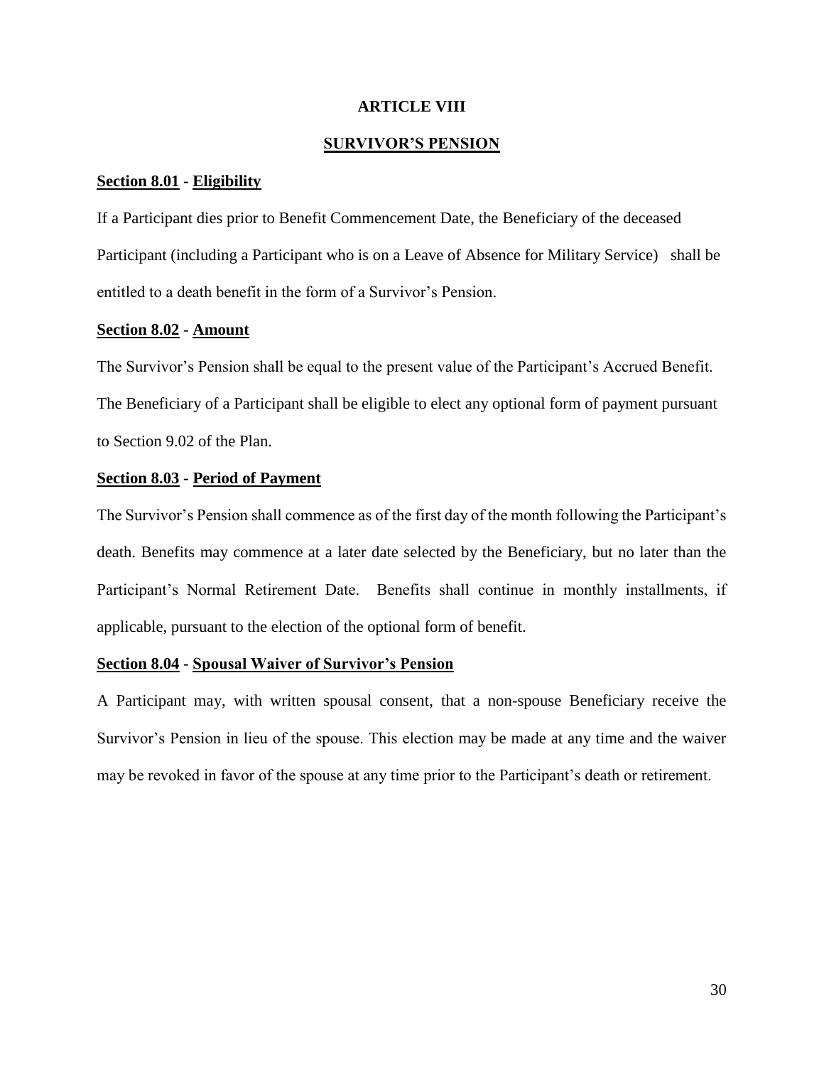# ARTICLE VIII

## SURVIVOR'S PENSION

**Section 8.01 - Eligibility**

If a Participant dies prior to Benefit Commencement Date, the Beneficiary of the deceased Participant (including a Participant who is on a Leave of Absence for Military Service) shall be entitled to a death benefit in the form of a Survivor's Pension.

**Section 8.02 - Amount**

The Survivor's Pension shall be equal to the present value of the Participant's Accrued Benefit. The Beneficiary of a Participant shall be eligible to elect any optional form of payment pursuant to Section 9.02 of the Plan.

**Section 8.03 - Period of Payment**

The Survivor's Pension shall commence as of the first day of the month following the Participant's death. Benefits may commence at a later date selected by the Beneficiary, but no later than the Participant's Normal Retirement Date. Benefits shall continue in monthly installments, if applicable, pursuant to the election of the optional form of benefit.

**Section 8.04 - Spousal Waiver of Survivor's Pension**

A Participant may, with written spousal consent, that a non-spouse Beneficiary receive the Survivor's Pension in lieu of the spouse. This election may be made at any time and the waiver may be revoked in favor of the spouse at any time prior to the Participant's death or retirement.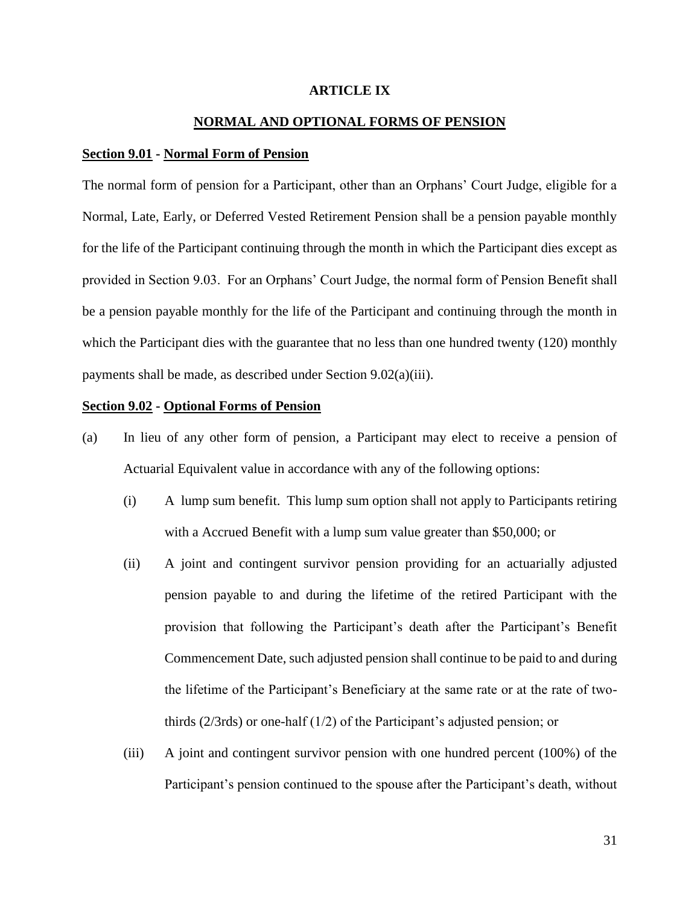## ARTICLE IX

## NORMAL AND OPTIONAL FORMS OF PENSION

**Section 9.01 - Normal Form of Pension**

The normal form of pension for a Participant, other than an Orphans' Court Judge, eligible for a Normal, Late, Early, or Deferred Vested Retirement Pension shall be a pension payable monthly for the life of the Participant continuing through the month in which the Participant dies except as provided in Section 9.03. For an Orphans' Court Judge, the normal form of Pension Benefit shall be a pension payable monthly for the life of the Participant and continuing through the month in which the Participant dies with the guarantee that no less than one hundred twenty (120) monthly payments shall be made, as described under Section 9.02(a)(iii).

**Section 9.02 - Optional Forms of Pension**

(a) In lieu of any other form of pension, a Participant may elect to receive a pension of Actuarial Equivalent value in accordance with any of the following options:

   (i) A lump sum benefit. This lump sum option shall not apply to Participants retiring with a Accrued Benefit with a lump sum value greater than $50,000; or

   (ii) A joint and contingent survivor pension providing for an actuarially adjusted pension payable to and during the lifetime of the retired Participant with the provision that following the Participant's death after the Participant's Benefit Commencement Date, such adjusted pension shall continue to be paid to and during the lifetime of the Participant's Beneficiary at the same rate or at the rate of two-thirds (2/3rds) or one-half (1/2) of the Participant's adjusted pension; or

   (iii) A joint and contingent survivor pension with one hundred percent (100%) of the Participant's pension continued to the spouse after the Participant's death, without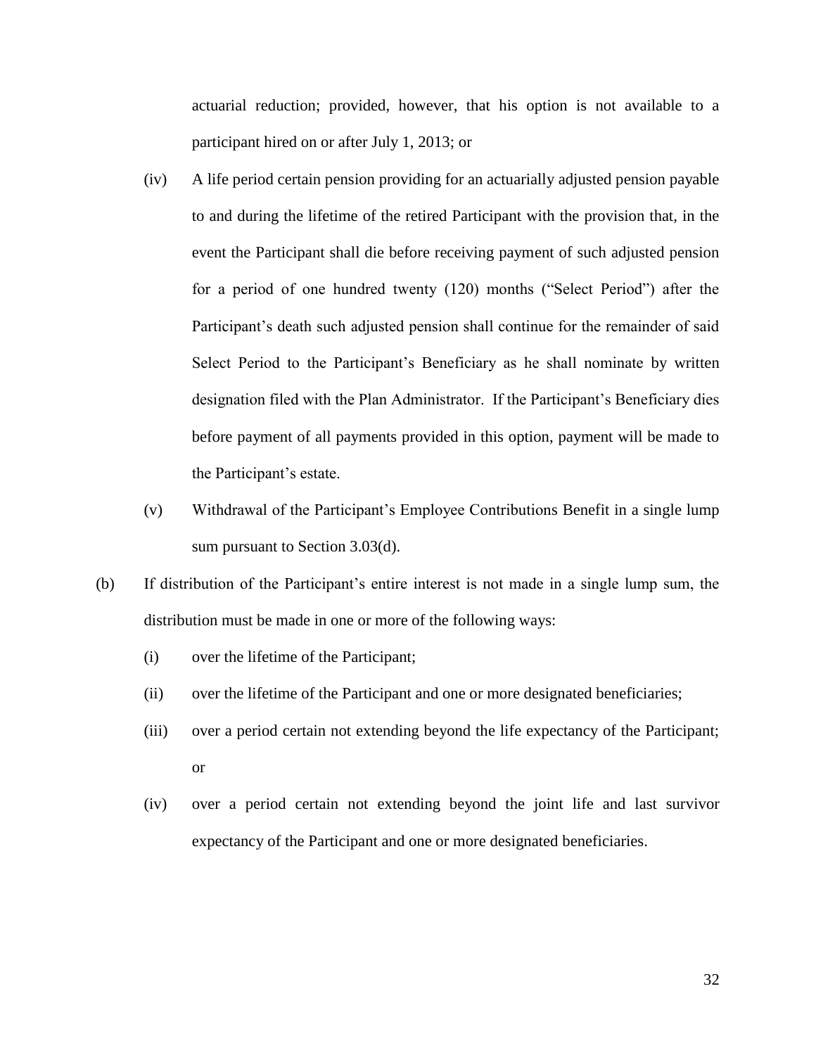actuarial reduction; provided, however, that his option is not available to a participant hired on or after July 1, 2013; or

(iv) A life period certain pension providing for an actuarially adjusted pension payable to and during the lifetime of the retired Participant with the provision that, in the event the Participant shall die before receiving payment of such adjusted pension for a period of one hundred twenty (120) months ("Select Period") after the Participant's death such adjusted pension shall continue for the remainder of said Select Period to the Participant's Beneficiary as he shall nominate by written designation filed with the Plan Administrator. If the Participant's Beneficiary dies before payment of all payments provided in this option, payment will be made to the Participant's estate.

(v) Withdrawal of the Participant's Employee Contributions Benefit in a single lump sum pursuant to Section 3.03(d).

(b) If distribution of the Participant's entire interest is not made in a single lump sum, the distribution must be made in one or more of the following ways:

(i) over the lifetime of the Participant;

(ii) over the lifetime of the Participant and one or more designated beneficiaries;

(iii) over a period certain not extending beyond the life expectancy of the Participant; or

(iv) over a period certain not extending beyond the joint life and last survivor expectancy of the Participant and one or more designated beneficiaries.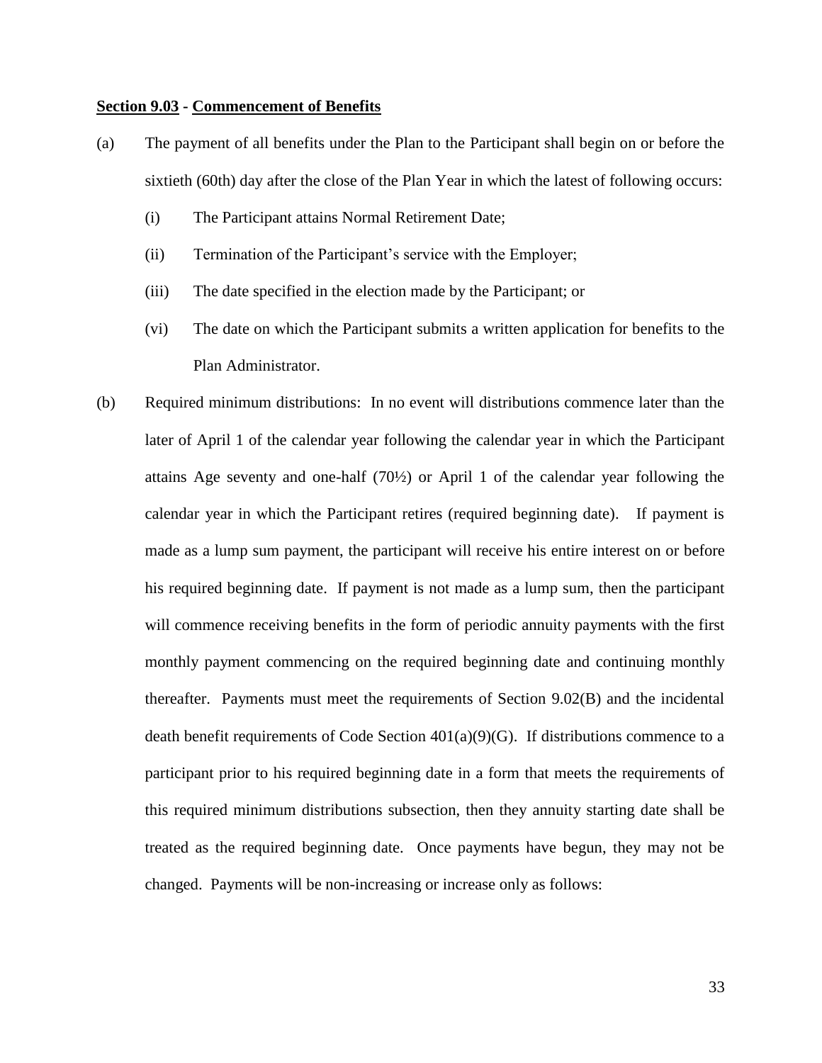**Section 9.03 - Commencement of Benefits**

(a) The payment of all benefits under the Plan to the Participant shall begin on or before the sixtieth (60th) day after the close of the Plan Year in which the latest of following occurs:

(i) The Participant attains Normal Retirement Date;

(ii) Termination of the Participant's service with the Employer;

(iii) The date specified in the election made by the Participant; or

(vi) The date on which the Participant submits a written application for benefits to the Plan Administrator.

(b) Required minimum distributions: In no event will distributions commence later than the later of April 1 of the calendar year following the calendar year in which the Participant attains Age seventy and one-half (70½) or April 1 of the calendar year following the calendar year in which the Participant retires (required beginning date). If payment is made as a lump sum payment, the participant will receive his entire interest on or before his required beginning date. If payment is not made as a lump sum, then the participant will commence receiving benefits in the form of periodic annuity payments with the first monthly payment commencing on the required beginning date and continuing monthly thereafter. Payments must meet the requirements of Section 9.02(B) and the incidental death benefit requirements of Code Section 401(a)(9)(G). If distributions commence to a participant prior to his required beginning date in a form that meets the requirements of this required minimum distributions subsection, then they annuity starting date shall be treated as the required beginning date. Once payments have begun, they may not be changed. Payments will be non-increasing or increase only as follows: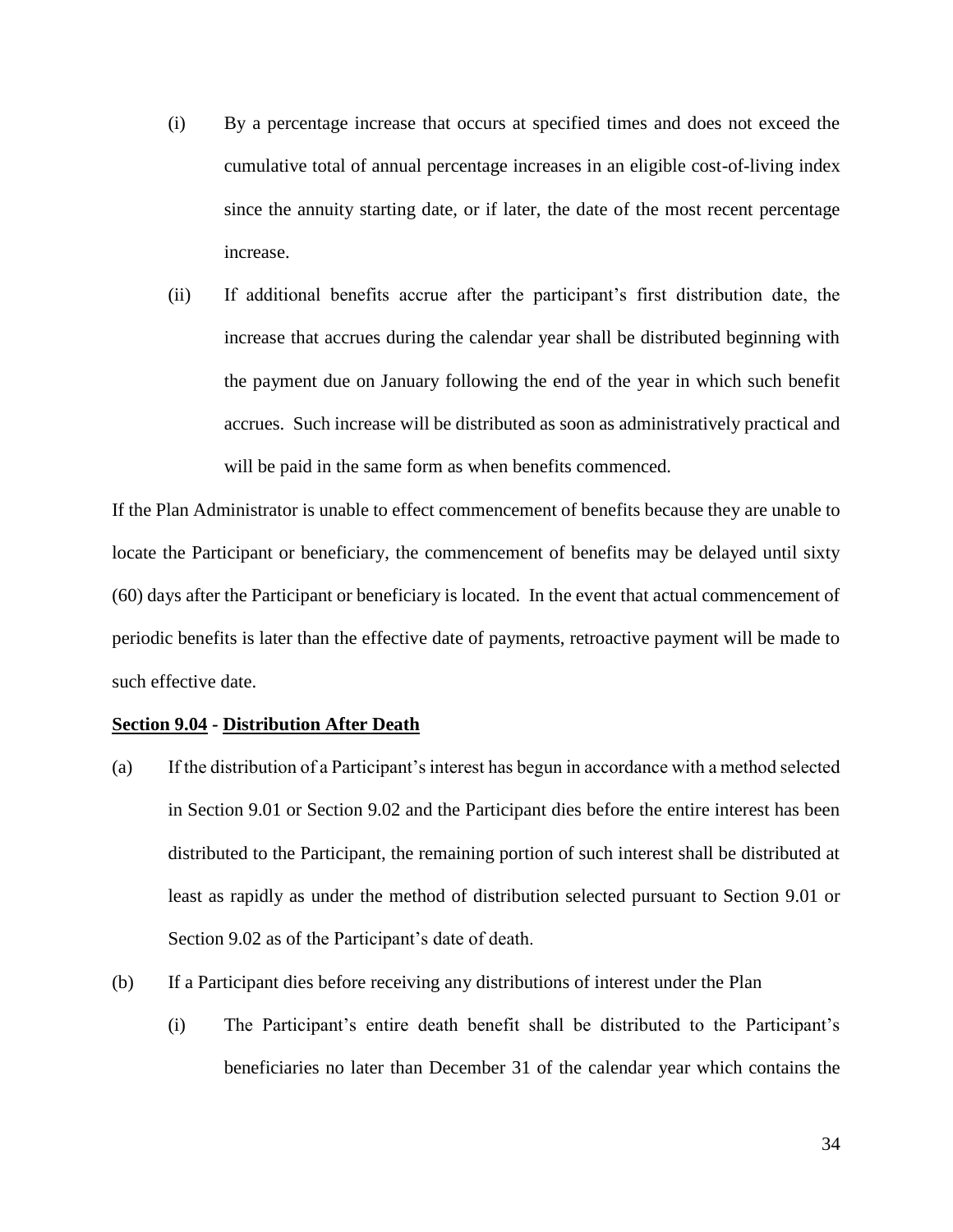(i) By a percentage increase that occurs at specified times and does not exceed the cumulative total of annual percentage increases in an eligible cost-of-living index since the annuity starting date, or if later, the date of the most recent percentage increase.

(ii) If additional benefits accrue after the participant's first distribution date, the increase that accrues during the calendar year shall be distributed beginning with the payment due on January following the end of the year in which such benefit accrues. Such increase will be distributed as soon as administratively practical and will be paid in the same form as when benefits commenced.

If the Plan Administrator is unable to effect commencement of benefits because they are unable to locate the Participant or beneficiary, the commencement of benefits may be delayed until sixty (60) days after the Participant or beneficiary is located. In the event that actual commencement of periodic benefits is later than the effective date of payments, retroactive payment will be made to such effective date.

**<u>Section 9.04</u> - <u>Distribution After Death</u>**

(a) If the distribution of a Participant's interest has begun in accordance with a method selected in Section 9.01 or Section 9.02 and the Participant dies before the entire interest has been distributed to the Participant, the remaining portion of such interest shall be distributed at least as rapidly as under the method of distribution selected pursuant to Section 9.01 or Section 9.02 as of the Participant's date of death.

(b) If a Participant dies before receiving any distributions of interest under the Plan

(i) The Participant's entire death benefit shall be distributed to the Participant's beneficiaries no later than December 31 of the calendar year which contains the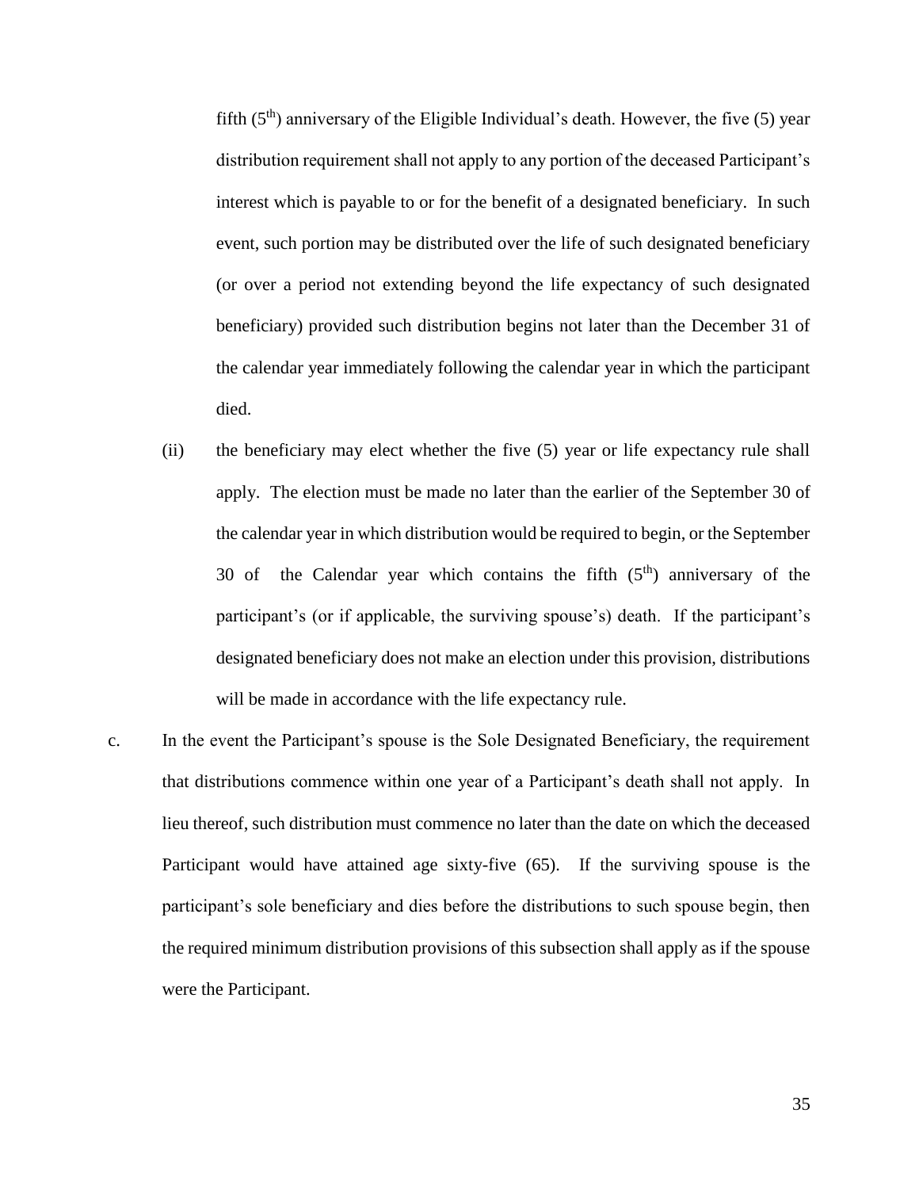fifth (5th) anniversary of the Eligible Individual's death. However, the five (5) year distribution requirement shall not apply to any portion of the deceased Participant's interest which is payable to or for the benefit of a designated beneficiary. In such event, such portion may be distributed over the life of such designated beneficiary (or over a period not extending beyond the life expectancy of such designated beneficiary) provided such distribution begins not later than the December 31 of the calendar year immediately following the calendar year in which the participant died.

(ii) the beneficiary may elect whether the five (5) year or life expectancy rule shall apply. The election must be made no later than the earlier of the September 30 of the calendar year in which distribution would be required to begin, or the September 30 of the Calendar year which contains the fifth (5th) anniversary of the participant's (or if applicable, the surviving spouse's) death. If the participant's designated beneficiary does not make an election under this provision, distributions will be made in accordance with the life expectancy rule.

c. In the event the Participant's spouse is the Sole Designated Beneficiary, the requirement that distributions commence within one year of a Participant's death shall not apply. In lieu thereof, such distribution must commence no later than the date on which the deceased Participant would have attained age sixty-five (65). If the surviving spouse is the participant's sole beneficiary and dies before the distributions to such spouse begin, then the required minimum distribution provisions of this subsection shall apply as if the spouse were the Participant.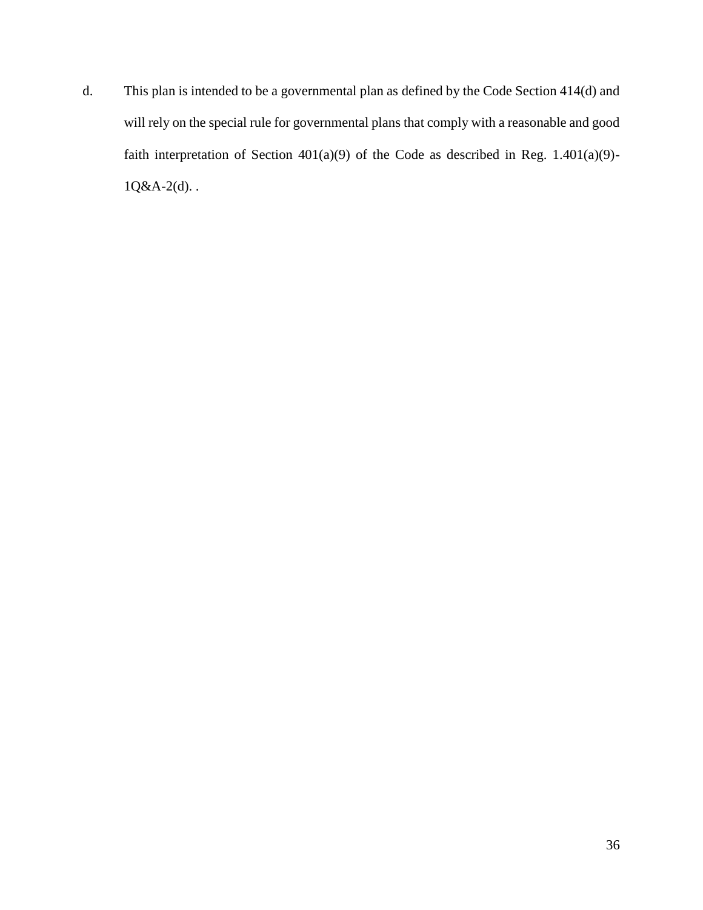d. This plan is intended to be a governmental plan as defined by the Code Section 414(d) and will rely on the special rule for governmental plans that comply with a reasonable and good faith interpretation of Section 401(a)(9) of the Code as described in Reg. 1.401(a)(9)-1Q&A-2(d). .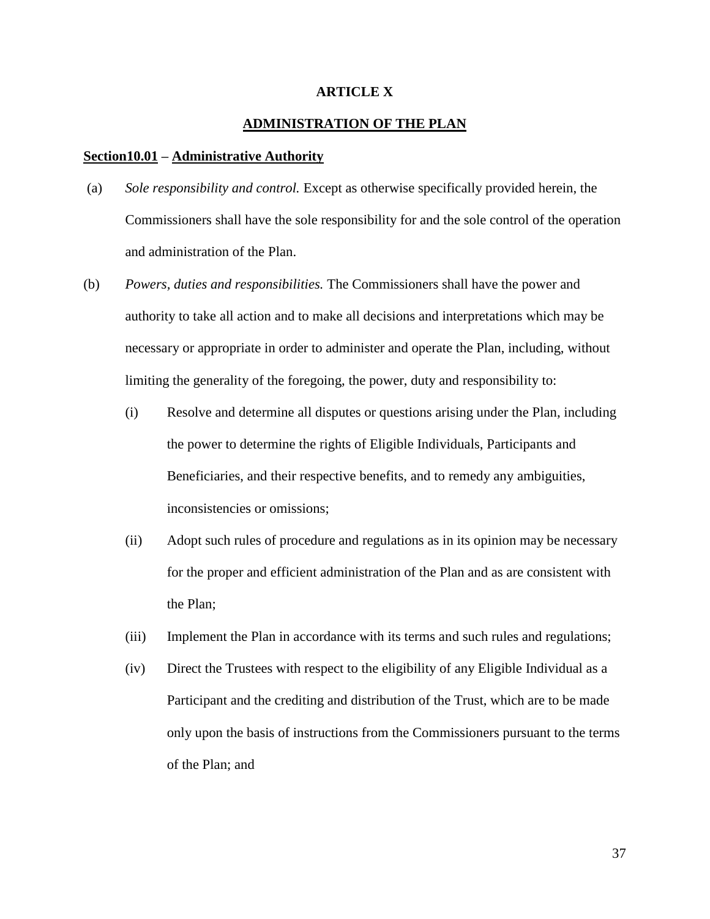## ARTICLE X

## ADMINISTRATION OF THE PLAN

### Section10.01 – Administrative Authority

(a) *Sole responsibility and control.* Except as otherwise specifically provided herein, the Commissioners shall have the sole responsibility for and the sole control of the operation and administration of the Plan.

(b) *Powers, duties and responsibilities.* The Commissioners shall have the power and authority to take all action and to make all decisions and interpretations which may be necessary or appropriate in order to administer and operate the Plan, including, without limiting the generality of the foregoing, the power, duty and responsibility to:

(i) Resolve and determine all disputes or questions arising under the Plan, including the power to determine the rights of Eligible Individuals, Participants and Beneficiaries, and their respective benefits, and to remedy any ambiguities, inconsistencies or omissions;

(ii) Adopt such rules of procedure and regulations as in its opinion may be necessary for the proper and efficient administration of the Plan and as are consistent with the Plan;

(iii) Implement the Plan in accordance with its terms and such rules and regulations;

(iv) Direct the Trustees with respect to the eligibility of any Eligible Individual as a Participant and the crediting and distribution of the Trust, which are to be made only upon the basis of instructions from the Commissioners pursuant to the terms of the Plan; and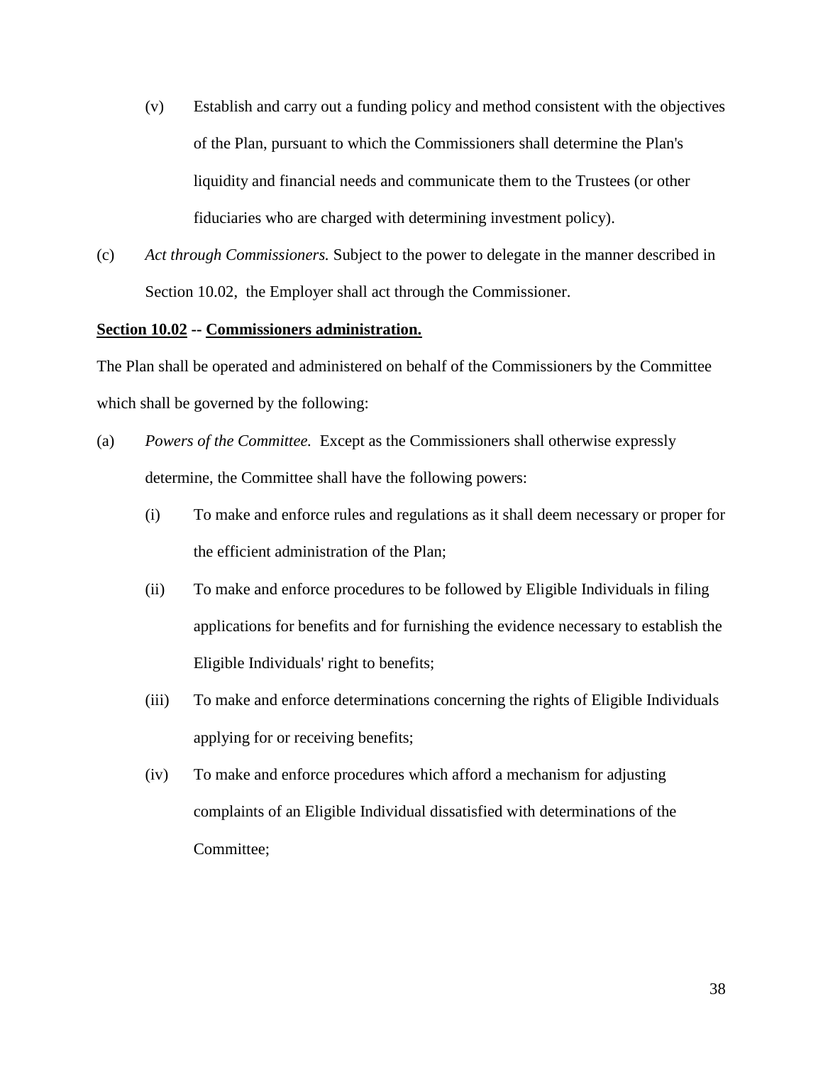(v) Establish and carry out a funding policy and method consistent with the objectives of the Plan, pursuant to which the Commissioners shall determine the Plan's liquidity and financial needs and communicate them to the Trustees (or other fiduciaries who are charged with determining investment policy).

(c) *Act through Commissioners.* Subject to the power to delegate in the manner described in Section 10.02, the Employer shall act through the Commissioner.

**<u>Section 10.02</u> -- <u>Commissioners administration.</u>**

The Plan shall be operated and administered on behalf of the Commissioners by the Committee which shall be governed by the following:

(a) *Powers of the Committee.* Except as the Commissioners shall otherwise expressly determine, the Committee shall have the following powers:

(i) To make and enforce rules and regulations as it shall deem necessary or proper for the efficient administration of the Plan;

(ii) To make and enforce procedures to be followed by Eligible Individuals in filing applications for benefits and for furnishing the evidence necessary to establish the Eligible Individuals' right to benefits;

(iii) To make and enforce determinations concerning the rights of Eligible Individuals applying for or receiving benefits;

(iv) To make and enforce procedures which afford a mechanism for adjusting complaints of an Eligible Individual dissatisfied with determinations of the Committee;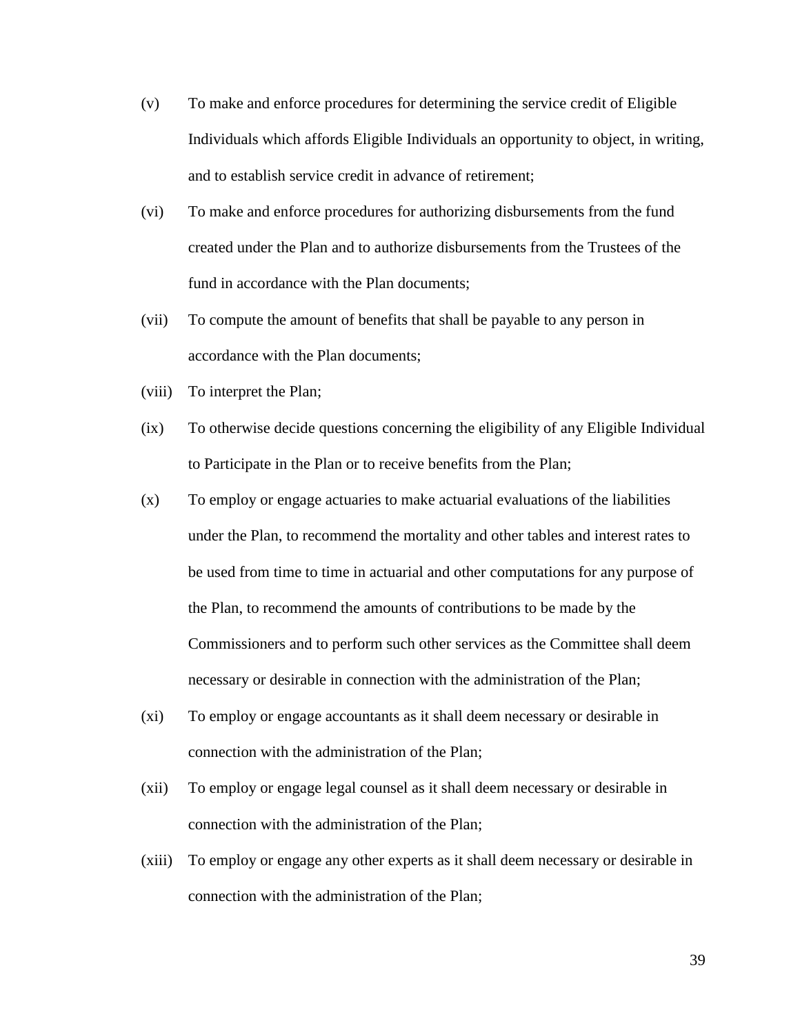(v) To make and enforce procedures for determining the service credit of Eligible Individuals which affords Eligible Individuals an opportunity to object, in writing, and to establish service credit in advance of retirement;

(vi) To make and enforce procedures for authorizing disbursements from the fund created under the Plan and to authorize disbursements from the Trustees of the fund in accordance with the Plan documents;

(vii) To compute the amount of benefits that shall be payable to any person in accordance with the Plan documents;

(viii) To interpret the Plan;

(ix) To otherwise decide questions concerning the eligibility of any Eligible Individual to Participate in the Plan or to receive benefits from the Plan;

(x) To employ or engage actuaries to make actuarial evaluations of the liabilities under the Plan, to recommend the mortality and other tables and interest rates to be used from time to time in actuarial and other computations for any purpose of the Plan, to recommend the amounts of contributions to be made by the Commissioners and to perform such other services as the Committee shall deem necessary or desirable in connection with the administration of the Plan;

(xi) To employ or engage accountants as it shall deem necessary or desirable in connection with the administration of the Plan;

(xii) To employ or engage legal counsel as it shall deem necessary or desirable in connection with the administration of the Plan;

(xiii) To employ or engage any other experts as it shall deem necessary or desirable in connection with the administration of the Plan;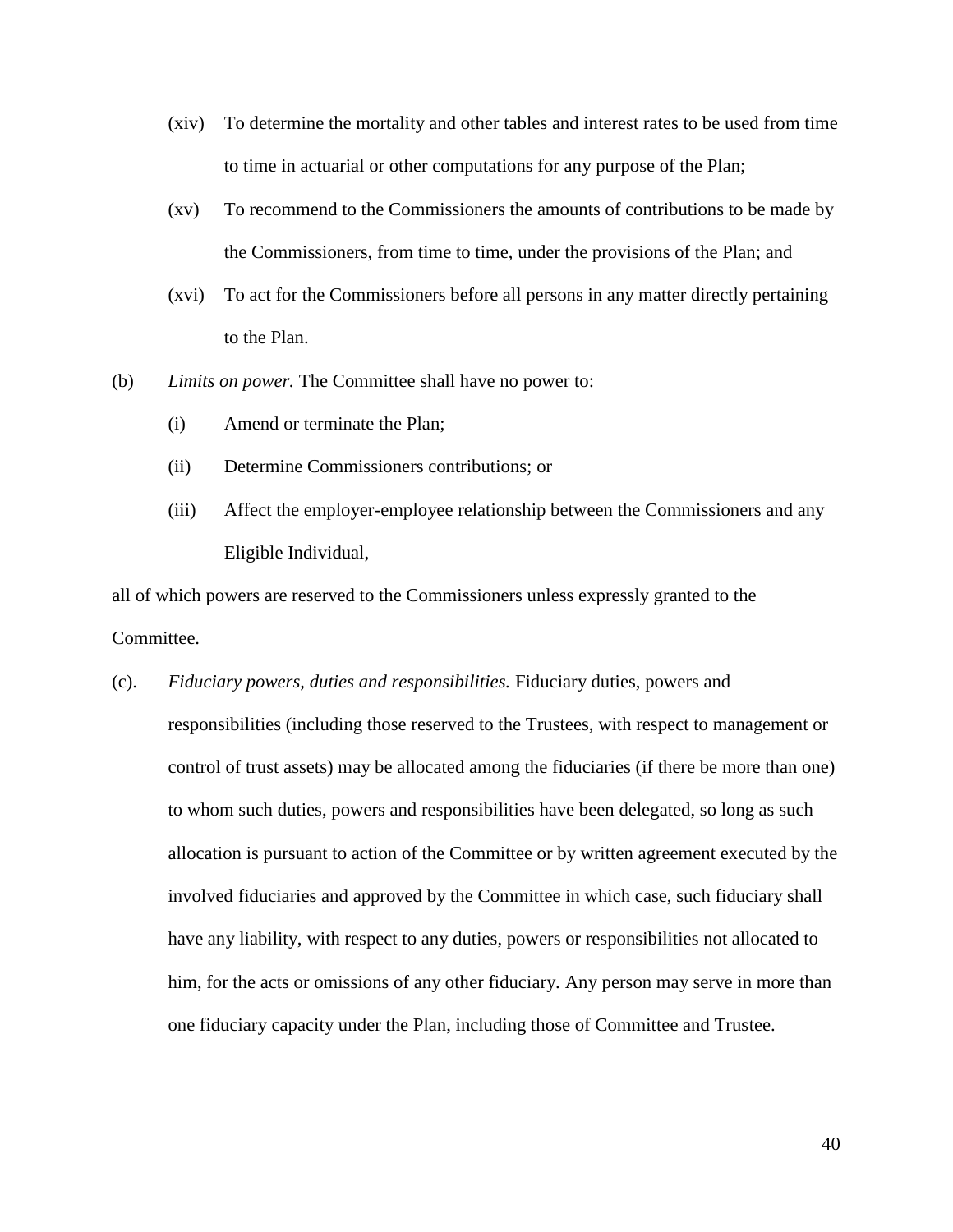(xiv) To determine the mortality and other tables and interest rates to be used from time to time in actuarial or other computations for any purpose of the Plan;

(xv) To recommend to the Commissioners the amounts of contributions to be made by the Commissioners, from time to time, under the provisions of the Plan; and

(xvi) To act for the Commissioners before all persons in any matter directly pertaining to the Plan.

(b) *Limits on power.* The Committee shall have no power to:

(i) Amend or terminate the Plan;

(ii) Determine Commissioners contributions; or

(iii) Affect the employer-employee relationship between the Commissioners and any Eligible Individual,

all of which powers are reserved to the Commissioners unless expressly granted to the Committee.

(c). *Fiduciary powers, duties and responsibilities.* Fiduciary duties, powers and responsibilities (including those reserved to the Trustees, with respect to management or control of trust assets) may be allocated among the fiduciaries (if there be more than one) to whom such duties, powers and responsibilities have been delegated, so long as such allocation is pursuant to action of the Committee or by written agreement executed by the involved fiduciaries and approved by the Committee in which case, such fiduciary shall have any liability, with respect to any duties, powers or responsibilities not allocated to him, for the acts or omissions of any other fiduciary. Any person may serve in more than one fiduciary capacity under the Plan, including those of Committee and Trustee.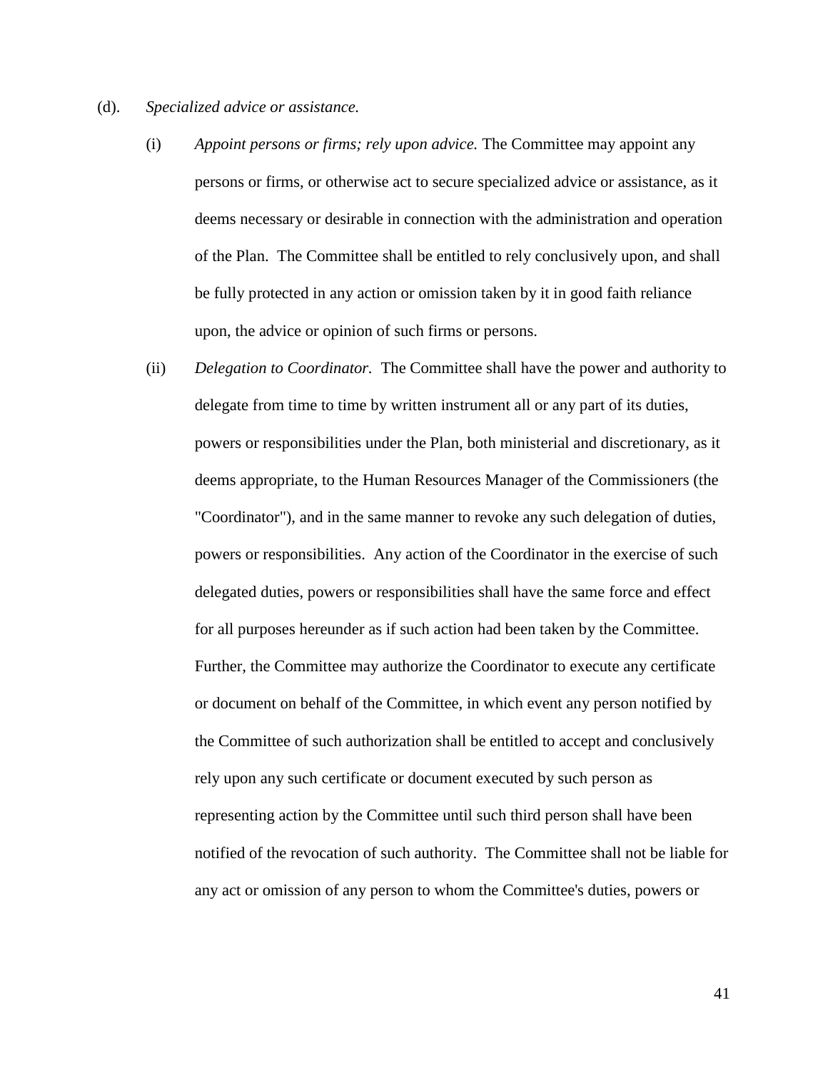(d). *Specialized advice or assistance.*

(i) *Appoint persons or firms; rely upon advice.* The Committee may appoint any persons or firms, or otherwise act to secure specialized advice or assistance, as it deems necessary or desirable in connection with the administration and operation of the Plan. The Committee shall be entitled to rely conclusively upon, and shall be fully protected in any action or omission taken by it in good faith reliance upon, the advice or opinion of such firms or persons.

(ii) *Delegation to Coordinator*. The Committee shall have the power and authority to delegate from time to time by written instrument all or any part of its duties, powers or responsibilities under the Plan, both ministerial and discretionary, as it deems appropriate, to the Human Resources Manager of the Commissioners (the "Coordinator"), and in the same manner to revoke any such delegation of duties, powers or responsibilities. Any action of the Coordinator in the exercise of such delegated duties, powers or responsibilities shall have the same force and effect for all purposes hereunder as if such action had been taken by the Committee. Further, the Committee may authorize the Coordinator to execute any certificate or document on behalf of the Committee, in which event any person notified by the Committee of such authorization shall be entitled to accept and conclusively rely upon any such certificate or document executed by such person as representing action by the Committee until such third person shall have been notified of the revocation of such authority. The Committee shall not be liable for any act or omission of any person to whom the Committee's duties, powers or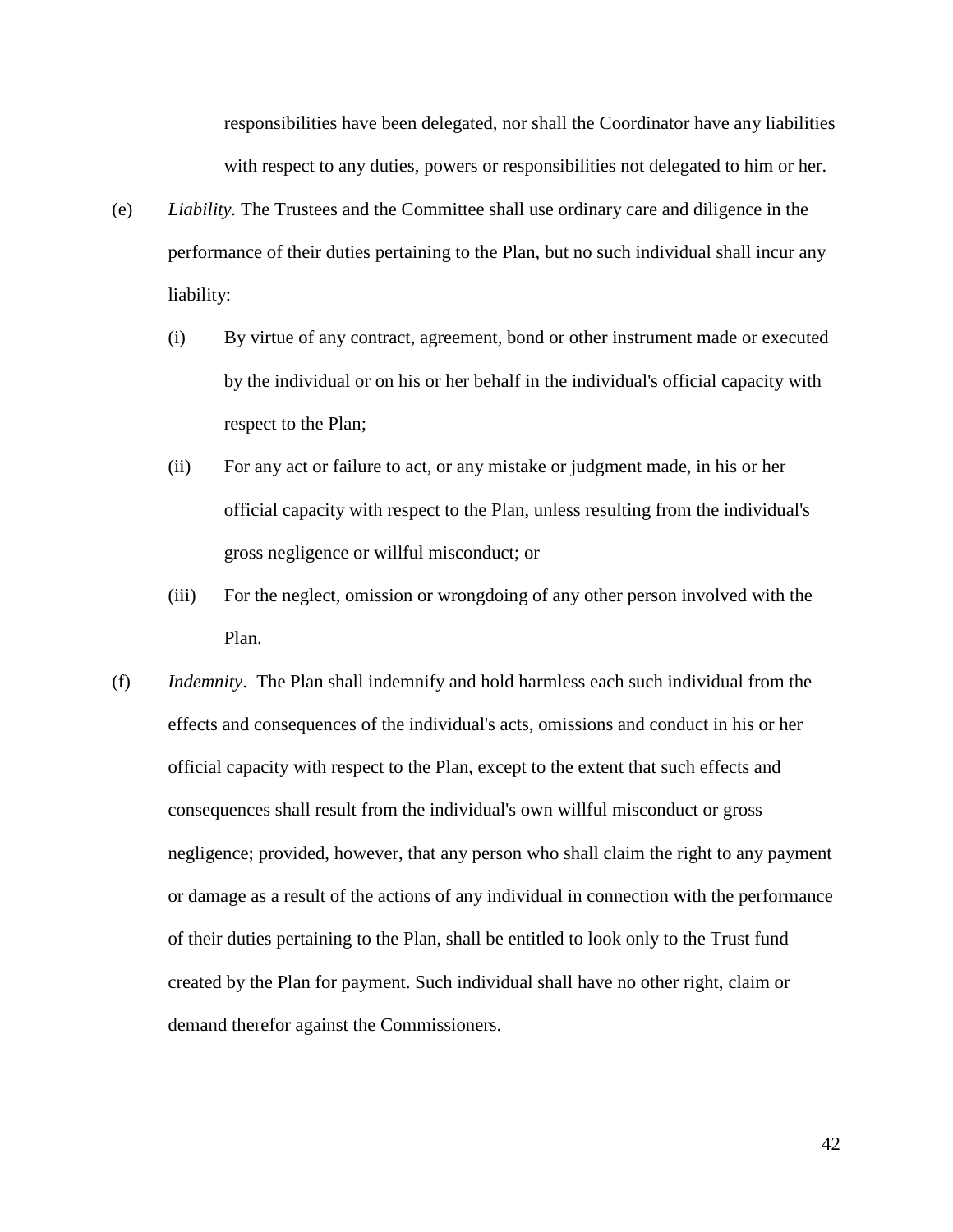responsibilities have been delegated, nor shall the Coordinator have any liabilities with respect to any duties, powers or responsibilities not delegated to him or her.

(e) *Liability.* The Trustees and the Committee shall use ordinary care and diligence in the performance of their duties pertaining to the Plan, but no such individual shall incur any liability:

(i) By virtue of any contract, agreement, bond or other instrument made or executed by the individual or on his or her behalf in the individual's official capacity with respect to the Plan;

(ii) For any act or failure to act, or any mistake or judgment made, in his or her official capacity with respect to the Plan, unless resulting from the individual's gross negligence or willful misconduct; or

(iii) For the neglect, omission or wrongdoing of any other person involved with the Plan.

(f) *Indemnity*. The Plan shall indemnify and hold harmless each such individual from the effects and consequences of the individual's acts, omissions and conduct in his or her official capacity with respect to the Plan, except to the extent that such effects and consequences shall result from the individual's own willful misconduct or gross negligence; provided, however, that any person who shall claim the right to any payment or damage as a result of the actions of any individual in connection with the performance of their duties pertaining to the Plan, shall be entitled to look only to the Trust fund created by the Plan for payment. Such individual shall have no other right, claim or demand therefor against the Commissioners.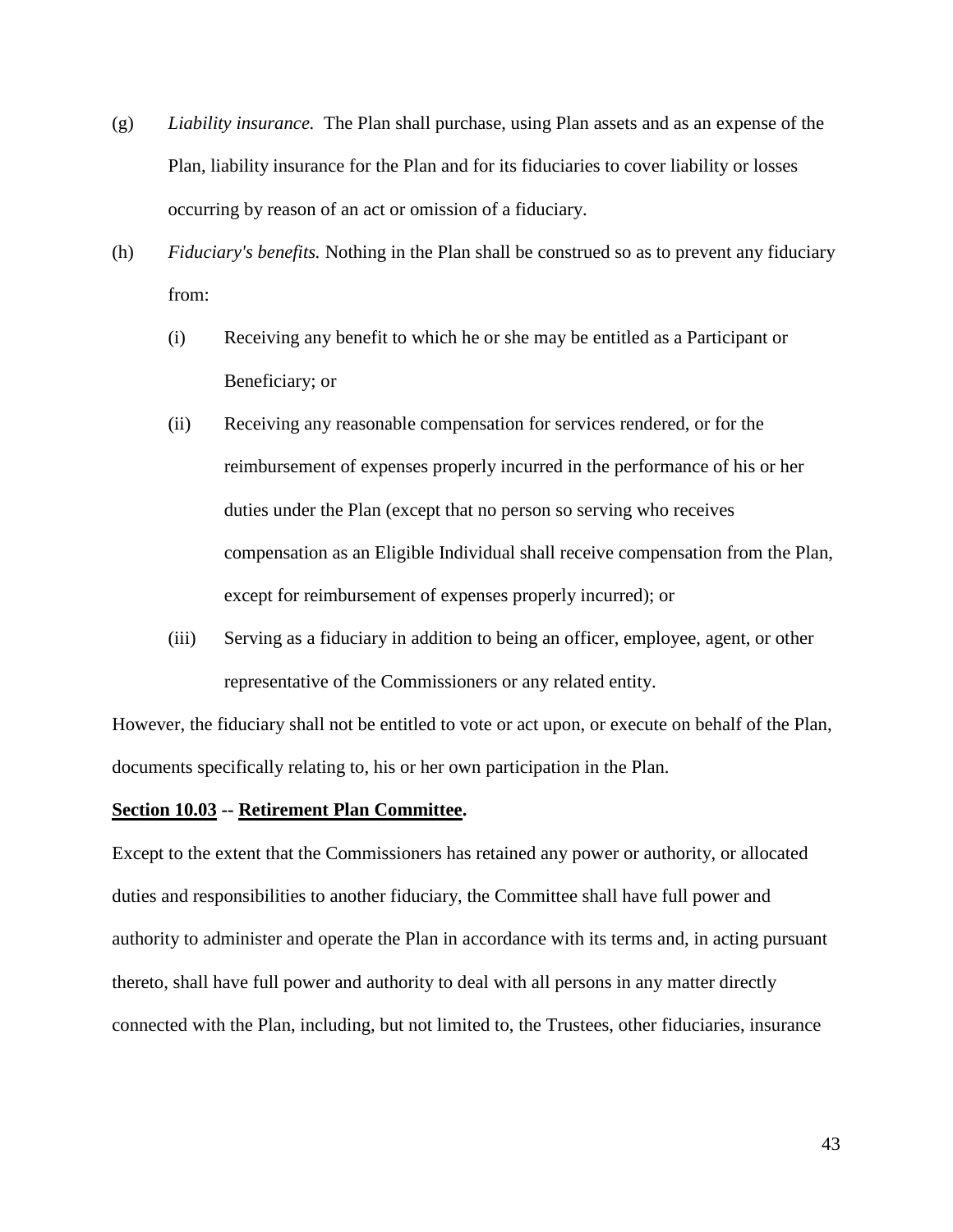(g) *Liability insurance.* The Plan shall purchase, using Plan assets and as an expense of the Plan, liability insurance for the Plan and for its fiduciaries to cover liability or losses occurring by reason of an act or omission of a fiduciary.

(h) *Fiduciary's benefits.* Nothing in the Plan shall be construed so as to prevent any fiduciary from:

  (i) Receiving any benefit to which he or she may be entitled as a Participant or Beneficiary; or

  (ii) Receiving any reasonable compensation for services rendered, or for the reimbursement of expenses properly incurred in the performance of his or her duties under the Plan (except that no person so serving who receives compensation as an Eligible Individual shall receive compensation from the Plan, except for reimbursement of expenses properly incurred); or

  (iii) Serving as a fiduciary in addition to being an officer, employee, agent, or other representative of the Commissioners or any related entity.

However, the fiduciary shall not be entitled to vote or act upon, or execute on behalf of the Plan, documents specifically relating to, his or her own participation in the Plan.

**Section 10.03 -- Retirement Plan Committee.**

Except to the extent that the Commissioners has retained any power or authority, or allocated duties and responsibilities to another fiduciary, the Committee shall have full power and authority to administer and operate the Plan in accordance with its terms and, in acting pursuant thereto, shall have full power and authority to deal with all persons in any matter directly connected with the Plan, including, but not limited to, the Trustees, other fiduciaries, insurance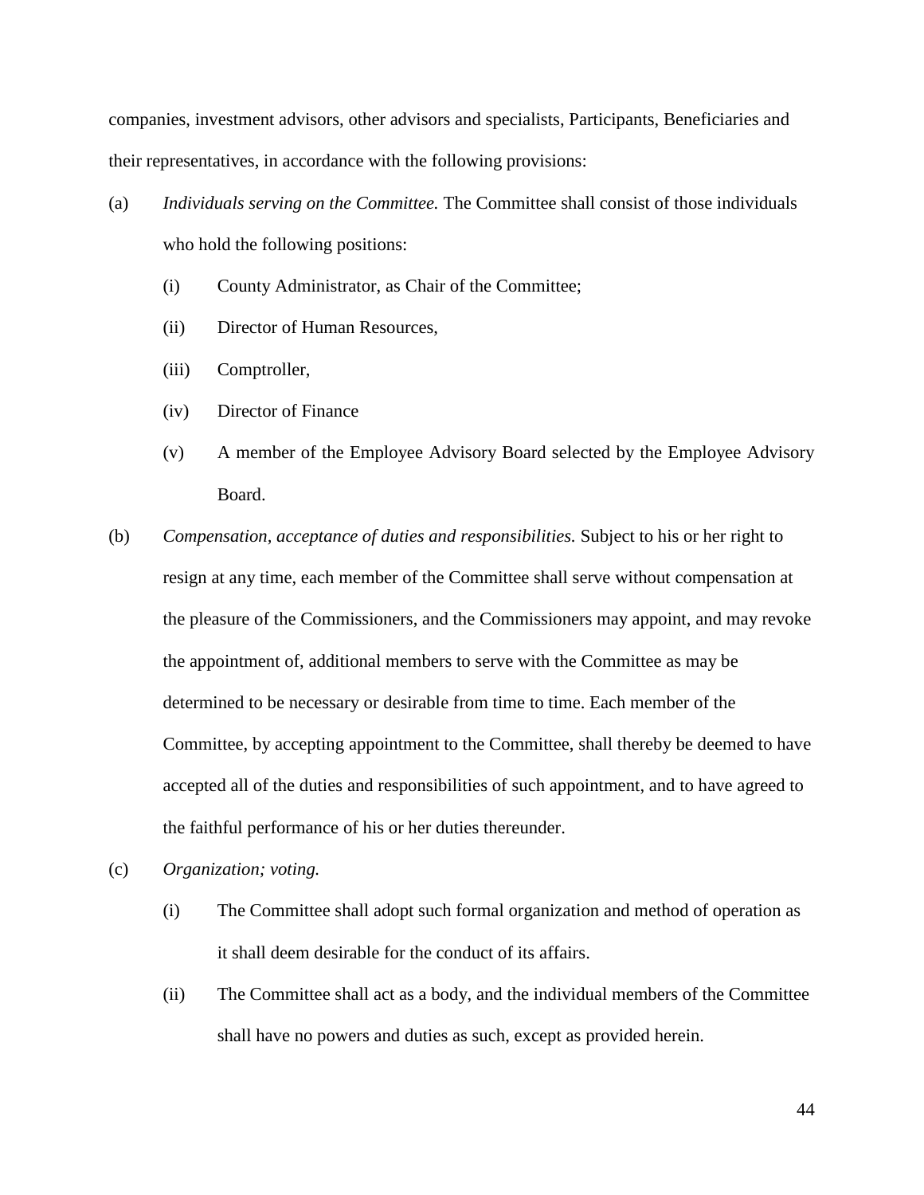companies, investment advisors, other advisors and specialists, Participants, Beneficiaries and their representatives, in accordance with the following provisions:

(a) *Individuals serving on the Committee.* The Committee shall consist of those individuals who hold the following positions:

   (i) County Administrator, as Chair of the Committee;

   (ii) Director of Human Resources,

   (iii) Comptroller,

   (iv) Director of Finance

   (v) A member of the Employee Advisory Board selected by the Employee Advisory Board.

(b) *Compensation, acceptance of duties and responsibilities.* Subject to his or her right to resign at any time, each member of the Committee shall serve without compensation at the pleasure of the Commissioners, and the Commissioners may appoint, and may revoke the appointment of, additional members to serve with the Committee as may be determined to be necessary or desirable from time to time. Each member of the Committee, by accepting appointment to the Committee, shall thereby be deemed to have accepted all of the duties and responsibilities of such appointment, and to have agreed to the faithful performance of his or her duties thereunder.

(c) *Organization; voting.*

   (i) The Committee shall adopt such formal organization and method of operation as it shall deem desirable for the conduct of its affairs.

   (ii) The Committee shall act as a body, and the individual members of the Committee shall have no powers and duties as such, except as provided herein.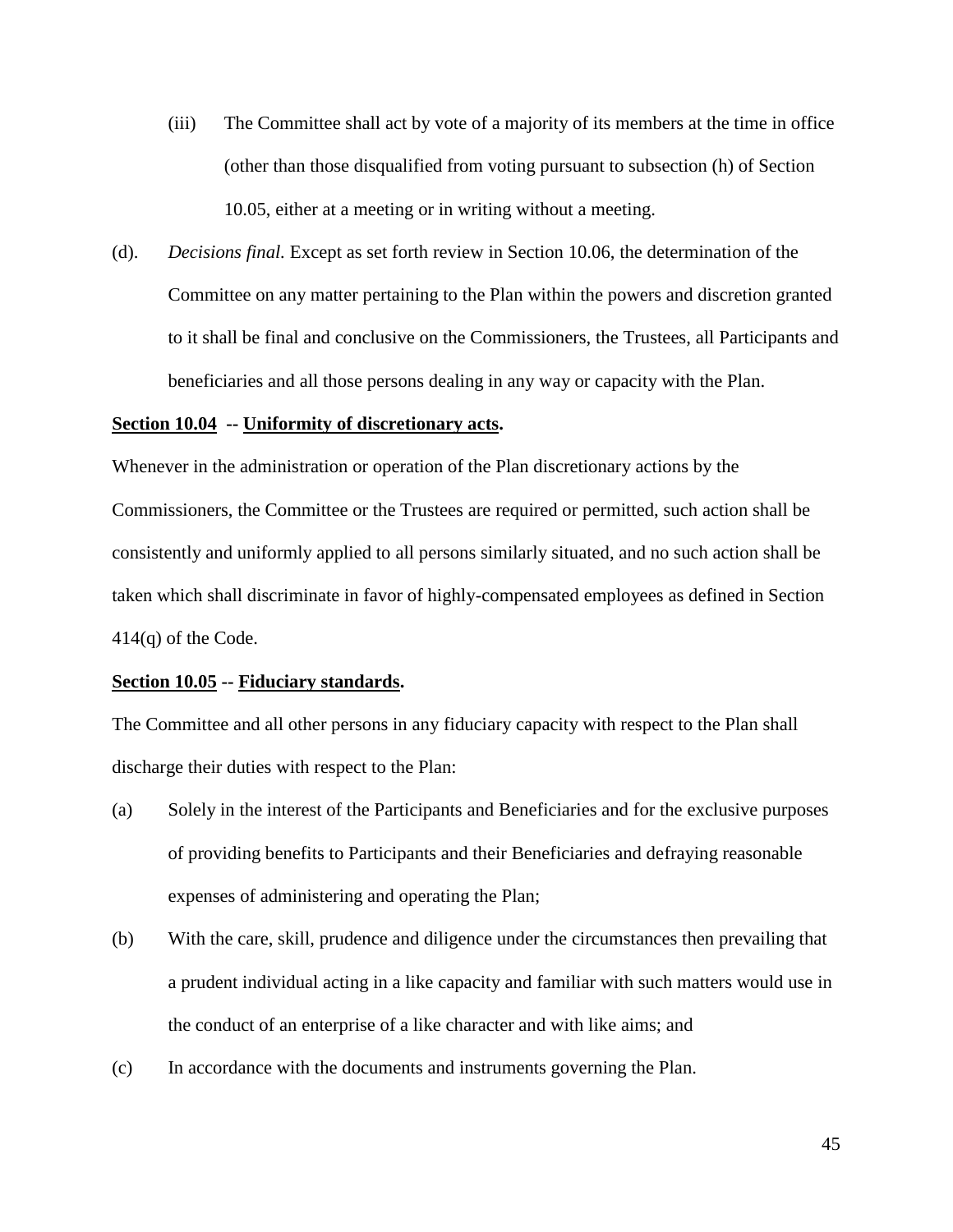(iii) The Committee shall act by vote of a majority of its members at the time in office (other than those disqualified from voting pursuant to subsection (h) of Section 10.05, either at a meeting or in writing without a meeting.

(d). *Decisions final.* Except as set forth review in Section 10.06, the determination of the Committee on any matter pertaining to the Plan within the powers and discretion granted to it shall be final and conclusive on the Commissioners, the Trustees, all Participants and beneficiaries and all those persons dealing in any way or capacity with the Plan.

**Section 10.04 -- Uniformity of discretionary acts.**

Whenever in the administration or operation of the Plan discretionary actions by the Commissioners, the Committee or the Trustees are required or permitted, such action shall be consistently and uniformly applied to all persons similarly situated, and no such action shall be taken which shall discriminate in favor of highly-compensated employees as defined in Section 414(q) of the Code.

**Section 10.05 -- Fiduciary standards.**

The Committee and all other persons in any fiduciary capacity with respect to the Plan shall discharge their duties with respect to the Plan:

(a) Solely in the interest of the Participants and Beneficiaries and for the exclusive purposes of providing benefits to Participants and their Beneficiaries and defraying reasonable expenses of administering and operating the Plan;

(b) With the care, skill, prudence and diligence under the circumstances then prevailing that a prudent individual acting in a like capacity and familiar with such matters would use in the conduct of an enterprise of a like character and with like aims; and

(c) In accordance with the documents and instruments governing the Plan.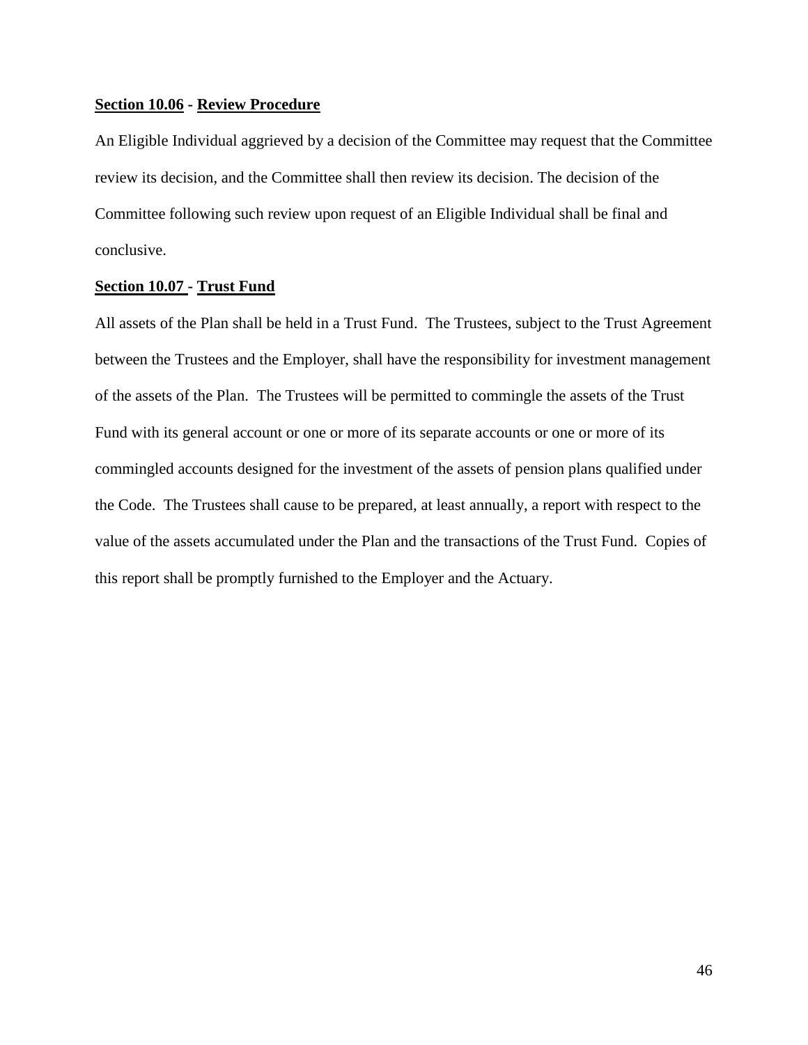**Section 10.06 - Review Procedure**

An Eligible Individual aggrieved by a decision of the Committee may request that the Committee review its decision, and the Committee shall then review its decision. The decision of the Committee following such review upon request of an Eligible Individual shall be final and conclusive.

**Section 10.07 - Trust Fund**

All assets of the Plan shall be held in a Trust Fund. The Trustees, subject to the Trust Agreement between the Trustees and the Employer, shall have the responsibility for investment management of the assets of the Plan. The Trustees will be permitted to commingle the assets of the Trust Fund with its general account or one or more of its separate accounts or one or more of its commingled accounts designed for the investment of the assets of pension plans qualified under the Code. The Trustees shall cause to be prepared, at least annually, a report with respect to the value of the assets accumulated under the Plan and the transactions of the Trust Fund. Copies of this report shall be promptly furnished to the Employer and the Actuary.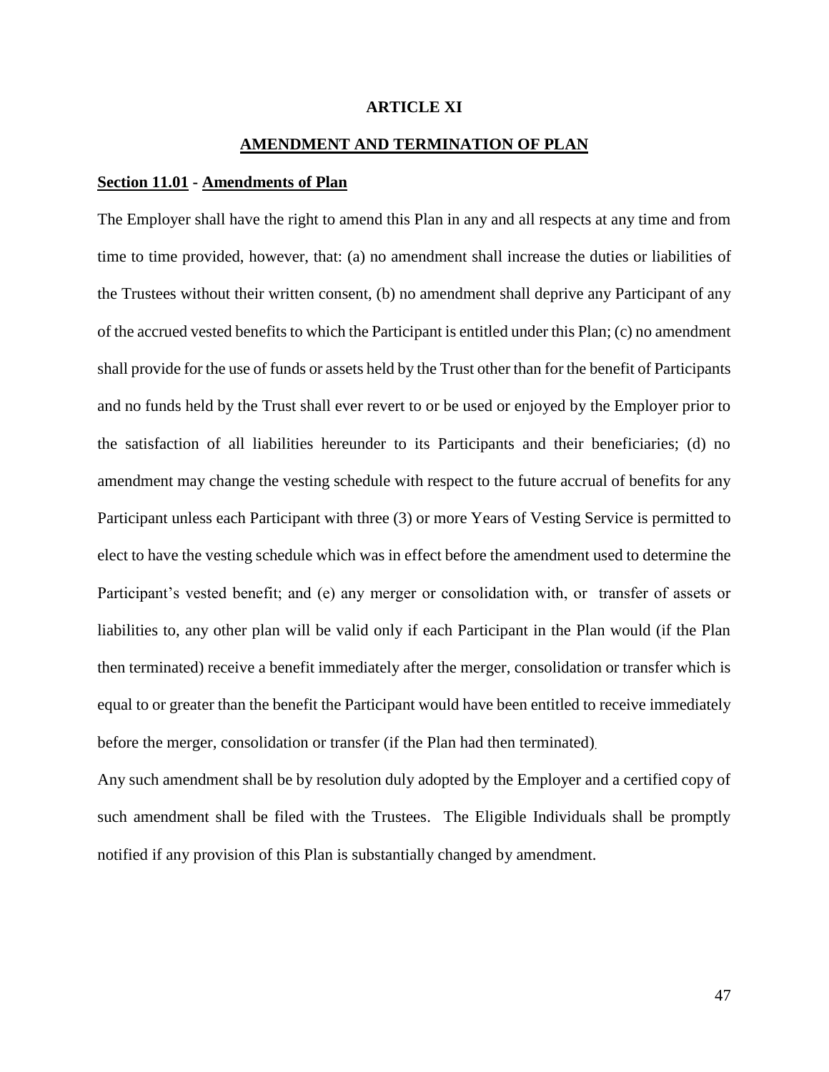# ARTICLE XI

## AMENDMENT AND TERMINATION OF PLAN

**Section 11.01 - Amendments of Plan**

The Employer shall have the right to amend this Plan in any and all respects at any time and from time to time provided, however, that: (a) no amendment shall increase the duties or liabilities of the Trustees without their written consent, (b) no amendment shall deprive any Participant of any of the accrued vested benefits to which the Participant is entitled under this Plan; (c) no amendment shall provide for the use of funds or assets held by the Trust other than for the benefit of Participants and no funds held by the Trust shall ever revert to or be used or enjoyed by the Employer prior to the satisfaction of all liabilities hereunder to its Participants and their beneficiaries; (d) no amendment may change the vesting schedule with respect to the future accrual of benefits for any Participant unless each Participant with three (3) or more Years of Vesting Service is permitted to elect to have the vesting schedule which was in effect before the amendment used to determine the Participant's vested benefit; and (e) any merger or consolidation with, or transfer of assets or liabilities to, any other plan will be valid only if each Participant in the Plan would (if the Plan then terminated) receive a benefit immediately after the merger, consolidation or transfer which is equal to or greater than the benefit the Participant would have been entitled to receive immediately before the merger, consolidation or transfer (if the Plan had then terminated).

Any such amendment shall be by resolution duly adopted by the Employer and a certified copy of such amendment shall be filed with the Trustees. The Eligible Individuals shall be promptly notified if any provision of this Plan is substantially changed by amendment.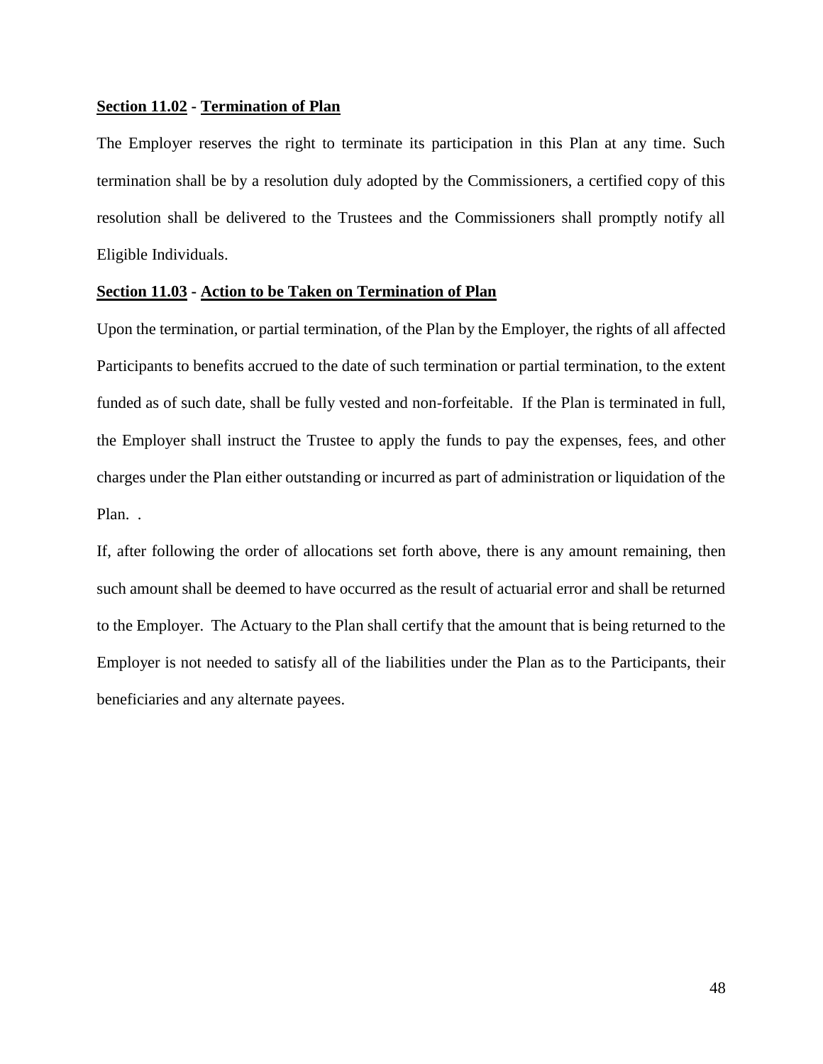**Section 11.02 - Termination of Plan**

The Employer reserves the right to terminate its participation in this Plan at any time. Such termination shall be by a resolution duly adopted by the Commissioners, a certified copy of this resolution shall be delivered to the Trustees and the Commissioners shall promptly notify all Eligible Individuals.

**Section 11.03 - Action to be Taken on Termination of Plan**

Upon the termination, or partial termination, of the Plan by the Employer, the rights of all affected Participants to benefits accrued to the date of such termination or partial termination, to the extent funded as of such date, shall be fully vested and non-forfeitable. If the Plan is terminated in full, the Employer shall instruct the Trustee to apply the funds to pay the expenses, fees, and other charges under the Plan either outstanding or incurred as part of administration or liquidation of the Plan. .

If, after following the order of allocations set forth above, there is any amount remaining, then such amount shall be deemed to have occurred as the result of actuarial error and shall be returned to the Employer. The Actuary to the Plan shall certify that the amount that is being returned to the Employer is not needed to satisfy all of the liabilities under the Plan as to the Participants, their beneficiaries and any alternate payees.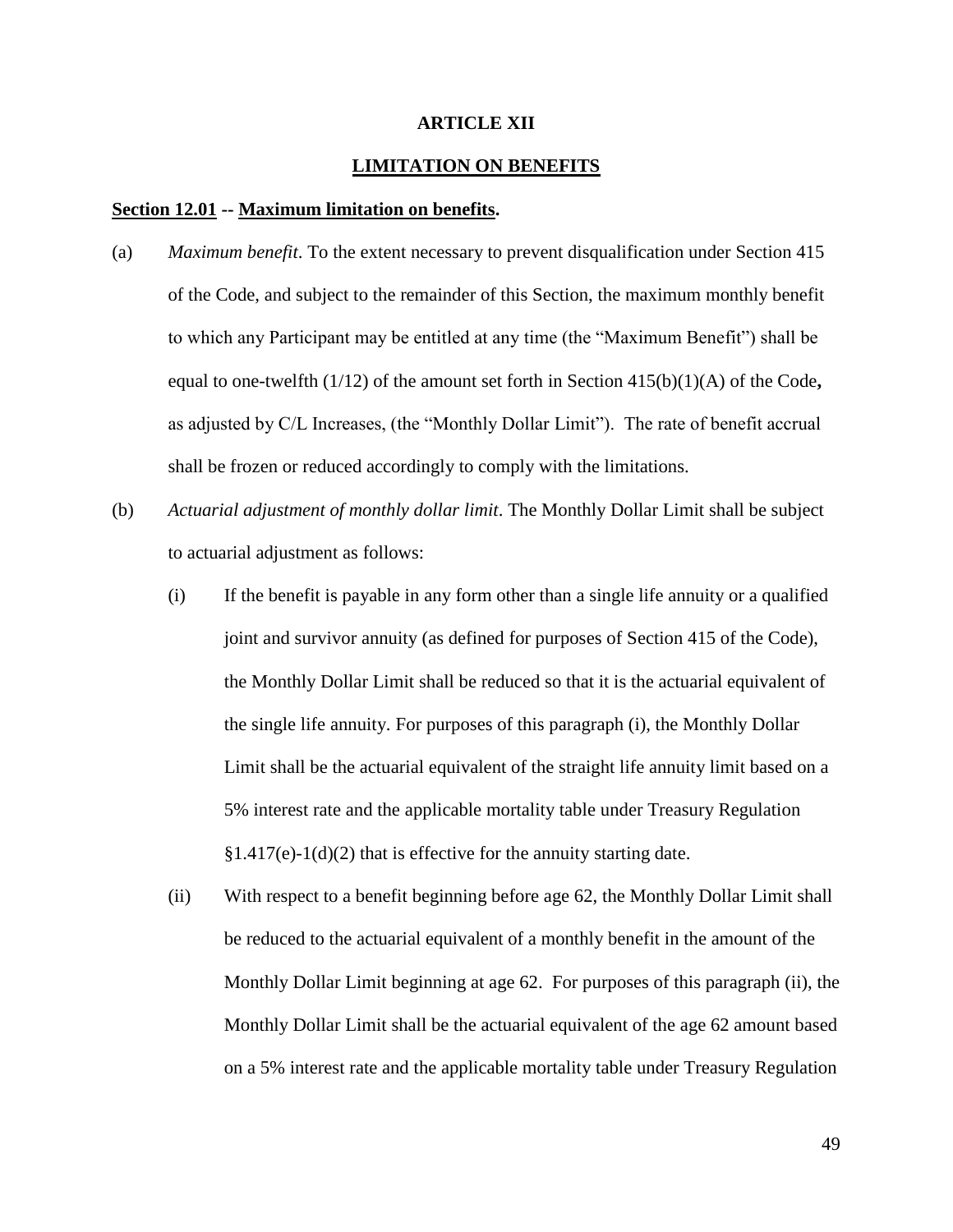# ARTICLE XII

## LIMITATION ON BENEFITS

**Section 12.01 -- Maximum limitation on benefits.**

(a) *Maximum benefit*. To the extent necessary to prevent disqualification under Section 415 of the Code, and subject to the remainder of this Section, the maximum monthly benefit to which any Participant may be entitled at any time (the "Maximum Benefit") shall be equal to one-twelfth (1/12) of the amount set forth in Section 415(b)(1)(A) of the Code**,** as adjusted by C/L Increases, (the "Monthly Dollar Limit"). The rate of benefit accrual shall be frozen or reduced accordingly to comply with the limitations.

(b) *Actuarial adjustment of monthly dollar limit*. The Monthly Dollar Limit shall be subject to actuarial adjustment as follows:

(i) If the benefit is payable in any form other than a single life annuity or a qualified joint and survivor annuity (as defined for purposes of Section 415 of the Code), the Monthly Dollar Limit shall be reduced so that it is the actuarial equivalent of the single life annuity. For purposes of this paragraph (i), the Monthly Dollar Limit shall be the actuarial equivalent of the straight life annuity limit based on a 5% interest rate and the applicable mortality table under Treasury Regulation §1.417(e)-1(d)(2) that is effective for the annuity starting date.

(ii) With respect to a benefit beginning before age 62, the Monthly Dollar Limit shall be reduced to the actuarial equivalent of a monthly benefit in the amount of the Monthly Dollar Limit beginning at age 62. For purposes of this paragraph (ii), the Monthly Dollar Limit shall be the actuarial equivalent of the age 62 amount based on a 5% interest rate and the applicable mortality table under Treasury Regulation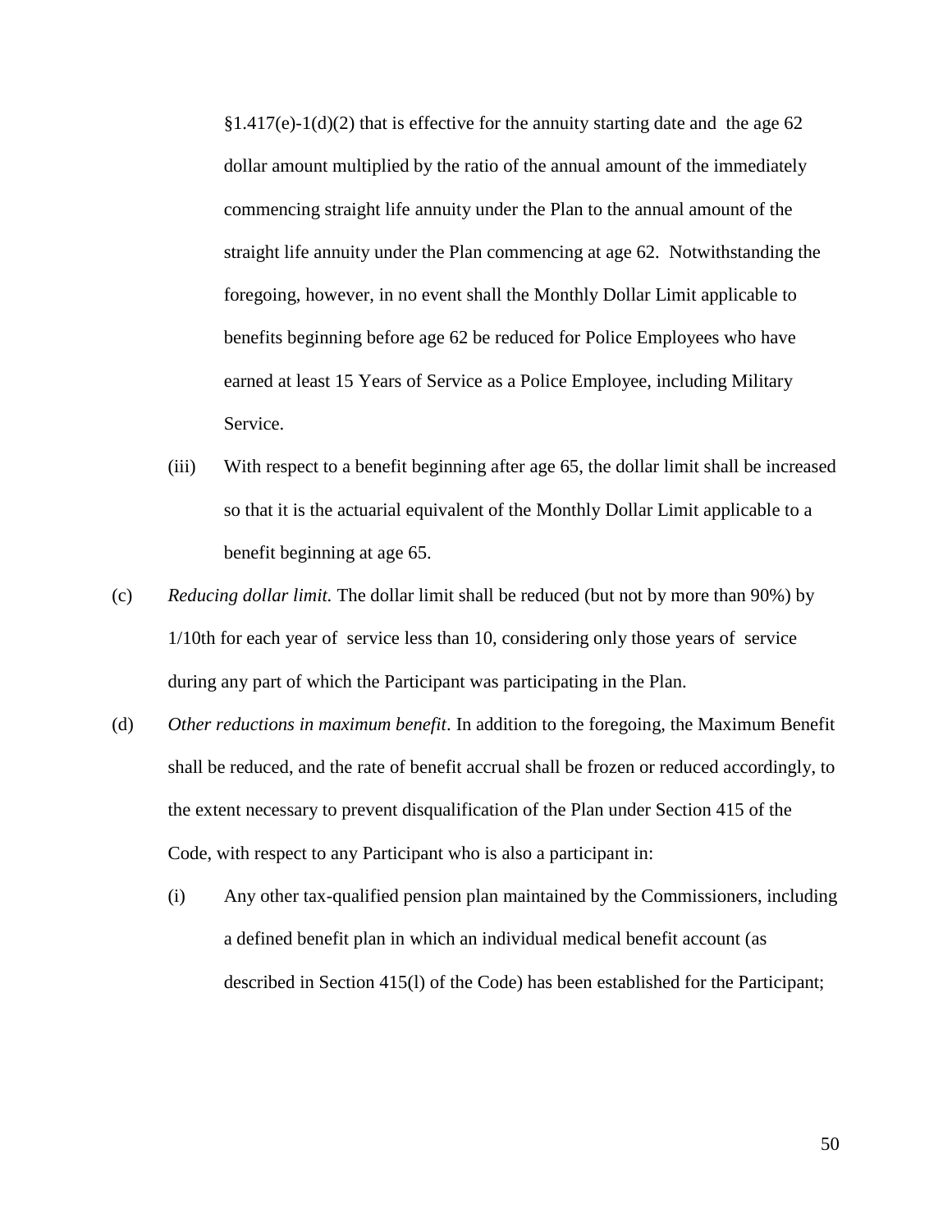§1.417(e)-1(d)(2) that is effective for the annuity starting date and the age 62 dollar amount multiplied by the ratio of the annual amount of the immediately commencing straight life annuity under the Plan to the annual amount of the straight life annuity under the Plan commencing at age 62. Notwithstanding the foregoing, however, in no event shall the Monthly Dollar Limit applicable to benefits beginning before age 62 be reduced for Police Employees who have earned at least 15 Years of Service as a Police Employee, including Military Service.

(iii) With respect to a benefit beginning after age 65, the dollar limit shall be increased so that it is the actuarial equivalent of the Monthly Dollar Limit applicable to a benefit beginning at age 65.

(c) *Reducing dollar limit.* The dollar limit shall be reduced (but not by more than 90%) by 1/10th for each year of service less than 10, considering only those years of service during any part of which the Participant was participating in the Plan.

(d) *Other reductions in maximum benefit*. In addition to the foregoing, the Maximum Benefit shall be reduced, and the rate of benefit accrual shall be frozen or reduced accordingly, to the extent necessary to prevent disqualification of the Plan under Section 415 of the Code, with respect to any Participant who is also a participant in:

(i) Any other tax-qualified pension plan maintained by the Commissioners, including a defined benefit plan in which an individual medical benefit account (as described in Section 415(l) of the Code) has been established for the Participant;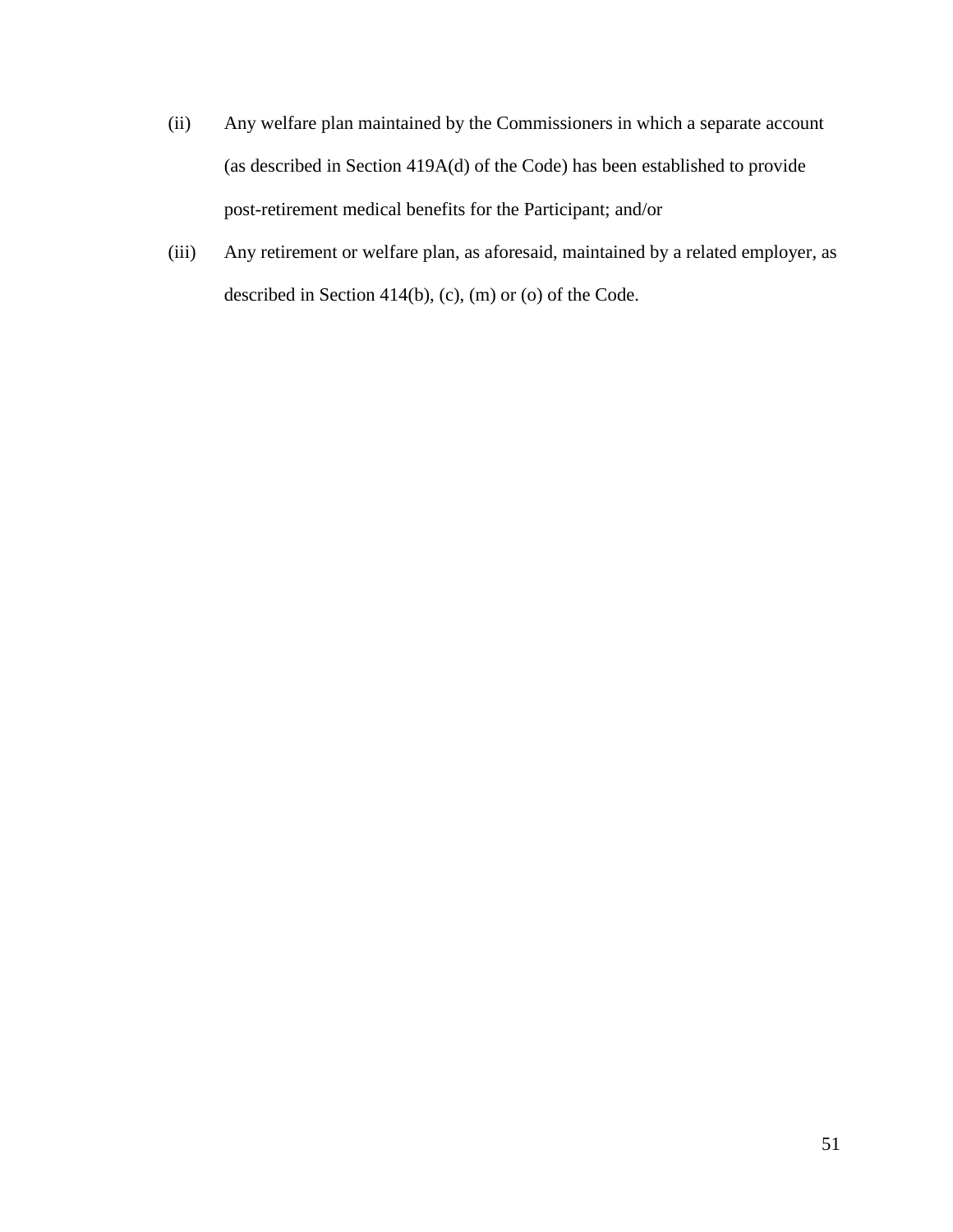(ii) Any welfare plan maintained by the Commissioners in which a separate account (as described in Section 419A(d) of the Code) has been established to provide post-retirement medical benefits for the Participant; and/or

(iii) Any retirement or welfare plan, as aforesaid, maintained by a related employer, as described in Section 414(b), (c), (m) or (o) of the Code.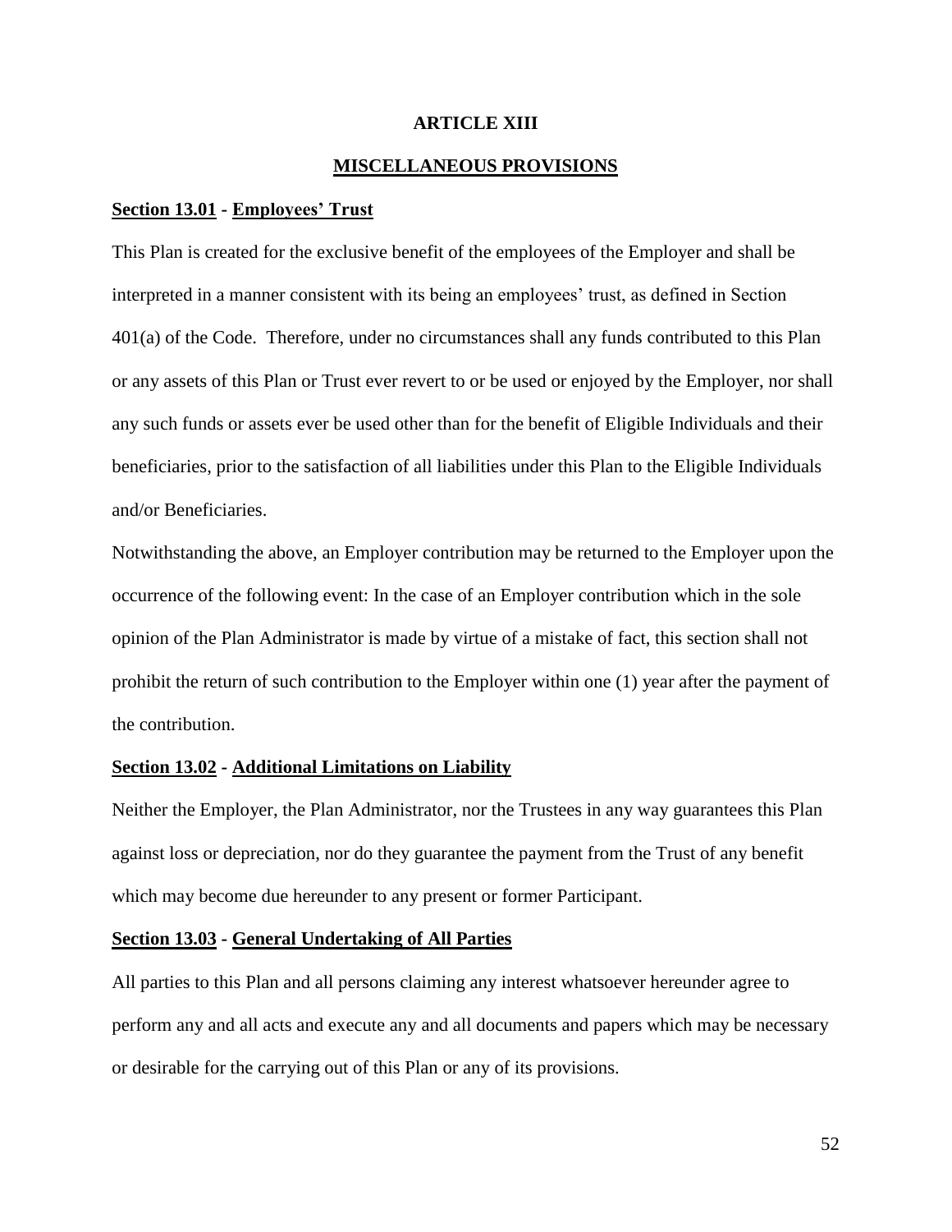# ARTICLE XIII

## MISCELLANEOUS PROVISIONS

### Section 13.01 - Employees' Trust

This Plan is created for the exclusive benefit of the employees of the Employer and shall be interpreted in a manner consistent with its being an employees' trust, as defined in Section 401(a) of the Code. Therefore, under no circumstances shall any funds contributed to this Plan or any assets of this Plan or Trust ever revert to or be used or enjoyed by the Employer, nor shall any such funds or assets ever be used other than for the benefit of Eligible Individuals and their beneficiaries, prior to the satisfaction of all liabilities under this Plan to the Eligible Individuals and/or Beneficiaries.

Notwithstanding the above, an Employer contribution may be returned to the Employer upon the occurrence of the following event: In the case of an Employer contribution which in the sole opinion of the Plan Administrator is made by virtue of a mistake of fact, this section shall not prohibit the return of such contribution to the Employer within one (1) year after the payment of the contribution.

### Section 13.02 - Additional Limitations on Liability

Neither the Employer, the Plan Administrator, nor the Trustees in any way guarantees this Plan against loss or depreciation, nor do they guarantee the payment from the Trust of any benefit which may become due hereunder to any present or former Participant.

### Section 13.03 - General Undertaking of All Parties

All parties to this Plan and all persons claiming any interest whatsoever hereunder agree to perform any and all acts and execute any and all documents and papers which may be necessary or desirable for the carrying out of this Plan or any of its provisions.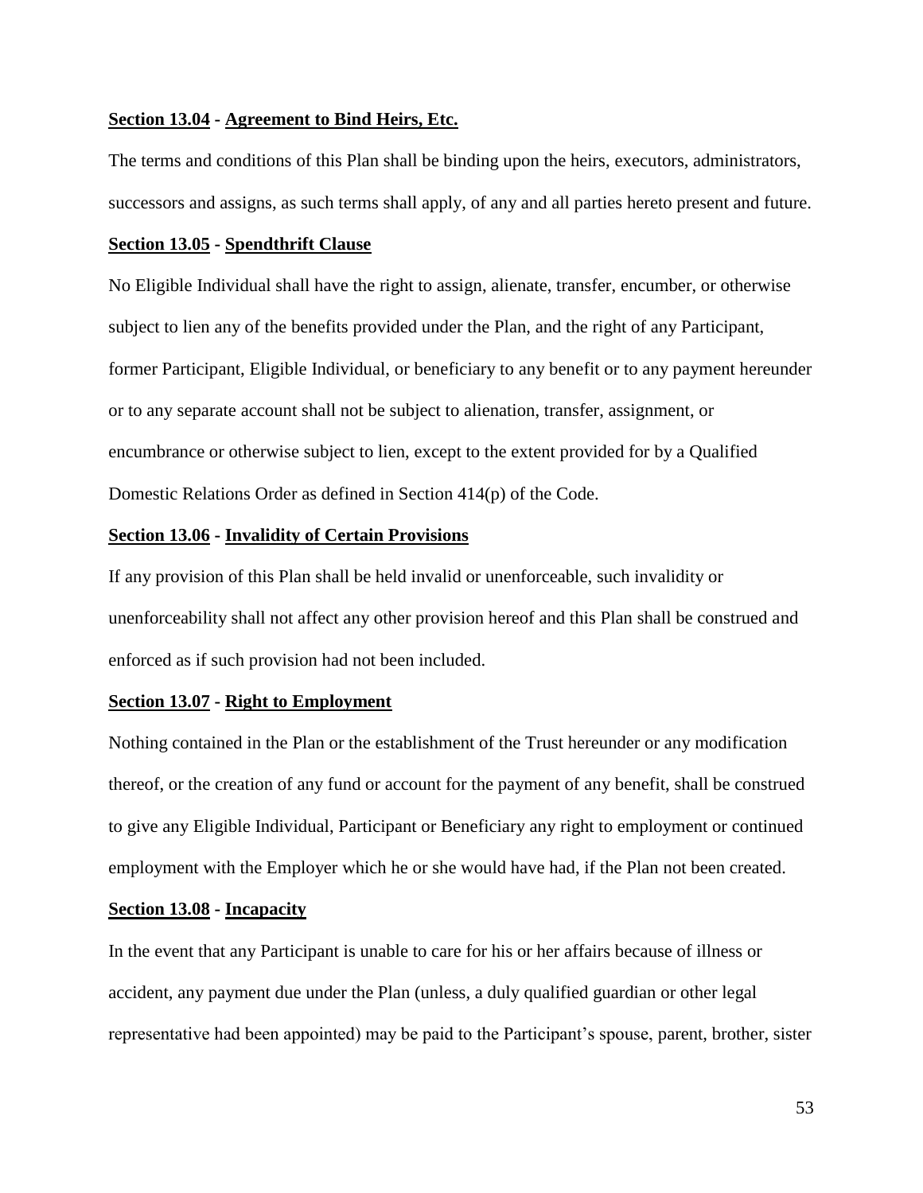**Section 13.04 - Agreement to Bind Heirs, Etc.**

The terms and conditions of this Plan shall be binding upon the heirs, executors, administrators, successors and assigns, as such terms shall apply, of any and all parties hereto present and future.

**Section 13.05 - Spendthrift Clause**

No Eligible Individual shall have the right to assign, alienate, transfer, encumber, or otherwise subject to lien any of the benefits provided under the Plan, and the right of any Participant, former Participant, Eligible Individual, or beneficiary to any benefit or to any payment hereunder or to any separate account shall not be subject to alienation, transfer, assignment, or encumbrance or otherwise subject to lien, except to the extent provided for by a Qualified Domestic Relations Order as defined in Section 414(p) of the Code.

**Section 13.06 - Invalidity of Certain Provisions**

If any provision of this Plan shall be held invalid or unenforceable, such invalidity or unenforceability shall not affect any other provision hereof and this Plan shall be construed and enforced as if such provision had not been included.

**Section 13.07 - Right to Employment**

Nothing contained in the Plan or the establishment of the Trust hereunder or any modification thereof, or the creation of any fund or account for the payment of any benefit, shall be construed to give any Eligible Individual, Participant or Beneficiary any right to employment or continued employment with the Employer which he or she would have had, if the Plan not been created.

**Section 13.08 - Incapacity**

In the event that any Participant is unable to care for his or her affairs because of illness or accident, any payment due under the Plan (unless, a duly qualified guardian or other legal representative had been appointed) may be paid to the Participant's spouse, parent, brother, sister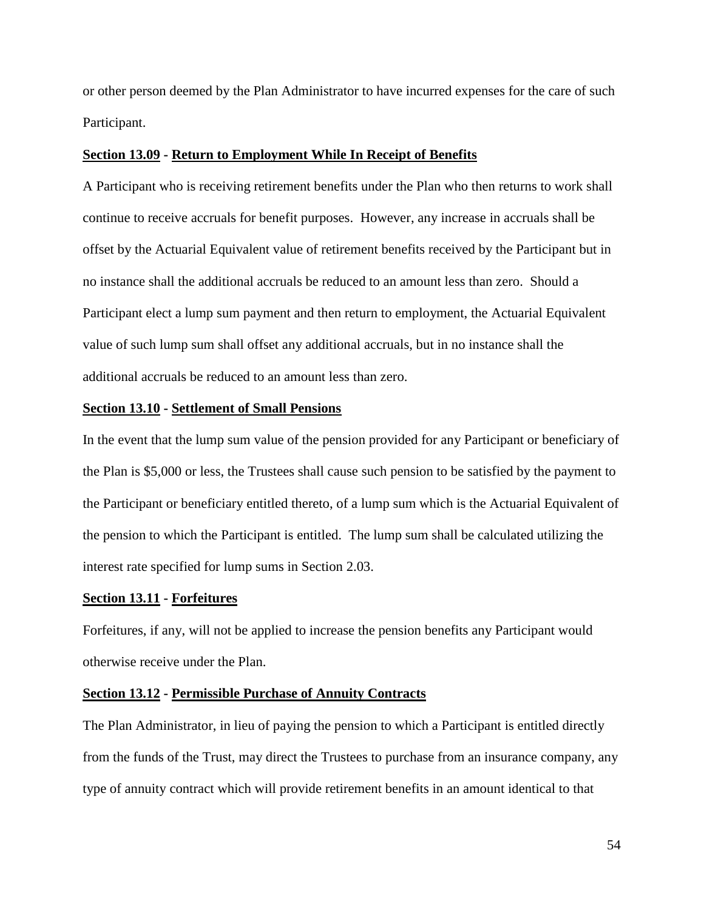or other person deemed by the Plan Administrator to have incurred expenses for the care of such Participant.

**Section 13.09 - Return to Employment While In Receipt of Benefits**

A Participant who is receiving retirement benefits under the Plan who then returns to work shall continue to receive accruals for benefit purposes. However, any increase in accruals shall be offset by the Actuarial Equivalent value of retirement benefits received by the Participant but in no instance shall the additional accruals be reduced to an amount less than zero. Should a Participant elect a lump sum payment and then return to employment, the Actuarial Equivalent value of such lump sum shall offset any additional accruals, but in no instance shall the additional accruals be reduced to an amount less than zero.

**Section 13.10 - Settlement of Small Pensions**

In the event that the lump sum value of the pension provided for any Participant or beneficiary of the Plan is $5,000 or less, the Trustees shall cause such pension to be satisfied by the payment to the Participant or beneficiary entitled thereto, of a lump sum which is the Actuarial Equivalent of the pension to which the Participant is entitled. The lump sum shall be calculated utilizing the interest rate specified for lump sums in Section 2.03.

**Section 13.11 - Forfeitures**

Forfeitures, if any, will not be applied to increase the pension benefits any Participant would otherwise receive under the Plan.

**Section 13.12 - Permissible Purchase of Annuity Contracts**

The Plan Administrator, in lieu of paying the pension to which a Participant is entitled directly from the funds of the Trust, may direct the Trustees to purchase from an insurance company, any type of annuity contract which will provide retirement benefits in an amount identical to that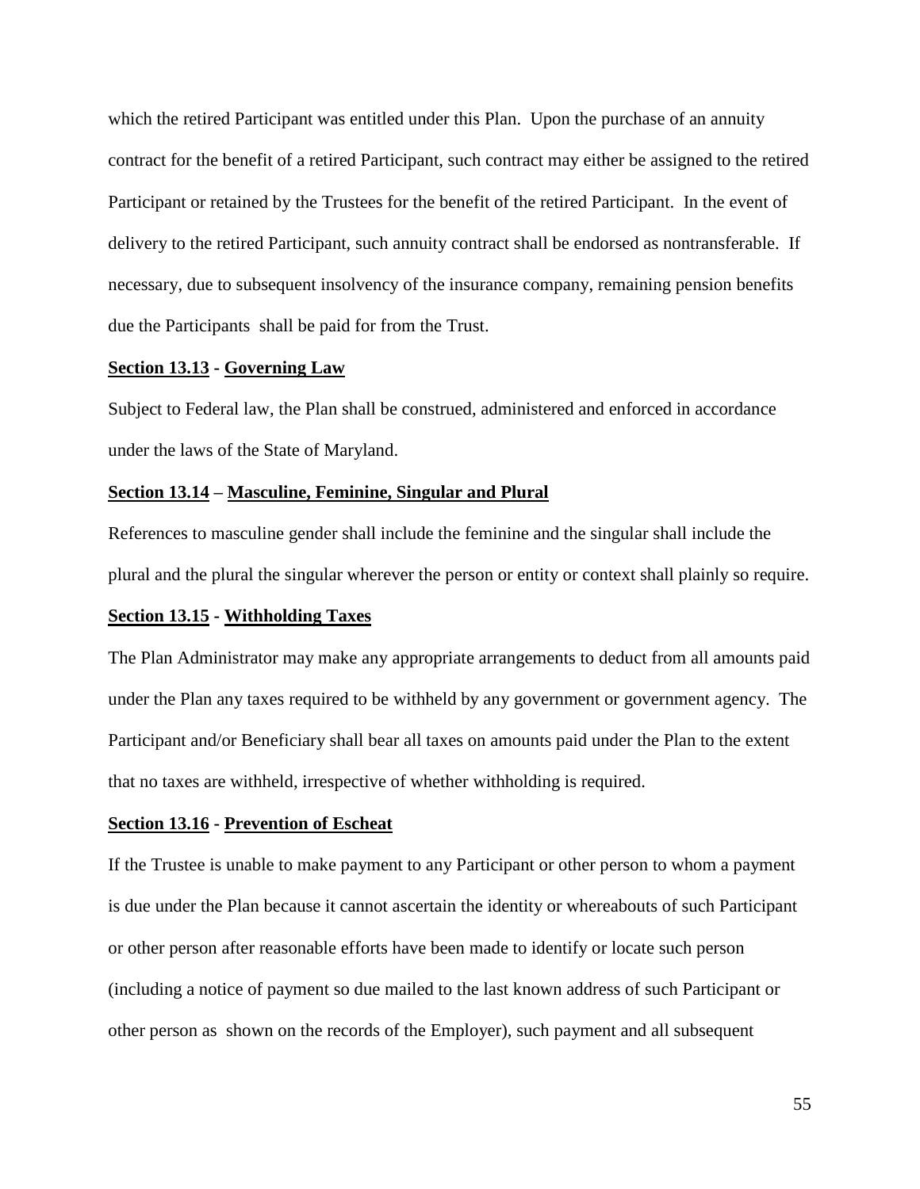which the retired Participant was entitled under this Plan. Upon the purchase of an annuity contract for the benefit of a retired Participant, such contract may either be assigned to the retired Participant or retained by the Trustees for the benefit of the retired Participant. In the event of delivery to the retired Participant, such annuity contract shall be endorsed as nontransferable. If necessary, due to subsequent insolvency of the insurance company, remaining pension benefits due the Participants shall be paid for from the Trust.

**Section 13.13 - Governing Law**

Subject to Federal law, the Plan shall be construed, administered and enforced in accordance under the laws of the State of Maryland.

**Section 13.14 – Masculine, Feminine, Singular and Plural**

References to masculine gender shall include the feminine and the singular shall include the plural and the plural the singular wherever the person or entity or context shall plainly so require.

**Section 13.15 - Withholding Taxes**

The Plan Administrator may make any appropriate arrangements to deduct from all amounts paid under the Plan any taxes required to be withheld by any government or government agency. The Participant and/or Beneficiary shall bear all taxes on amounts paid under the Plan to the extent that no taxes are withheld, irrespective of whether withholding is required.

**Section 13.16 - Prevention of Escheat**

If the Trustee is unable to make payment to any Participant or other person to whom a payment is due under the Plan because it cannot ascertain the identity or whereabouts of such Participant or other person after reasonable efforts have been made to identify or locate such person (including a notice of payment so due mailed to the last known address of such Participant or other person as shown on the records of the Employer), such payment and all subsequent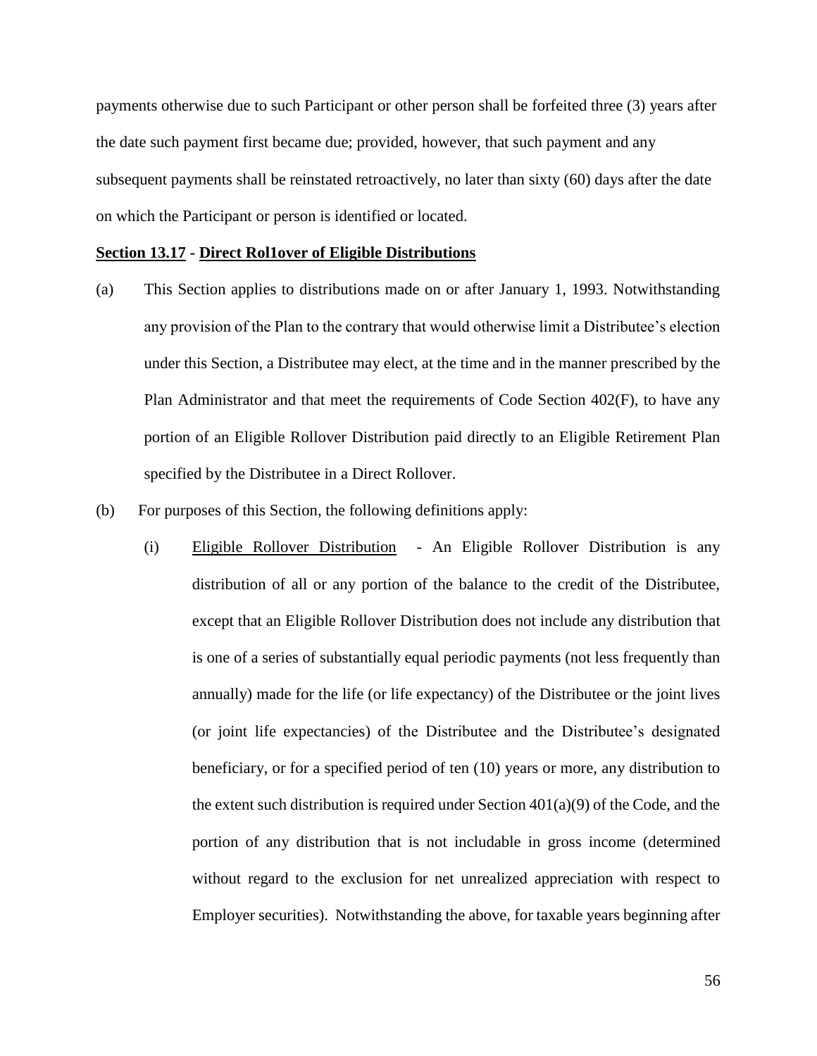payments otherwise due to such Participant or other person shall be forfeited three (3) years after the date such payment first became due; provided, however, that such payment and any subsequent payments shall be reinstated retroactively, no later than sixty (60) days after the date on which the Participant or person is identified or located.

**Section 13.17 - Direct Rol1over of Eligible Distributions**

(a) This Section applies to distributions made on or after January 1, 1993. Notwithstanding any provision of the Plan to the contrary that would otherwise limit a Distributee's election under this Section, a Distributee may elect, at the time and in the manner prescribed by the Plan Administrator and that meet the requirements of Code Section 402(F), to have any portion of an Eligible Rollover Distribution paid directly to an Eligible Retirement Plan specified by the Distributee in a Direct Rollover.

(b) For purposes of this Section, the following definitions apply:

(i) Eligible Rollover Distribution - An Eligible Rollover Distribution is any distribution of all or any portion of the balance to the credit of the Distributee, except that an Eligible Rollover Distribution does not include any distribution that is one of a series of substantially equal periodic payments (not less frequently than annually) made for the life (or life expectancy) of the Distributee or the joint lives (or joint life expectancies) of the Distributee and the Distributee's designated beneficiary, or for a specified period of ten (10) years or more, any distribution to the extent such distribution is required under Section 401(a)(9) of the Code, and the portion of any distribution that is not includable in gross income (determined without regard to the exclusion for net unrealized appreciation with respect to Employer securities). Notwithstanding the above, for taxable years beginning after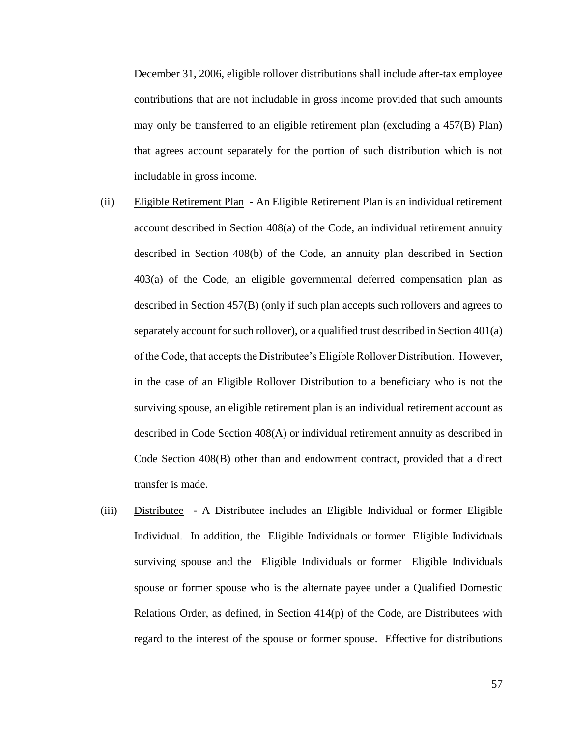December 31, 2006, eligible rollover distributions shall include after-tax employee contributions that are not includable in gross income provided that such amounts may only be transferred to an eligible retirement plan (excluding a 457(B) Plan) that agrees account separately for the portion of such distribution which is not includable in gross income.

(ii) Eligible Retirement Plan - An Eligible Retirement Plan is an individual retirement account described in Section 408(a) of the Code, an individual retirement annuity described in Section 408(b) of the Code, an annuity plan described in Section 403(a) of the Code, an eligible governmental deferred compensation plan as described in Section 457(B) (only if such plan accepts such rollovers and agrees to separately account for such rollover), or a qualified trust described in Section 401(a) of the Code, that accepts the Distributee's Eligible Rollover Distribution. However, in the case of an Eligible Rollover Distribution to a beneficiary who is not the surviving spouse, an eligible retirement plan is an individual retirement account as described in Code Section 408(A) or individual retirement annuity as described in Code Section 408(B) other than and endowment contract, provided that a direct transfer is made.

(iii) Distributee - A Distributee includes an Eligible Individual or former Eligible Individual. In addition, the Eligible Individuals or former Eligible Individuals surviving spouse and the Eligible Individuals or former Eligible Individuals spouse or former spouse who is the alternate payee under a Qualified Domestic Relations Order, as defined, in Section 414(p) of the Code, are Distributees with regard to the interest of the spouse or former spouse. Effective for distributions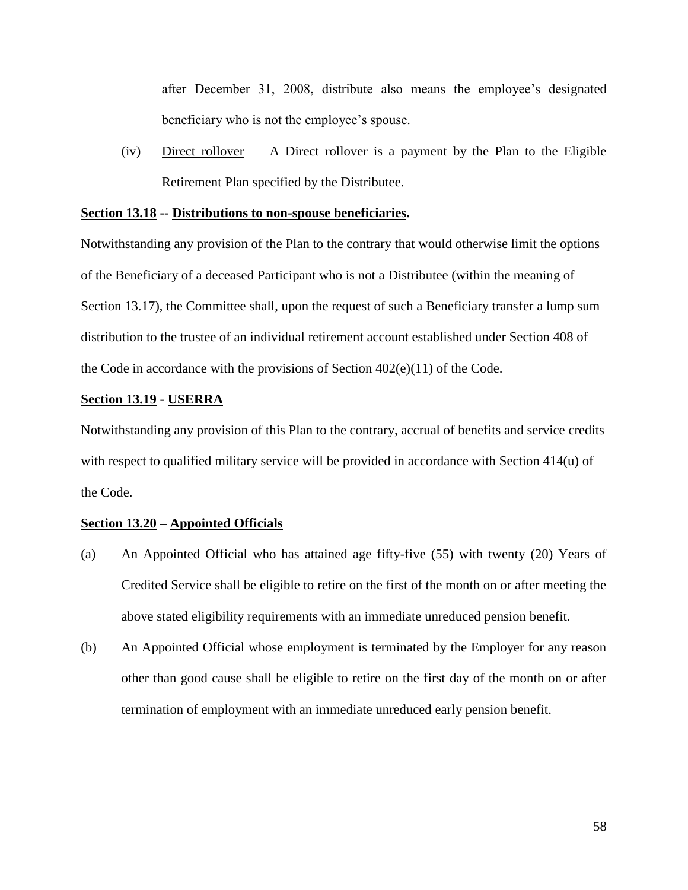after December 31, 2008, distribute also means the employee's designated beneficiary who is not the employee's spouse.

(iv) Direct rollover — A Direct rollover is a payment by the Plan to the Eligible Retirement Plan specified by the Distributee.

**Section 13.18 -- Distributions to non-spouse beneficiaries.**

Notwithstanding any provision of the Plan to the contrary that would otherwise limit the options of the Beneficiary of a deceased Participant who is not a Distributee (within the meaning of Section 13.17), the Committee shall, upon the request of such a Beneficiary transfer a lump sum distribution to the trustee of an individual retirement account established under Section 408 of the Code in accordance with the provisions of Section 402(e)(11) of the Code.

**Section 13.19 - USERRA**

Notwithstanding any provision of this Plan to the contrary, accrual of benefits and service credits with respect to qualified military service will be provided in accordance with Section 414(u) of the Code.

**Section 13.20 – Appointed Officials**

(a) An Appointed Official who has attained age fifty-five (55) with twenty (20) Years of Credited Service shall be eligible to retire on the first of the month on or after meeting the above stated eligibility requirements with an immediate unreduced pension benefit.

(b) An Appointed Official whose employment is terminated by the Employer for any reason other than good cause shall be eligible to retire on the first day of the month on or after termination of employment with an immediate unreduced early pension benefit.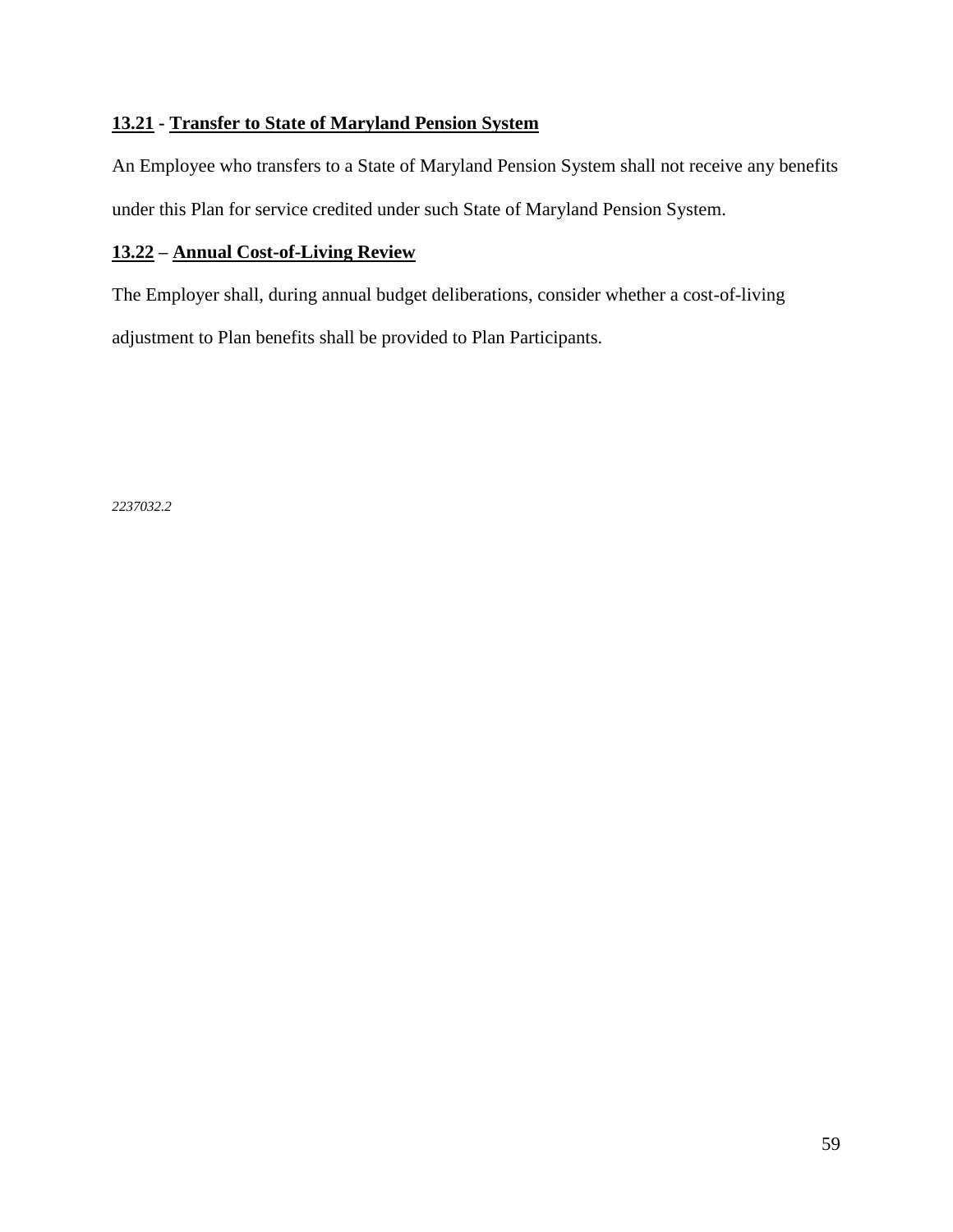**<u>13.21</u> - <u>Transfer to State of Maryland Pension System</u>**

An Employee who transfers to a State of Maryland Pension System shall not receive any benefits under this Plan for service credited under such State of Maryland Pension System.

**<u>13.22</u> – <u>Annual Cost-of-Living Review</u>**

The Employer shall, during annual budget deliberations, consider whether a cost-of-living adjustment to Plan benefits shall be provided to Plan Participants.

*2237032.2*